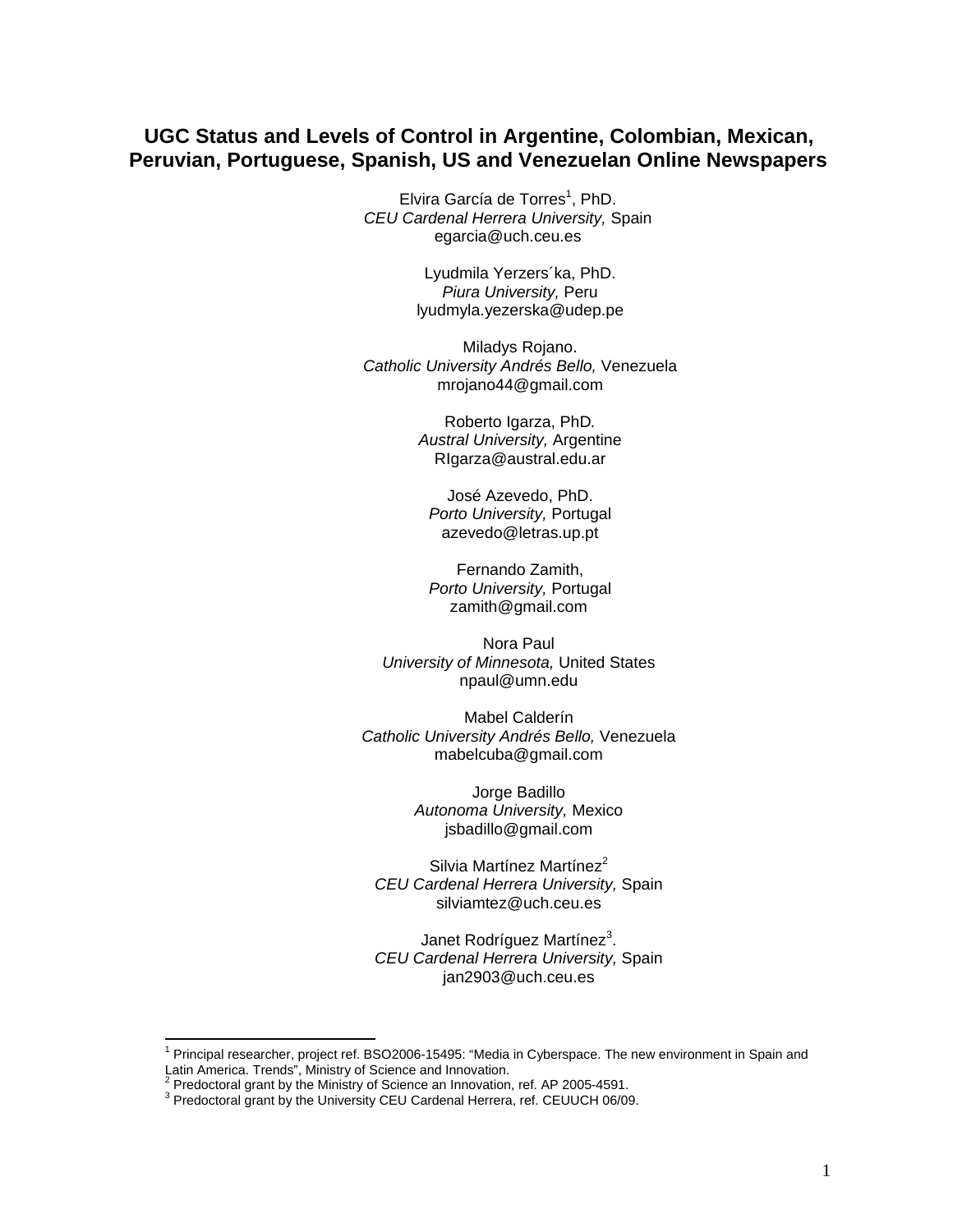# UGC Status and Levels of Control in Argentine, Colombian, Mexican, Peruvian, Portuguese, Spanish, US and Venezuelan Online Newspapers

Elvira García de Torres[1], PhD.
*CEU Cardenal Herrera University,* Spain
egarcia@uch.ceu.es

Lyudmila Yerzers´ka, PhD.
*Piura University,* Peru
lyudmyla.yezerska@udep.pe

Miladys Rojano.
*Catholic University Andrés Bello,* Venezuela
mrojano44@gmail.com

Roberto Igarza, PhD*.*
*Austral University,* Argentine
RIgarza@austral.edu.ar

José Azevedo, PhD.
*Porto University,* Portugal
azevedo@letras.up.pt

Fernando Zamith,
*Porto University,* Portugal
zamith@gmail.com

Nora Paul
*University of Minnesota,* United States
npaul@umn.edu

Mabel Calderín
*Catholic University Andrés Bello,* Venezuela
mabelcuba@gmail.com

Jorge Badillo
*Autonoma University,* Mexico
jsbadillo@gmail.com

Silvia Martínez Martínez[2]
*CEU Cardenal Herrera University,* Spain
silviamtez@uch.ceu.es

Janet Rodríguez Martínez[3].
*CEU Cardenal Herrera University,* Spain
jan2903@uch.ceu.es

---

[1] Principal researcher, project ref. BSO2006-15495: "Media in Cyberspace. The new environment in Spain and Latin America. Trends", Ministry of Science and Innovation.

[2] Predoctoral grant by the Ministry of Science an Innovation, ref. AP 2005-4591.

[3] Predoctoral grant by the University CEU Cardenal Herrera, ref. CEUUCH 06/09.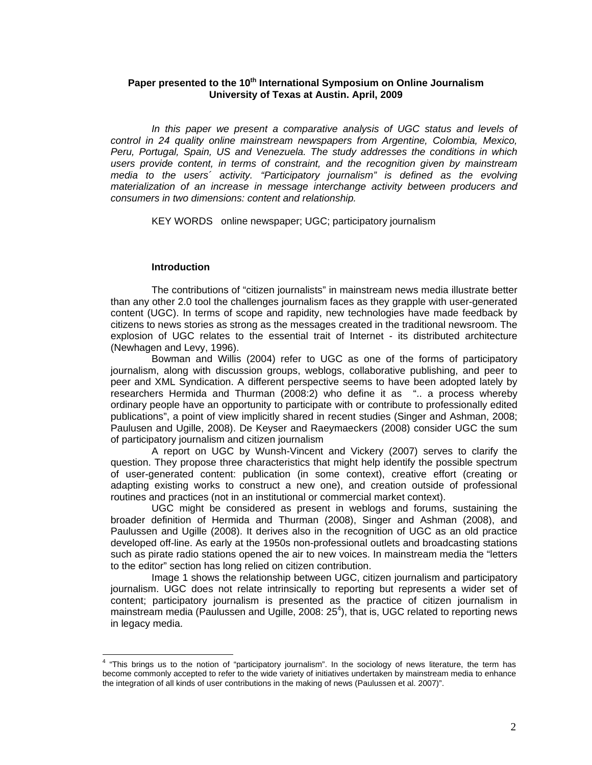**Paper presented to the 10th International Symposium on Online Journalism**
**University of Texas at Austin. April, 2009**

*In this paper we present a comparative analysis of UGC status and levels of control in 24 quality online mainstream newspapers from Argentine, Colombia, Mexico, Peru, Portugal, Spain, US and Venezuela. The study addresses the conditions in which users provide content, in terms of constraint, and the recognition given by mainstream media to the users´ activity. "Participatory journalism" is defined as the evolving materialization of an increase in message interchange activity between producers and consumers in two dimensions: content and relationship.*

KEY WORDS online newspaper; UGC; participatory journalism

## Introduction

The contributions of "citizen journalists" in mainstream news media illustrate better than any other 2.0 tool the challenges journalism faces as they grapple with user-generated content (UGC). In terms of scope and rapidity, new technologies have made feedback by citizens to news stories as strong as the messages created in the traditional newsroom. The explosion of UGC relates to the essential trait of Internet - its distributed architecture (Newhagen and Levy, 1996).

Bowman and Willis (2004) refer to UGC as one of the forms of participatory journalism, along with discussion groups, weblogs, collaborative publishing, and peer to peer and XML Syndication. A different perspective seems to have been adopted lately by researchers Hermida and Thurman (2008:2) who define it as ".. a process whereby ordinary people have an opportunity to participate with or contribute to professionally edited publications", a point of view implicitly shared in recent studies (Singer and Ashman, 2008; Paulusen and Ugille, 2008). De Keyser and Raeymaeckers (2008) consider UGC the sum of participatory journalism and citizen journalism

A report on UGC by Wunsh-Vincent and Vickery (2007) serves to clarify the question. They propose three characteristics that might help identify the possible spectrum of user-generated content: publication (in some context), creative effort (creating or adapting existing works to construct a new one), and creation outside of professional routines and practices (not in an institutional or commercial market context).

UGC might be considered as present in weblogs and forums, sustaining the broader definition of Hermida and Thurman (2008), Singer and Ashman (2008), and Paulussen and Ugille (2008). It derives also in the recognition of UGC as an old practice developed off-line. As early at the 1950s non-professional outlets and broadcasting stations such as pirate radio stations opened the air to new voices. In mainstream media the "letters to the editor" section has long relied on citizen contribution.

Image 1 shows the relationship between UGC, citizen journalism and participatory journalism. UGC does not relate intrinsically to reporting but represents a wider set of content; participatory journalism is presented as the practice of citizen journalism in mainstream media (Paulussen and Ugille, 2008: 25[4]), that is, UGC related to reporting news in legacy media.

[4] "This brings us to the notion of "participatory journalism". In the sociology of news literature, the term has become commonly accepted to refer to the wide variety of initiatives undertaken by mainstream media to enhance the integration of all kinds of user contributions in the making of news (Paulussen et al. 2007)".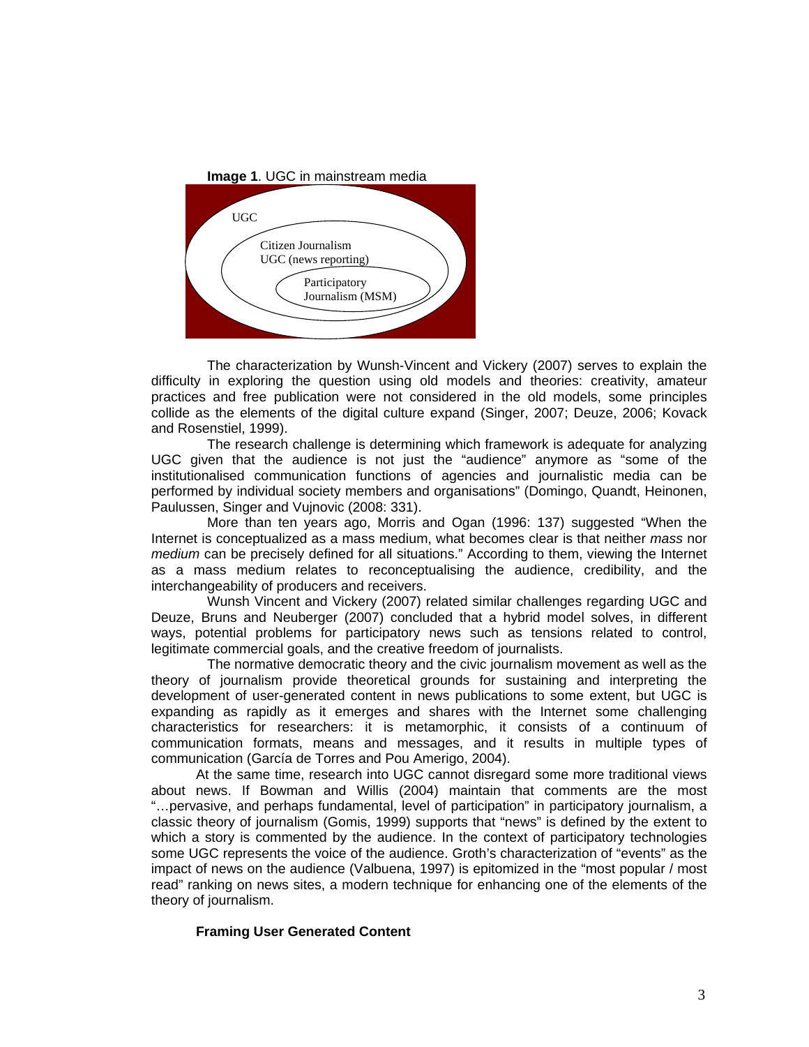**Image 1**. UGC in mainstream media

UGC

Citizen Journalism
UGC (news reporting)

Participatory
Journalism (MSM)

The characterization by Wunsh-Vincent and Vickery (2007) serves to explain the difficulty in exploring the question using old models and theories: creativity, amateur practices and free publication were not considered in the old models, some principles collide as the elements of the digital culture expand (Singer, 2007; Deuze, 2006; Kovack and Rosenstiel, 1999).

The research challenge is determining which framework is adequate for analyzing UGC given that the audience is not just the "audience" anymore as "some of the institutionalised communication functions of agencies and journalistic media can be performed by individual society members and organisations" (Domingo, Quandt, Heinonen, Paulussen, Singer and Vujnovic (2008: 331).

More than ten years ago, Morris and Ogan (1996: 137) suggested "When the Internet is conceptualized as a mass medium, what becomes clear is that neither *mass* nor *medium* can be precisely defined for all situations." According to them, viewing the Internet as a mass medium relates to reconceptualising the audience, credibility, and the interchangeability of producers and receivers.

Wunsh Vincent and Vickery (2007) related similar challenges regarding UGC and Deuze, Bruns and Neuberger (2007) concluded that a hybrid model solves, in different ways, potential problems for participatory news such as tensions related to control, legitimate commercial goals, and the creative freedom of journalists.

The normative democratic theory and the civic journalism movement as well as the theory of journalism provide theoretical grounds for sustaining and interpreting the development of user-generated content in news publications to some extent, but UGC is expanding as rapidly as it emerges and shares with the Internet some challenging characteristics for researchers: it is metamorphic, it consists of a continuum of communication formats, means and messages, and it results in multiple types of communication (García de Torres and Pou Amerigo, 2004).

At the same time, research into UGC cannot disregard some more traditional views about news. If Bowman and Willis (2004) maintain that comments are the most "…pervasive, and perhaps fundamental, level of participation" in participatory journalism, a classic theory of journalism (Gomis, 1999) supports that "news" is defined by the extent to which a story is commented by the audience. In the context of participatory technologies some UGC represents the voice of the audience. Groth's characterization of "events" as the impact of news on the audience (Valbuena, 1997) is epitomized in the "most popular / most read" ranking on news sites, a modern technique for enhancing one of the elements of the theory of journalism.

**Framing User Generated Content**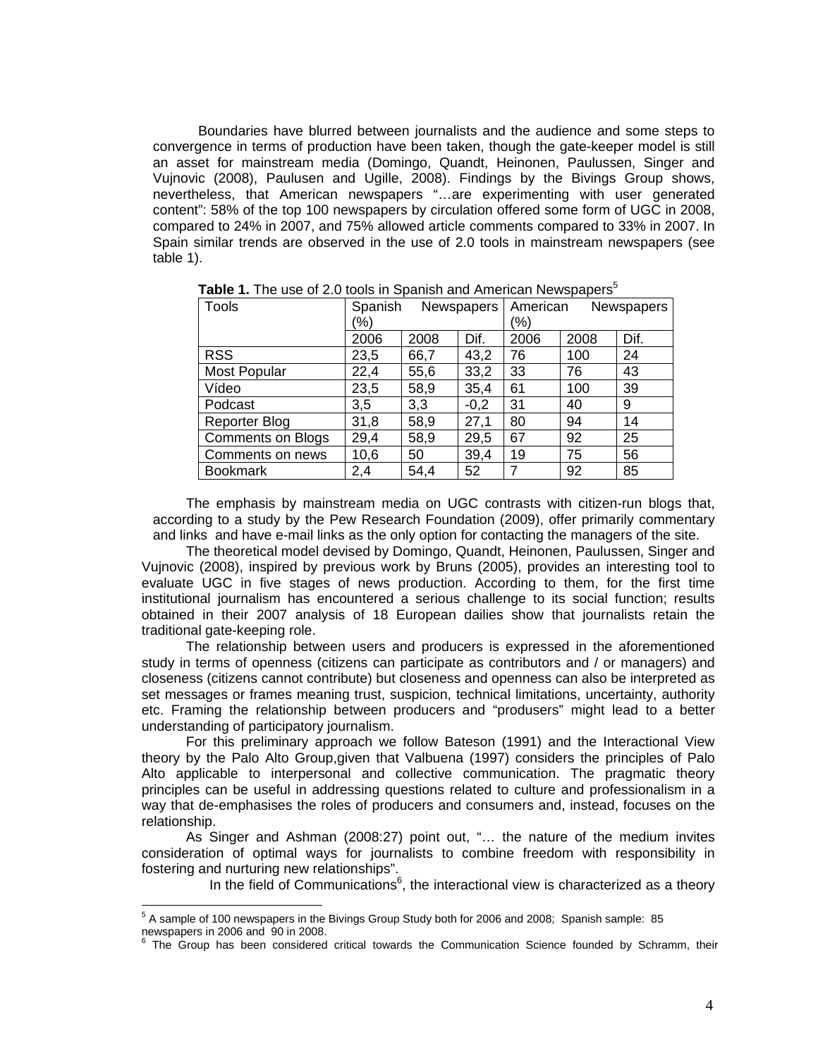Boundaries have blurred between journalists and the audience and some steps to convergence in terms of production have been taken, though the gate-keeper model is still an asset for mainstream media (Domingo, Quandt, Heinonen, Paulussen, Singer and Vujnovic (2008), Paulusen and Ugille, 2008). Findings by the Bivings Group shows, nevertheless, that American newspapers "…are experimenting with user generated content": 58% of the top 100 newspapers by circulation offered some form of UGC in 2008, compared to 24% in 2007, and 75% allowed article comments compared to 33% in 2007. In Spain similar trends are observed in the use of 2.0 tools in mainstream newspapers (see table 1).

**Table 1.** The use of 2.0 tools in Spanish and American Newspapers[5]

| Tools | Spanish Newspapers (%) | | | American Newspapers (%) | | |
|---|---|---|---|---|---|---|
| | 2006 | 2008 | Dif. | 2006 | 2008 | Dif. |
| RSS | 23,5 | 66,7 | 43,2 | 76 | 100 | 24 |
| Most Popular | 22,4 | 55,6 | 33,2 | 33 | 76 | 43 |
| Vídeo | 23,5 | 58,9 | 35,4 | 61 | 100 | 39 |
| Podcast | 3,5 | 3,3 | -0,2 | 31 | 40 | 9 |
| Reporter Blog | 31,8 | 58,9 | 27,1 | 80 | 94 | 14 |
| Comments on Blogs | 29,4 | 58,9 | 29,5 | 67 | 92 | 25 |
| Comments on news | 10,6 | 50 | 39,4 | 19 | 75 | 56 |
| Bookmark | 2,4 | 54,4 | 52 | 7 | 92 | 85 |

The emphasis by mainstream media on UGC contrasts with citizen-run blogs that, according to a study by the Pew Research Foundation (2009), offer primarily commentary and links and have e-mail links as the only option for contacting the managers of the site.

The theoretical model devised by Domingo, Quandt, Heinonen, Paulussen, Singer and Vujnovic (2008), inspired by previous work by Bruns (2005), provides an interesting tool to evaluate UGC in five stages of news production. According to them, for the first time institutional journalism has encountered a serious challenge to its social function; results obtained in their 2007 analysis of 18 European dailies show that journalists retain the traditional gate-keeping role.

The relationship between users and producers is expressed in the aforementioned study in terms of openness (citizens can participate as contributors and / or managers) and closeness (citizens cannot contribute) but closeness and openness can also be interpreted as set messages or frames meaning trust, suspicion, technical limitations, uncertainty, authority etc. Framing the relationship between producers and "produsers" might lead to a better understanding of participatory journalism.

For this preliminary approach we follow Bateson (1991) and the Interactional View theory by the Palo Alto Group,given that Valbuena (1997) considers the principles of Palo Alto applicable to interpersonal and collective communication. The pragmatic theory principles can be useful in addressing questions related to culture and professionalism in a way that de-emphasises the roles of producers and consumers and, instead, focuses on the relationship.

As Singer and Ashman (2008:27) point out, "… the nature of the medium invites consideration of optimal ways for journalists to combine freedom with responsibility in fostering and nurturing new relationships".

In the field of Communications[6], the interactional view is characterized as a theory

[5] A sample of 100 newspapers in the Bivings Group Study both for 2006 and 2008; Spanish sample: 85 newspapers in 2006 and 90 in 2008.

[6] The Group has been considered critical towards the Communication Science founded by Schramm, their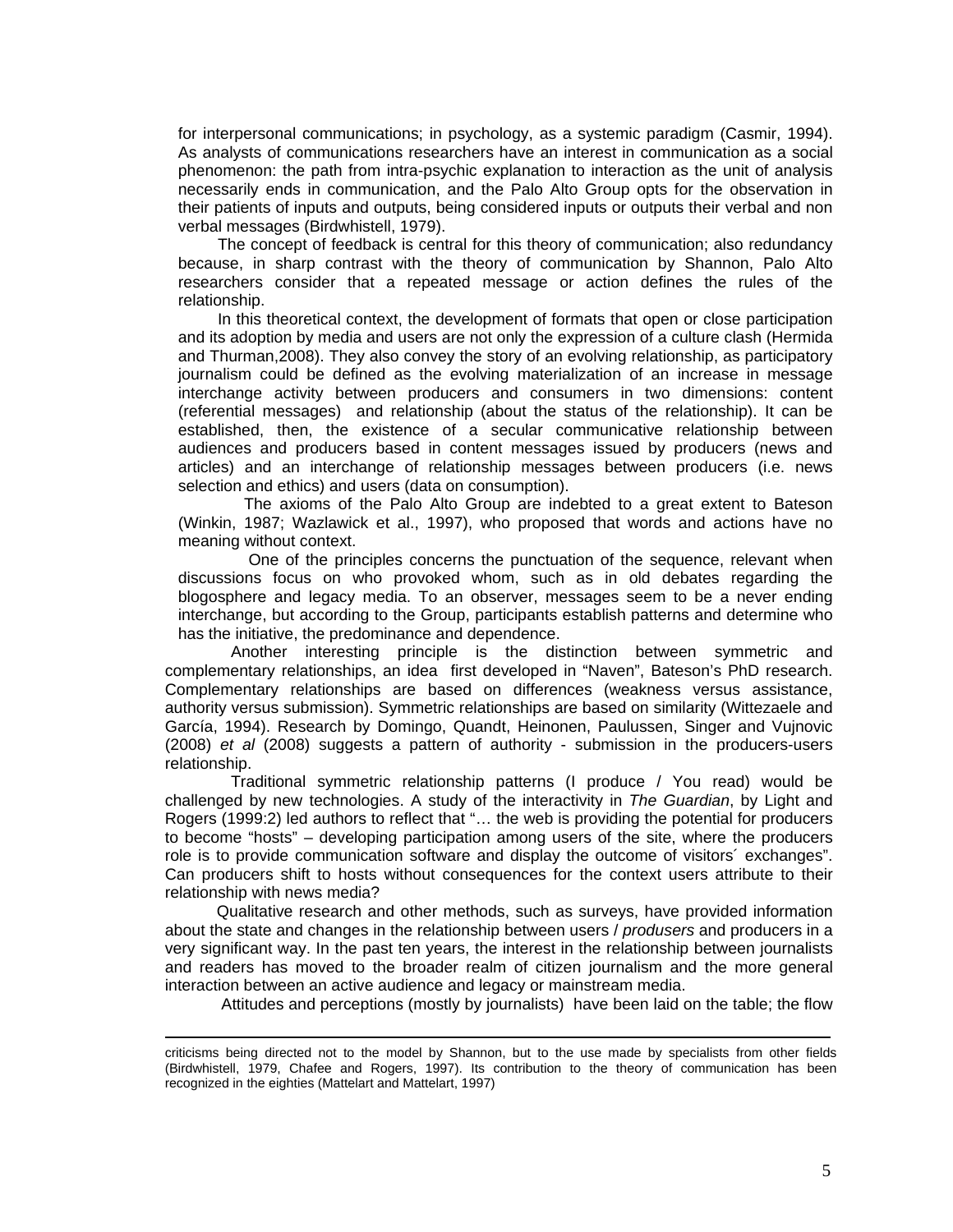for interpersonal communications; in psychology, as a systemic paradigm (Casmir, 1994). As analysts of communications researchers have an interest in communication as a social phenomenon: the path from intra-psychic explanation to interaction as the unit of analysis necessarily ends in communication, and the Palo Alto Group opts for the observation in their patients of inputs and outputs, being considered inputs or outputs their verbal and non verbal messages (Birdwhistell, 1979).

The concept of feedback is central for this theory of communication; also redundancy because, in sharp contrast with the theory of communication by Shannon, Palo Alto researchers consider that a repeated message or action defines the rules of the relationship.

In this theoretical context, the development of formats that open or close participation and its adoption by media and users are not only the expression of a culture clash (Hermida and Thurman,2008). They also convey the story of an evolving relationship, as participatory journalism could be defined as the evolving materialization of an increase in message interchange activity between producers and consumers in two dimensions: content (referential messages) and relationship (about the status of the relationship). It can be established, then, the existence of a secular communicative relationship between audiences and producers based in content messages issued by producers (news and articles) and an interchange of relationship messages between producers (i.e. news selection and ethics) and users (data on consumption).

The axioms of the Palo Alto Group are indebted to a great extent to Bateson (Winkin, 1987; Wazlawick et al., 1997), who proposed that words and actions have no meaning without context.

One of the principles concerns the punctuation of the sequence, relevant when discussions focus on who provoked whom, such as in old debates regarding the blogosphere and legacy media. To an observer, messages seem to be a never ending interchange, but according to the Group, participants establish patterns and determine who has the initiative, the predominance and dependence.

Another interesting principle is the distinction between symmetric and complementary relationships, an idea first developed in "Naven", Bateson's PhD research. Complementary relationships are based on differences (weakness versus assistance, authority versus submission). Symmetric relationships are based on similarity (Wittezaele and García, 1994). Research by Domingo, Quandt, Heinonen, Paulussen, Singer and Vujnovic (2008) *et al* (2008) suggests a pattern of authority - submission in the producers-users relationship.

Traditional symmetric relationship patterns (I produce / You read) would be challenged by new technologies. A study of the interactivity in *The Guardian*, by Light and Rogers (1999:2) led authors to reflect that "… the web is providing the potential for producers to become "hosts" – developing participation among users of the site, where the producers role is to provide communication software and display the outcome of visitors´ exchanges". Can producers shift to hosts without consequences for the context users attribute to their relationship with news media?

Qualitative research and other methods, such as surveys, have provided information about the state and changes in the relationship between users / *produsers* and producers in a very significant way. In the past ten years, the interest in the relationship between journalists and readers has moved to the broader realm of citizen journalism and the more general interaction between an active audience and legacy or mainstream media.

Attitudes and perceptions (mostly by journalists) have been laid on the table; the flow

---

criticisms being directed not to the model by Shannon, but to the use made by specialists from other fields (Birdwhistell, 1979, Chafee and Rogers, 1997). Its contribution to the theory of communication has been recognized in the eighties (Mattelart and Mattelart, 1997)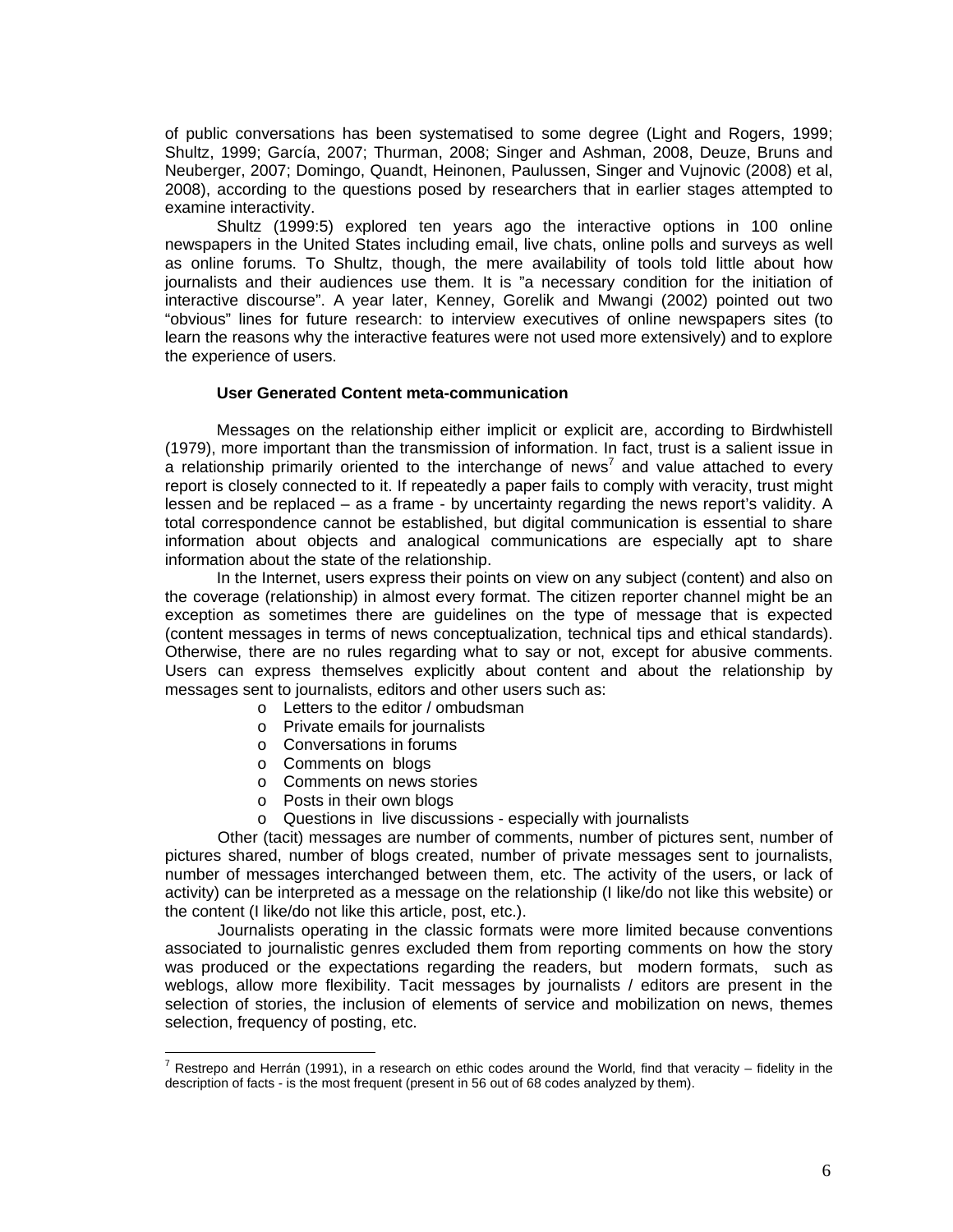of public conversations has been systematised to some degree (Light and Rogers, 1999; Shultz, 1999; García, 2007; Thurman, 2008; Singer and Ashman, 2008, Deuze, Bruns and Neuberger, 2007; Domingo, Quandt, Heinonen, Paulussen, Singer and Vujnovic (2008) et al, 2008), according to the questions posed by researchers that in earlier stages attempted to examine interactivity.

Shultz (1999:5) explored ten years ago the interactive options in 100 online newspapers in the United States including email, live chats, online polls and surveys as well as online forums. To Shultz, though, the mere availability of tools told little about how journalists and their audiences use them. It is "a necessary condition for the initiation of interactive discourse". A year later, Kenney, Gorelik and Mwangi (2002) pointed out two "obvious" lines for future research: to interview executives of online newspapers sites (to learn the reasons why the interactive features were not used more extensively) and to explore the experience of users.

### User Generated Content meta-communication

Messages on the relationship either implicit or explicit are, according to Birdwhistell (1979), more important than the transmission of information. In fact, trust is a salient issue in a relationship primarily oriented to the interchange of news[7] and value attached to every report is closely connected to it. If repeatedly a paper fails to comply with veracity, trust might lessen and be replaced – as a frame - by uncertainty regarding the news report's validity. A total correspondence cannot be established, but digital communication is essential to share information about objects and analogical communications are especially apt to share information about the state of the relationship.

In the Internet, users express their points on view on any subject (content) and also on the coverage (relationship) in almost every format. The citizen reporter channel might be an exception as sometimes there are guidelines on the type of message that is expected (content messages in terms of news conceptualization, technical tips and ethical standards). Otherwise, there are no rules regarding what to say or not, except for abusive comments. Users can express themselves explicitly about content and about the relationship by messages sent to journalists, editors and other users such as:

- Letters to the editor / ombudsman
- Private emails for journalists
- Conversations in forums
- Comments on blogs
- Comments on news stories
- Posts in their own blogs
- Questions in live discussions - especially with journalists

Other (tacit) messages are number of comments, number of pictures sent, number of pictures shared, number of blogs created, number of private messages sent to journalists, number of messages interchanged between them, etc. The activity of the users, or lack of activity) can be interpreted as a message on the relationship (I like/do not like this website) or the content (I like/do not like this article, post, etc.).

Journalists operating in the classic formats were more limited because conventions associated to journalistic genres excluded them from reporting comments on how the story was produced or the expectations regarding the readers, but modern formats, such as weblogs, allow more flexibility. Tacit messages by journalists / editors are present in the selection of stories, the inclusion of elements of service and mobilization on news, themes selection, frequency of posting, etc.

[7] Restrepo and Herrán (1991), in a research on ethic codes around the World, find that veracity – fidelity in the description of facts - is the most frequent (present in 56 out of 68 codes analyzed by them).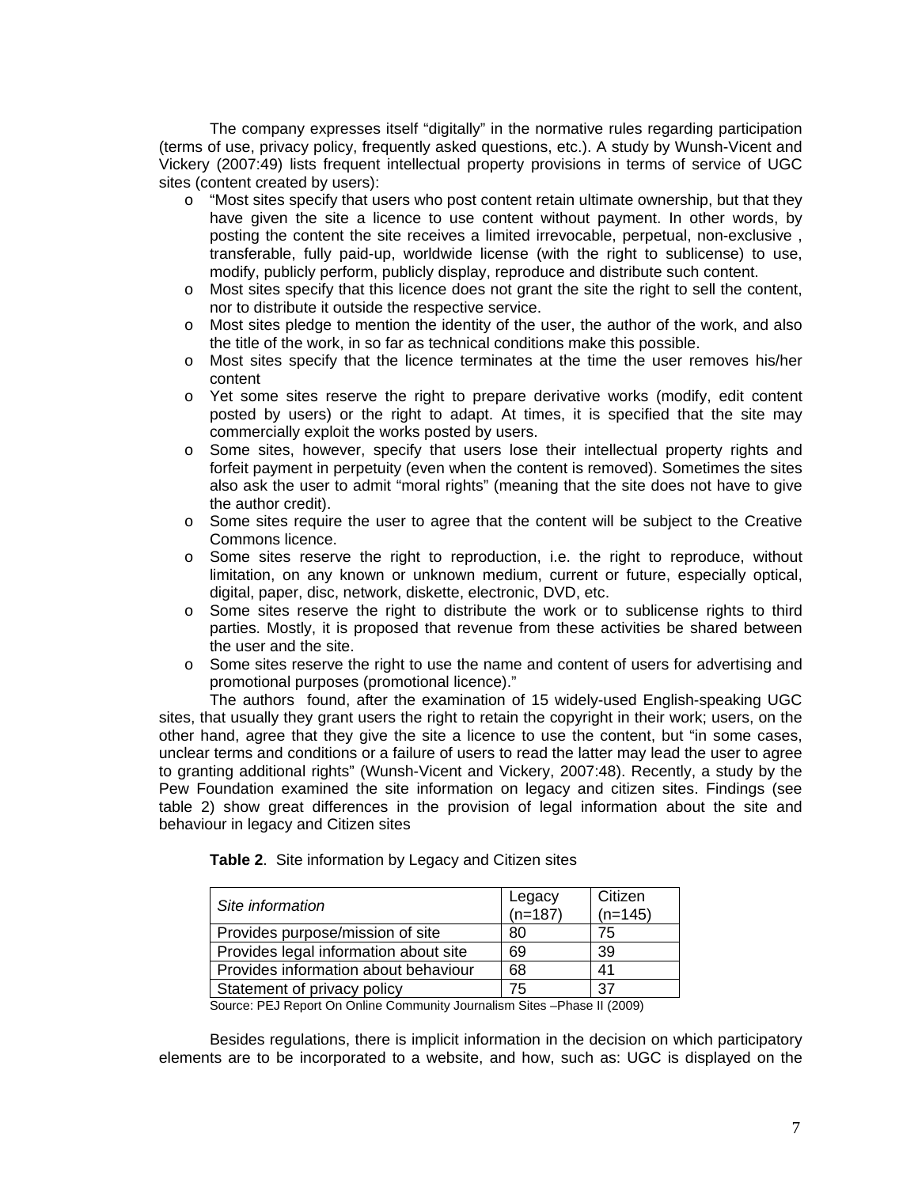The company expresses itself "digitally" in the normative rules regarding participation (terms of use, privacy policy, frequently asked questions, etc.). A study by Wunsh-Vicent and Vickery (2007:49) lists frequent intellectual property provisions in terms of service of UGC sites (content created by users):

- "Most sites specify that users who post content retain ultimate ownership, but that they have given the site a licence to use content without payment. In other words, by posting the content the site receives a limited irrevocable, perpetual, non-exclusive , transferable, fully paid-up, worldwide license (with the right to sublicense) to use, modify, publicly perform, publicly display, reproduce and distribute such content.
- Most sites specify that this licence does not grant the site the right to sell the content, nor to distribute it outside the respective service.
- Most sites pledge to mention the identity of the user, the author of the work, and also the title of the work, in so far as technical conditions make this possible.
- Most sites specify that the licence terminates at the time the user removes his/her content
- Yet some sites reserve the right to prepare derivative works (modify, edit content posted by users) or the right to adapt. At times, it is specified that the site may commercially exploit the works posted by users.
- Some sites, however, specify that users lose their intellectual property rights and forfeit payment in perpetuity (even when the content is removed). Sometimes the sites also ask the user to admit "moral rights" (meaning that the site does not have to give the author credit).
- Some sites require the user to agree that the content will be subject to the Creative Commons licence.
- Some sites reserve the right to reproduction, i.e. the right to reproduce, without limitation, on any known or unknown medium, current or future, especially optical, digital, paper, disc, network, diskette, electronic, DVD, etc.
- Some sites reserve the right to distribute the work or to sublicense rights to third parties. Mostly, it is proposed that revenue from these activities be shared between the user and the site.
- Some sites reserve the right to use the name and content of users for advertising and promotional purposes (promotional licence)."

The authors found, after the examination of 15 widely-used English-speaking UGC sites, that usually they grant users the right to retain the copyright in their work; users, on the other hand, agree that they give the site a licence to use the content, but "in some cases, unclear terms and conditions or a failure of users to read the latter may lead the user to agree to granting additional rights" (Wunsh-Vicent and Vickery, 2007:48). Recently, a study by the Pew Foundation examined the site information on legacy and citizen sites. Findings (see table 2) show great differences in the provision of legal information about the site and behaviour in legacy and Citizen sites

**Table 2**. Site information by Legacy and Citizen sites

| *Site information* | Legacy (n=187) | Citizen (n=145) |
|---|---|---|
| Provides purpose/mission of site | 80 | 75 |
| Provides legal information about site | 69 | 39 |
| Provides information about behaviour | 68 | 41 |
| Statement of privacy policy | 75 | 37 |

Source: PEJ Report On Online Community Journalism Sites –Phase II (2009)

Besides regulations, there is implicit information in the decision on which participatory elements are to be incorporated to a website, and how, such as: UGC is displayed on the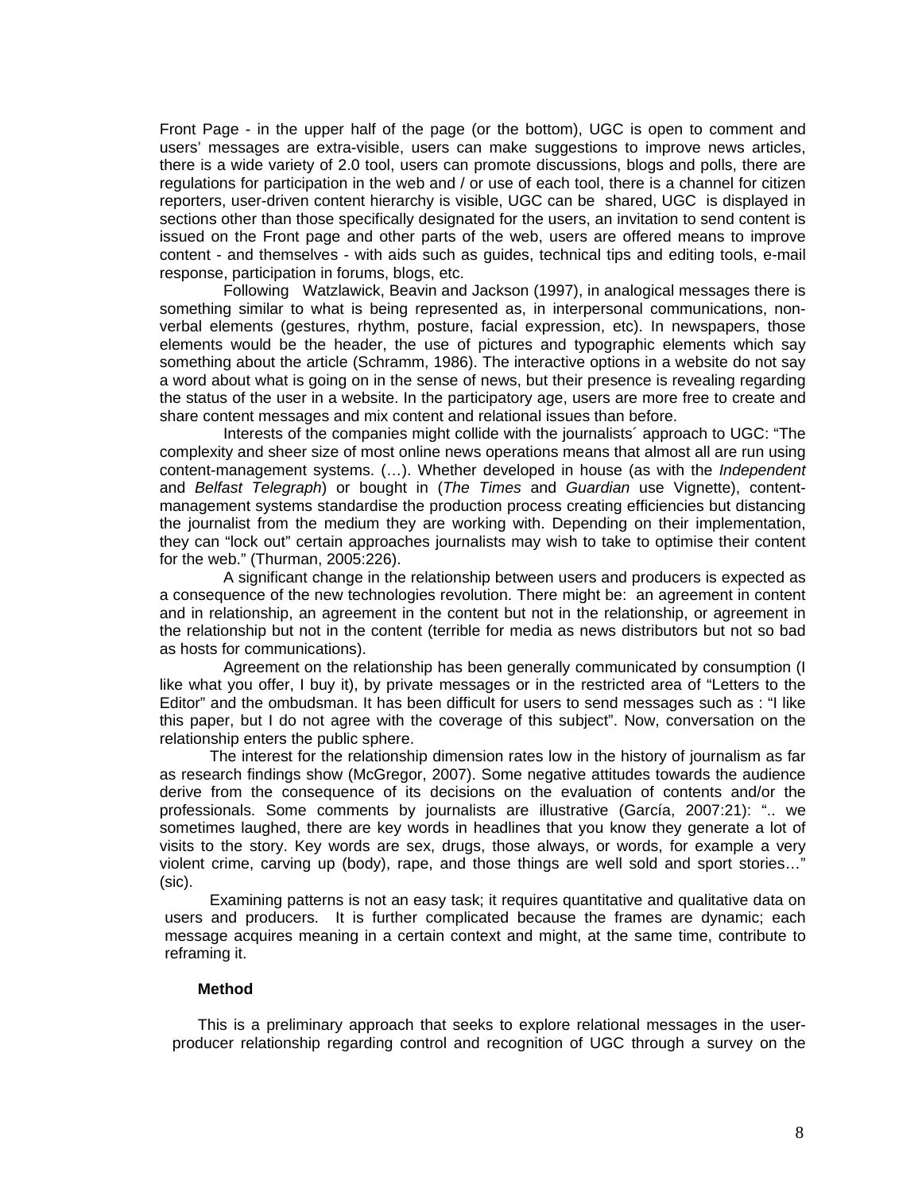Front Page - in the upper half of the page (or the bottom), UGC is open to comment and users' messages are extra-visible, users can make suggestions to improve news articles, there is a wide variety of 2.0 tool, users can promote discussions, blogs and polls, there are regulations for participation in the web and / or use of each tool, there is a channel for citizen reporters, user-driven content hierarchy is visible, UGC can be shared, UGC is displayed in sections other than those specifically designated for the users, an invitation to send content is issued on the Front page and other parts of the web, users are offered means to improve content - and themselves - with aids such as guides, technical tips and editing tools, e-mail response, participation in forums, blogs, etc.

Following Watzlawick, Beavin and Jackson (1997), in analogical messages there is something similar to what is being represented as, in interpersonal communications, non-verbal elements (gestures, rhythm, posture, facial expression, etc). In newspapers, those elements would be the header, the use of pictures and typographic elements which say something about the article (Schramm, 1986). The interactive options in a website do not say a word about what is going on in the sense of news, but their presence is revealing regarding the status of the user in a website. In the participatory age, users are more free to create and share content messages and mix content and relational issues than before.

Interests of the companies might collide with the journalists´ approach to UGC: "The complexity and sheer size of most online news operations means that almost all are run using content-management systems. (…). Whether developed in house (as with the *Independent* and *Belfast Telegraph*) or bought in (*The Times* and *Guardian* use Vignette), content-management systems standardise the production process creating efficiencies but distancing the journalist from the medium they are working with. Depending on their implementation, they can "lock out" certain approaches journalists may wish to take to optimise their content for the web." (Thurman, 2005:226).

A significant change in the relationship between users and producers is expected as a consequence of the new technologies revolution. There might be: an agreement in content and in relationship, an agreement in the content but not in the relationship, or agreement in the relationship but not in the content (terrible for media as news distributors but not so bad as hosts for communications).

Agreement on the relationship has been generally communicated by consumption (I like what you offer, I buy it), by private messages or in the restricted area of "Letters to the Editor" and the ombudsman. It has been difficult for users to send messages such as : "I like this paper, but I do not agree with the coverage of this subject". Now, conversation on the relationship enters the public sphere.

The interest for the relationship dimension rates low in the history of journalism as far as research findings show (McGregor, 2007). Some negative attitudes towards the audience derive from the consequence of its decisions on the evaluation of contents and/or the professionals. Some comments by journalists are illustrative (García, 2007:21): ".. we sometimes laughed, there are key words in headlines that you know they generate a lot of visits to the story. Key words are sex, drugs, those always, or words, for example a very violent crime, carving up (body), rape, and those things are well sold and sport stories…" (sic).

Examining patterns is not an easy task; it requires quantitative and qualitative data on users and producers. It is further complicated because the frames are dynamic; each message acquires meaning in a certain context and might, at the same time, contribute to reframing it.

**Method**

This is a preliminary approach that seeks to explore relational messages in the user-producer relationship regarding control and recognition of UGC through a survey on the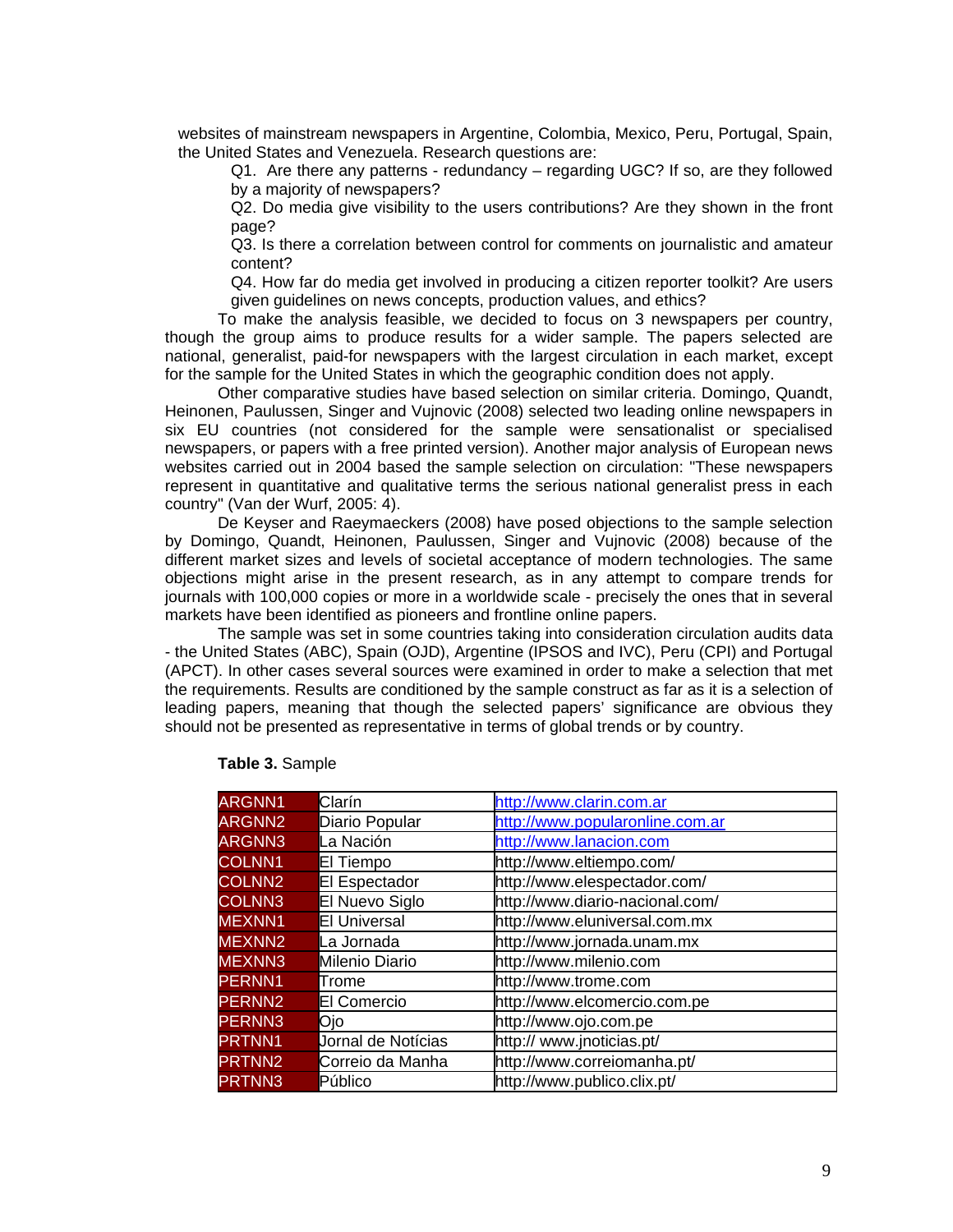websites of mainstream newspapers in Argentine, Colombia, Mexico, Peru, Portugal, Spain, the United States and Venezuela. Research questions are:

Q1. Are there any patterns - redundancy – regarding UGC? If so, are they followed by a majority of newspapers?

Q2. Do media give visibility to the users contributions? Are they shown in the front page?

Q3. Is there a correlation between control for comments on journalistic and amateur content?

Q4. How far do media get involved in producing a citizen reporter toolkit? Are users given guidelines on news concepts, production values, and ethics?

To make the analysis feasible, we decided to focus on 3 newspapers per country, though the group aims to produce results for a wider sample. The papers selected are national, generalist, paid-for newspapers with the largest circulation in each market, except for the sample for the United States in which the geographic condition does not apply.

Other comparative studies have based selection on similar criteria. Domingo, Quandt, Heinonen, Paulussen, Singer and Vujnovic (2008) selected two leading online newspapers in six EU countries (not considered for the sample were sensationalist or specialised newspapers, or papers with a free printed version). Another major analysis of European news websites carried out in 2004 based the sample selection on circulation: "These newspapers represent in quantitative and qualitative terms the serious national generalist press in each country" (Van der Wurf, 2005: 4).

De Keyser and Raeymaeckers (2008) have posed objections to the sample selection by Domingo, Quandt, Heinonen, Paulussen, Singer and Vujnovic (2008) because of the different market sizes and levels of societal acceptance of modern technologies. The same objections might arise in the present research, as in any attempt to compare trends for journals with 100,000 copies or more in a worldwide scale - precisely the ones that in several markets have been identified as pioneers and frontline online papers.

The sample was set in some countries taking into consideration circulation audits data - the United States (ABC), Spain (OJD), Argentine (IPSOS and IVC), Peru (CPI) and Portugal (APCT). In other cases several sources were examined in order to make a selection that met the requirements. Results are conditioned by the sample construct as far as it is a selection of leading papers, meaning that though the selected papers' significance are obvious they should not be presented as representative in terms of global trends or by country.

**Table 3.** Sample

| | | |
|---|---|---|
| ARGNN1 | Clarín | http://www.clarin.com.ar |
| ARGNN2 | Diario Popular | http://www.popularonline.com.ar |
| ARGNN3 | La Nación | http://www.lanacion.com |
| COLNN1 | El Tiempo | http://www.eltiempo.com/ |
| COLNN2 | El Espectador | http://www.elespectador.com/ |
| COLNN3 | El Nuevo Siglo | http://www.diario-nacional.com/ |
| MEXNN1 | El Universal | http://www.eluniversal.com.mx |
| MEXNN2 | La Jornada | http://www.jornada.unam.mx |
| MEXNN3 | Milenio Diario | http://www.milenio.com |
| PERNN1 | Trome | http://www.trome.com |
| PERNN2 | El Comercio | http://www.elcomercio.com.pe |
| PERNN3 | Ojo | http://www.ojo.com.pe |
| PRTNN1 | Jornal de Notícias | http:// www.jnoticias.pt/ |
| PRTNN2 | Correio da Manha | http://www.correiomanha.pt/ |
| PRTNN3 | Público | http://www.publico.clix.pt/ |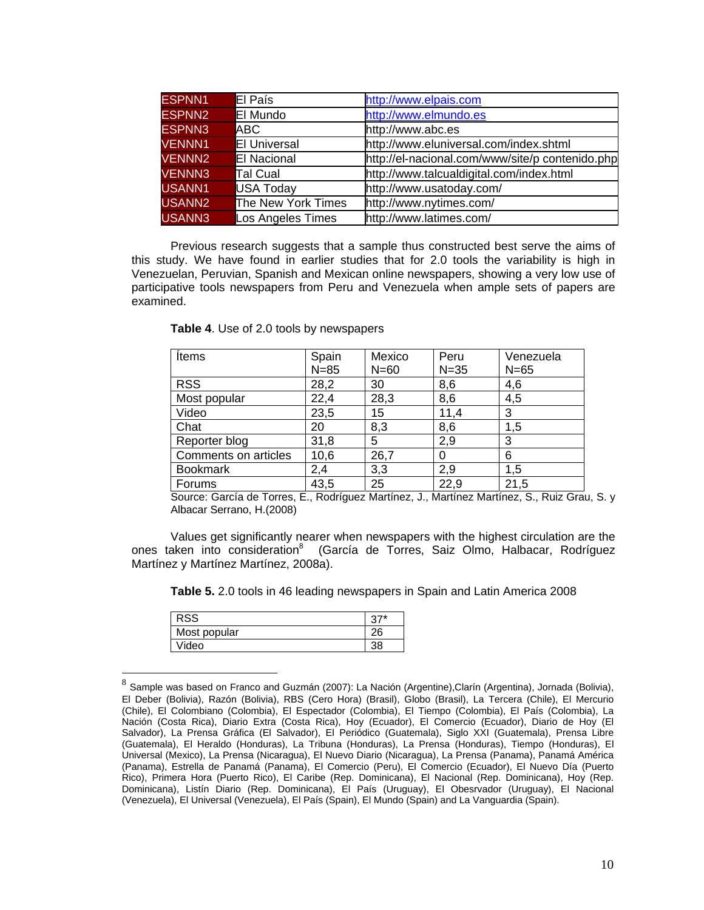| | | |
|---|---|---|
| ESPNN1 | El País | http://www.elpais.com |
| ESPNN2 | El Mundo | http://www.elmundo.es |
| ESPNN3 | ABC | http://www.abc.es |
| VENNN1 | El Universal | http://www.eluniversal.com/index.shtml |
| VENNN2 | El Nacional | http://el-nacional.com/www/site/p contenido.php |
| VENNN3 | Tal Cual | http://www.talcualdigital.com/index.html |
| USANN1 | USA Today | http://www.usatoday.com/ |
| USANN2 | The New York Times | http://www.nytimes.com/ |
| USANN3 | Los Angeles Times | http://www.latimes.com/ |

Previous research suggests that a sample thus constructed best serve the aims of this study. We have found in earlier studies that for 2.0 tools the variability is high in Venezuelan, Peruvian, Spanish and Mexican online newspapers, showing a very low use of participative tools newspapers from Peru and Venezuela when ample sets of papers are examined.

**Table 4**. Use of 2.0 tools by newspapers

| Ítems | Spain N=85 | Mexico N=60 | Peru N=35 | Venezuela N=65 |
|---|---|---|---|---|
| RSS | 28,2 | 30 | 8,6 | 4,6 |
| Most popular | 22,4 | 28,3 | 8,6 | 4,5 |
| Video | 23,5 | 15 | 11,4 | 3 |
| Chat | 20 | 8,3 | 8,6 | 1,5 |
| Reporter blog | 31,8 | 5 | 2,9 | 3 |
| Comments on articles | 10,6 | 26,7 | 0 | 6 |
| Bookmark | 2,4 | 3,3 | 2,9 | 1,5 |
| Forums | 43,5 | 25 | 22,9 | 21,5 |

Source: García de Torres, E., Rodríguez Martínez, J., Martínez Martínez, S., Ruiz Grau, S. y Albacar Serrano, H.(2008)

Values get significantly nearer when newspapers with the highest circulation are the ones taken into consideration[8] (García de Torres, Saiz Olmo, Halbacar, Rodríguez Martínez y Martínez Martínez, 2008a).

**Table 5.** 2.0 tools in 46 leading newspapers in Spain and Latin America 2008

| | |
|---|---|
| RSS | 37* |
| Most popular | 26 |
| Video | 38 |

[8] Sample was based on Franco and Guzmán (2007): La Nación (Argentine),Clarín (Argentina), Jornada (Bolivia), El Deber (Bolivia), Razón (Bolivia), RBS (Cero Hora) (Brasil), Globo (Brasil), La Tercera (Chile), El Mercurio (Chile), El Colombiano (Colombia), El Espectador (Colombia), El Tiempo (Colombia), El País (Colombia), La Nación (Costa Rica), Diario Extra (Costa Rica), Hoy (Ecuador), El Comercio (Ecuador), Diario de Hoy (El Salvador), La Prensa Gráfica (El Salvador), El Periódico (Guatemala), Siglo XXI (Guatemala), Prensa Libre (Guatemala), El Heraldo (Honduras), La Tribuna (Honduras), La Prensa (Honduras), Tiempo (Honduras), El Universal (Mexico), La Prensa (Nicaragua), El Nuevo Diario (Nicaragua), La Prensa (Panama), Panamá América (Panama), Estrella de Panamá (Panama), El Comercio (Peru), El Comercio (Ecuador), El Nuevo Día (Puerto Rico), Primera Hora (Puerto Rico), El Caribe (Rep. Dominicana), El Nacional (Rep. Dominicana), Hoy (Rep. Dominicana), Listín Diario (Rep. Dominicana), El País (Uruguay), El Obesrvador (Uruguay), El Nacional (Venezuela), El Universal (Venezuela), El País (Spain), El Mundo (Spain) and La Vanguardia (Spain).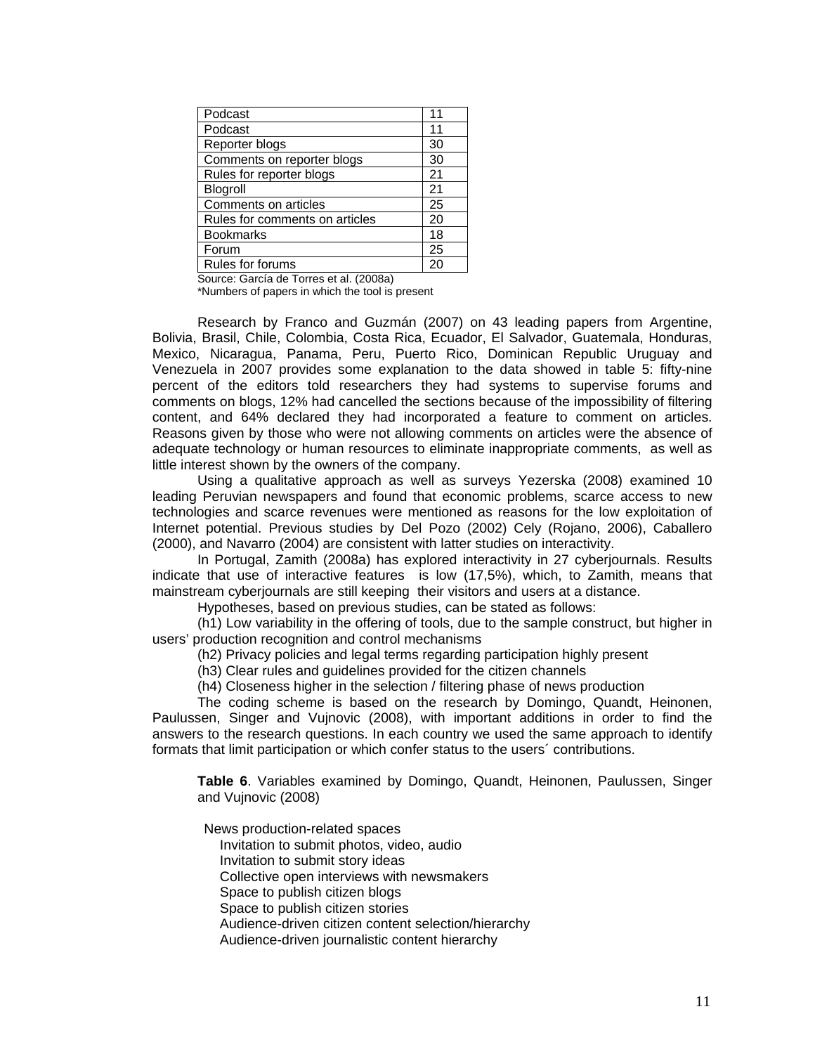| | |
|---|---|
| Podcast | 11 |
| Podcast | 11 |
| Reporter blogs | 30 |
| Comments on reporter blogs | 30 |
| Rules for reporter blogs | 21 |
| Blogroll | 21 |
| Comments on articles | 25 |
| Rules for comments on articles | 20 |
| Bookmarks | 18 |
| Forum | 25 |
| Rules for forums | 20 |

Source: García de Torres et al. (2008a)
*Numbers of papers in which the tool is present

Research by Franco and Guzmán (2007) on 43 leading papers from Argentine, Bolivia, Brasil, Chile, Colombia, Costa Rica, Ecuador, El Salvador, Guatemala, Honduras, Mexico, Nicaragua, Panama, Peru, Puerto Rico, Dominican Republic Uruguay and Venezuela in 2007 provides some explanation to the data showed in table 5: fifty-nine percent of the editors told researchers they had systems to supervise forums and comments on blogs, 12% had cancelled the sections because of the impossibility of filtering content, and 64% declared they had incorporated a feature to comment on articles. Reasons given by those who were not allowing comments on articles were the absence of adequate technology or human resources to eliminate inappropriate comments, as well as little interest shown by the owners of the company.

Using a qualitative approach as well as surveys Yezerska (2008) examined 10 leading Peruvian newspapers and found that economic problems, scarce access to new technologies and scarce revenues were mentioned as reasons for the low exploitation of Internet potential. Previous studies by Del Pozo (2002) Cely (Rojano, 2006), Caballero (2000), and Navarro (2004) are consistent with latter studies on interactivity.

In Portugal, Zamith (2008a) has explored interactivity in 27 cyberjournals. Results indicate that use of interactive features is low (17,5%), which, to Zamith, means that mainstream cyberjournals are still keeping their visitors and users at a distance.

Hypotheses, based on previous studies, can be stated as follows:

(h1) Low variability in the offering of tools, due to the sample construct, but higher in users' production recognition and control mechanisms

(h2) Privacy policies and legal terms regarding participation highly present

(h3) Clear rules and guidelines provided for the citizen channels

(h4) Closeness higher in the selection / filtering phase of news production

The coding scheme is based on the research by Domingo, Quandt, Heinonen, Paulussen, Singer and Vujnovic (2008), with important additions in order to find the answers to the research questions. In each country we used the same approach to identify formats that limit participation or which confer status to the users´ contributions.

**Table 6**. Variables examined by Domingo, Quandt, Heinonen, Paulussen, Singer and Vujnovic (2008)

News production-related spaces
- Invitation to submit photos, video, audio
- Invitation to submit story ideas
- Collective open interviews with newsmakers
- Space to publish citizen blogs
- Space to publish citizen stories
- Audience-driven citizen content selection/hierarchy
- Audience-driven journalistic content hierarchy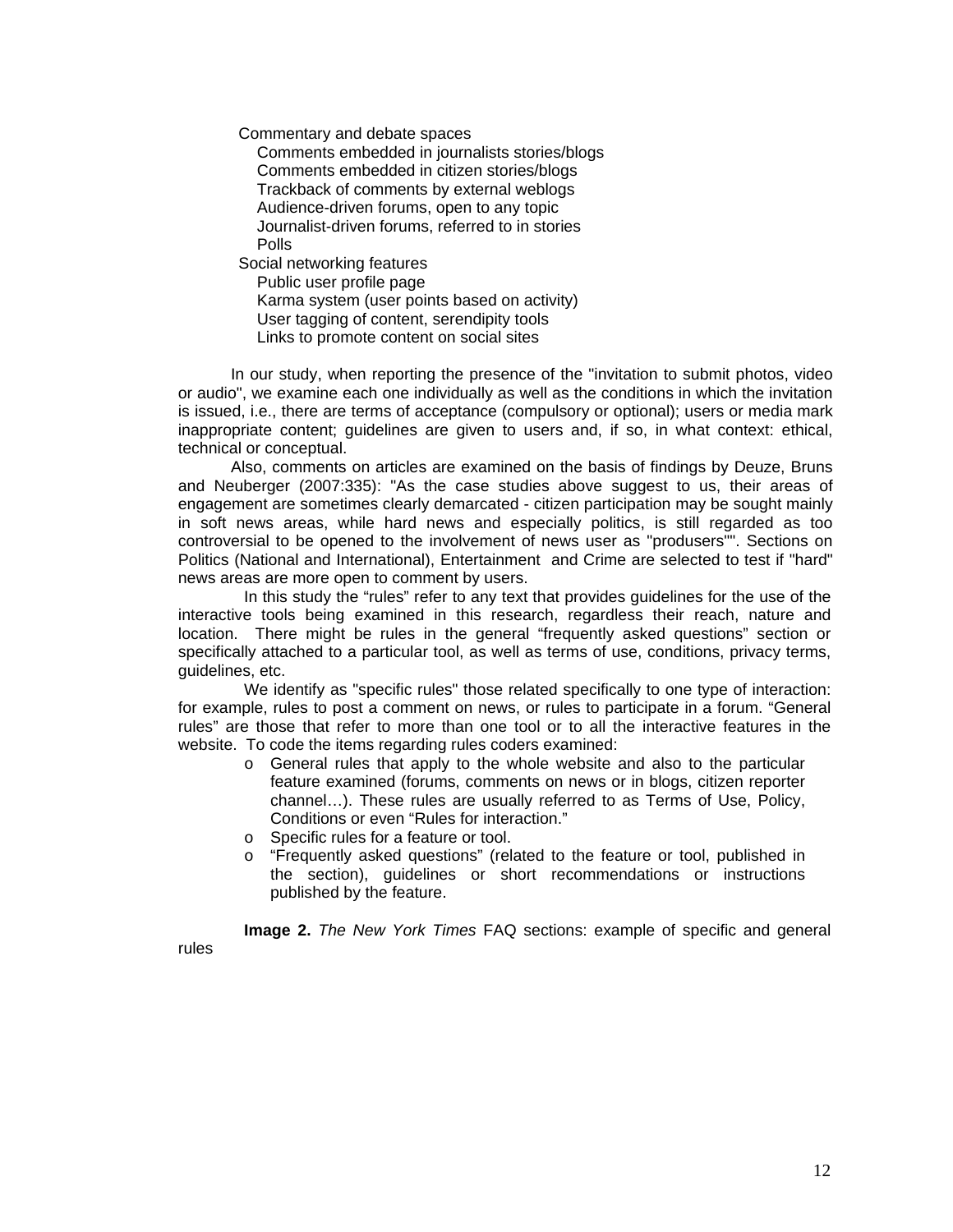- Commentary and debate spaces
  - Comments embedded in journalists stories/blogs
  - Comments embedded in citizen stories/blogs
  - Trackback of comments by external weblogs
  - Audience-driven forums, open to any topic
  - Journalist-driven forums, referred to in stories
  - Polls
- Social networking features
  - Public user profile page
  - Karma system (user points based on activity)
  - User tagging of content, serendipity tools
  - Links to promote content on social sites

In our study, when reporting the presence of the "invitation to submit photos, video or audio", we examine each one individually as well as the conditions in which the invitation is issued, i.e., there are terms of acceptance (compulsory or optional); users or media mark inappropriate content; guidelines are given to users and, if so, in what context: ethical, technical or conceptual.

Also, comments on articles are examined on the basis of findings by Deuze, Bruns and Neuberger (2007:335): "As the case studies above suggest to us, their areas of engagement are sometimes clearly demarcated - citizen participation may be sought mainly in soft news areas, while hard news and especially politics, is still regarded as too controversial to be opened to the involvement of news user as "produsers"". Sections on Politics (National and International), Entertainment and Crime are selected to test if "hard" news areas are more open to comment by users.

In this study the "rules" refer to any text that provides guidelines for the use of the interactive tools being examined in this research, regardless their reach, nature and location. There might be rules in the general "frequently asked questions" section or specifically attached to a particular tool, as well as terms of use, conditions, privacy terms, guidelines, etc.

We identify as "specific rules" those related specifically to one type of interaction: for example, rules to post a comment on news, or rules to participate in a forum. "General rules" are those that refer to more than one tool or to all the interactive features in the website. To code the items regarding rules coders examined:

- General rules that apply to the whole website and also to the particular feature examined (forums, comments on news or in blogs, citizen reporter channel…). These rules are usually referred to as Terms of Use, Policy, Conditions or even "Rules for interaction."
- Specific rules for a feature or tool.
- "Frequently asked questions" (related to the feature or tool, published in the section), guidelines or short recommendations or instructions published by the feature.

**Image 2.** *The New York Times* FAQ sections: example of specific and general rules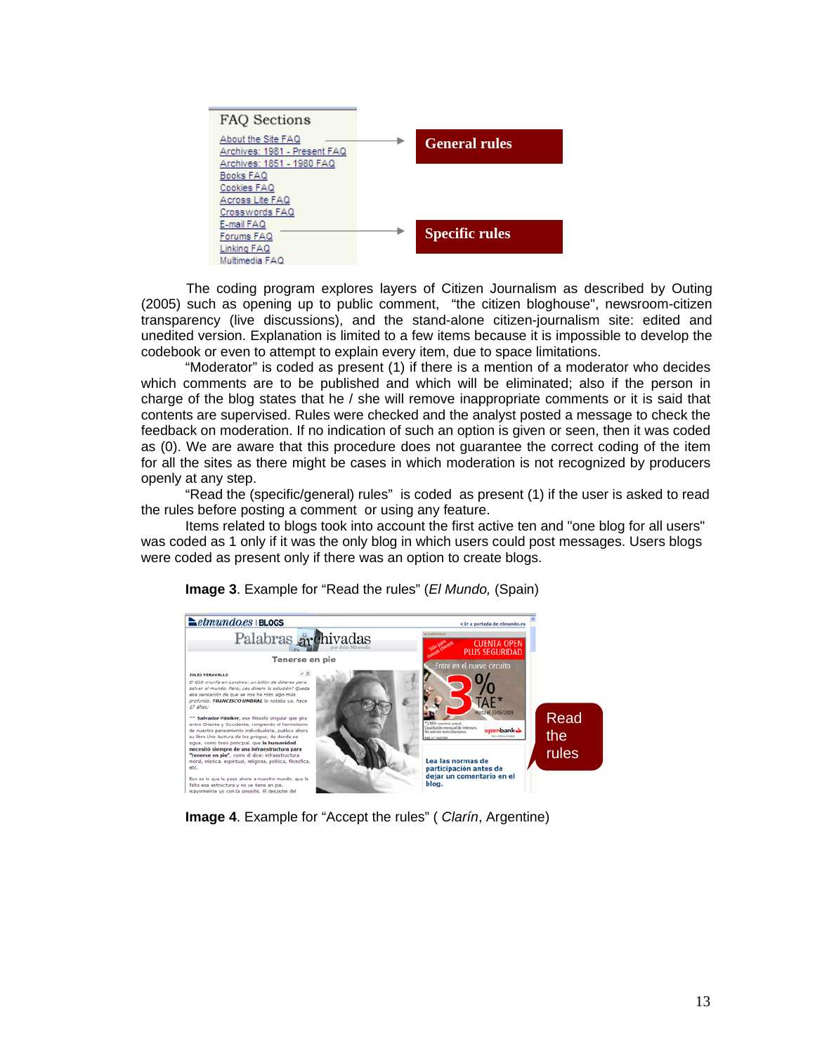The coding program explores layers of Citizen Journalism as described by Outing (2005) such as opening up to public comment, "the citizen bloghouse", newsroom-citizen transparency (live discussions), and the stand-alone citizen-journalism site: edited and unedited version. Explanation is limited to a few items because it is impossible to develop the codebook or even to attempt to explain every item, due to space limitations.

"Moderator" is coded as present (1) if there is a mention of a moderator who decides which comments are to be published and which will be eliminated; also if the person in charge of the blog states that he / she will remove inappropriate comments or it is said that contents are supervised. Rules were checked and the analyst posted a message to check the feedback on moderation. If no indication of such an option is given or seen, then it was coded as (0). We are aware that this procedure does not guarantee the correct coding of the item for all the sites as there might be cases in which moderation is not recognized by producers openly at any step.

"Read the (specific/general) rules" is coded as present (1) if the user is asked to read the rules before posting a comment or using any feature.

Items related to blogs took into account the first active ten and "one blog for all users" was coded as 1 only if it was the only blog in which users could post messages. Users blogs were coded as present only if there was an option to create blogs.

**Image 3**. Example for "Read the rules" (*El Mundo,* (Spain)

**Image 4**. Example for "Accept the rules" ( *Clarín*, Argentine)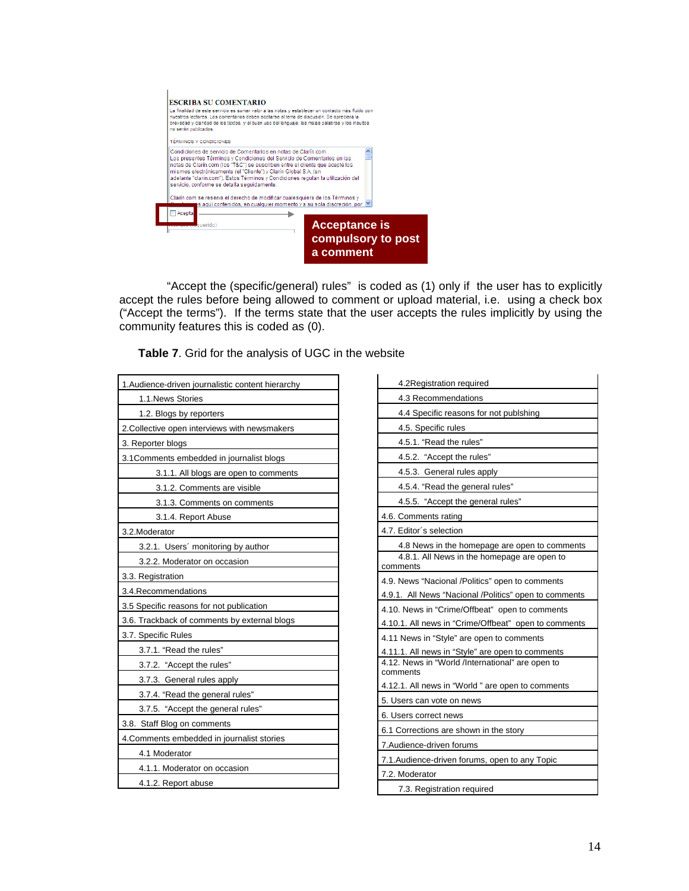"Accept the (specific/general) rules" is coded as (1) only if the user has to explicitly accept the rules before being allowed to comment or upload material, i.e. using a check box ("Accept the terms"). If the terms state that the user accepts the rules implicitly by using the community features this is coded as (0).

**Table 7**. Grid for the analysis of UGC in the website

| |
|---|
| 1.Audience-driven journalistic content hierarchy |
| 1.1.News Stories |
| 1.2. Blogs by reporters |
| 2.Collective open interviews with newsmakers |
| 3. Reporter blogs |
| 3.1Comments embedded in journalist blogs |
| 3.1.1. All blogs are open to comments |
| 3.1.2. Comments are visible |
| 3.1.3. Comments on comments |
| 3.1.4. Report Abuse |
| 3.2.Moderator |
| 3.2.1. Users´ monitoring by author |
| 3.2.2. Moderator on occasion |
| 3.3. Registration |
| 3.4.Recommendations |
| 3.5 Specific reasons for not publication |
| 3.6. Trackback of comments by external blogs |
| 3.7. Specific Rules |
| 3.7.1. "Read the rules" |
| 3.7.2. "Accept the rules" |
| 3.7.3. General rules apply |
| 3.7.4. "Read the general rules" |
| 3.7.5. "Accept the general rules" |
| 3.8. Staff Blog on comments |
| 4.Comments embedded in journalist stories |
| 4.1 Moderator |
| 4.1.1. Moderator on occasion |
| 4.1.2. Report abuse |
| 4.2Registration required |
| 4.3 Recommendations |
| 4.4 Specific reasons for not publshing |
| 4.5. Specific rules |
| 4.5.1. "Read the rules" |
| 4.5.2. "Accept the rules" |
| 4.5.3. General rules apply |
| 4.5.4. "Read the general rules" |
| 4.5.5. "Accept the general rules" |
| 4.6. Comments rating |
| 4.7. Editor´s selection |
| 4.8 News in the homepage are open to comments |
| 4.8.1. All News in the homepage are open to comments |
| 4.9. News "Nacional /Politics" open to comments |
| 4.9.1. All News "Nacional /Politics" open to comments |
| 4.10. News in "Crime/Offbeat" open to comments |
| 4.10.1. All news in "Crime/Offbeat" open to comments |
| 4.11 News in "Style" are open to comments |
| 4.11.1. All news in "Style" are open to comments |
| 4.12. News in "World /International" are open to comments |
| 4.12.1. All news in "World " are open to comments |
| 5. Users can vote on news |
| 6. Users correct news |
| 6.1 Corrections are shown in the story |
| 7.Audience-driven forums |
| 7.1.Audience-driven forums, open to any Topic |
| 7.2. Moderator |
| 7.3. Registration required |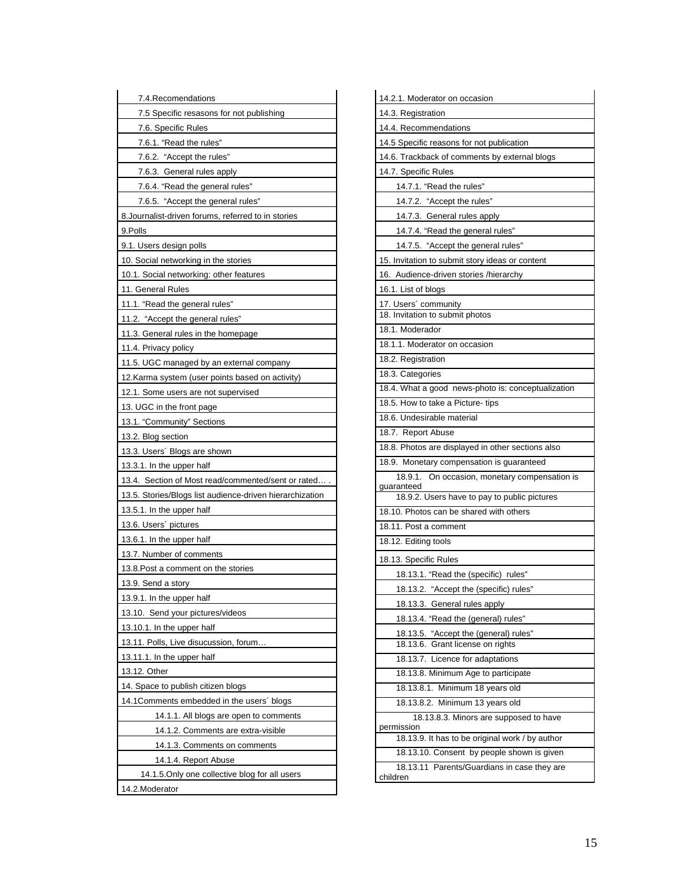| |
|---|
| 7.4.Recomendations |
| 7.5 Specific resasons for not publishing |
| 7.6. Specific Rules |
| 7.6.1. “Read the rules” |
| 7.6.2. “Accept the rules” |
| 7.6.3. General rules apply |
| 7.6.4. “Read the general rules” |
| 7.6.5. “Accept the general rules” |
| 8.Journalist-driven forums, referred to in stories |
| 9.Polls |
| 9.1. Users design polls |
| 10. Social networking in the stories |
| 10.1. Social networking: other features |
| 11. General Rules |
| 11.1. “Read the general rules” |
| 11.2. “Accept the general rules” |
| 11.3. General rules in the homepage |
| 11.4. Privacy policy |
| 11.5. UGC managed by an external company |
| 12.Karma system (user points based on activity) |
| 12.1. Some users are not supervised |
| 13. UGC in the front page |
| 13.1. “Community” Sections |
| 13.2. Blog section |
| 13.3. Users´ Blogs are shown |
| 13.3.1. In the upper half |
| 13.4. Section of Most read/commented/sent or rated… . |
| 13.5. Stories/Blogs list audience-driven hierarchization |
| 13.5.1. In the upper half |
| 13.6. Users´ pictures |
| 13.6.1. In the upper half |
| 13.7. Number of comments |
| 13.8.Post a comment on the stories |
| 13.9. Send a story |
| 13.9.1. In the upper half |
| 13.10. Send your pictures/videos |
| 13.10.1. In the upper half |
| 13.11. Polls, Live disucussion, forum… |
| 13.11.1. In the upper half |
| 13.12. Other |
| 14. Space to publish citizen blogs |
| 14.1Comments embedded in the users´ blogs |
| 14.1.1. All blogs are open to comments |
| 14.1.2. Comments are extra-visible |
| 14.1.3. Comments on comments |
| 14.1.4. Report Abuse |
| 14.1.5.Only one collective blog for all users |
| 14.2.Moderator |

| |
|---|
| 14.2.1. Moderator on occasion |
| 14.3. Registration |
| 14.4. Recommendations |
| 14.5 Specific reasons for not publication |
| 14.6. Trackback of comments by external blogs |
| 14.7. Specific Rules |
| 14.7.1. “Read the rules” |
| 14.7.2. “Accept the rules” |
| 14.7.3. General rules apply |
| 14.7.4. “Read the general rules” |
| 14.7.5. “Accept the general rules” |
| 15. Invitation to submit story ideas or content |
| 16. Audience-driven stories /hierarchy |
| 16.1. List of blogs |
| 17. Users´ community |
| 18. Invitation to submit photos |
| 18.1. Moderador |
| 18.1.1. Moderator on occasion |
| 18.2. Registration |
| 18.3. Categories |
| 18.4. What a good news-photo is: conceptualization |
| 18.5. How to take a Picture- tips |
| 18.6. Undesirable material |
| 18.7. Report Abuse |
| 18.8. Photos are displayed in other sections also |
| 18.9. Monetary compensation is guaranteed |
| 18.9.1. On occasion, monetary compensation is guaranteed |
| 18.9.2. Users have to pay to public pictures |
| 18.10. Photos can be shared with others |
| 18.11. Post a comment |
| 18.12. Editing tools |
| 18.13. Specific Rules |
| 18.13.1. “Read the (specific) rules” |
| 18.13.2. “Accept the (specific) rules” |
| 18.13.3. General rules apply |
| 18.13.4. “Read the (general) rules” |
| 18.13.5. “Accept the (general) rules” |
| 18.13.6. Grant license on rights |
| 18.13.7. Licence for adaptations |
| 18.13.8. Minimum Age to participate |
| 18.13.8.1. Minimum 18 years old |
| 18.13.8.2. Minimum 13 years old |
| 18.13.8.3. Minors are supposed to have permission |
| 18.13.9. It has to be original work / by author |
| 18.13.10. Consent by people shown is given |
| 18.13.11 Parents/Guardians in case they are children |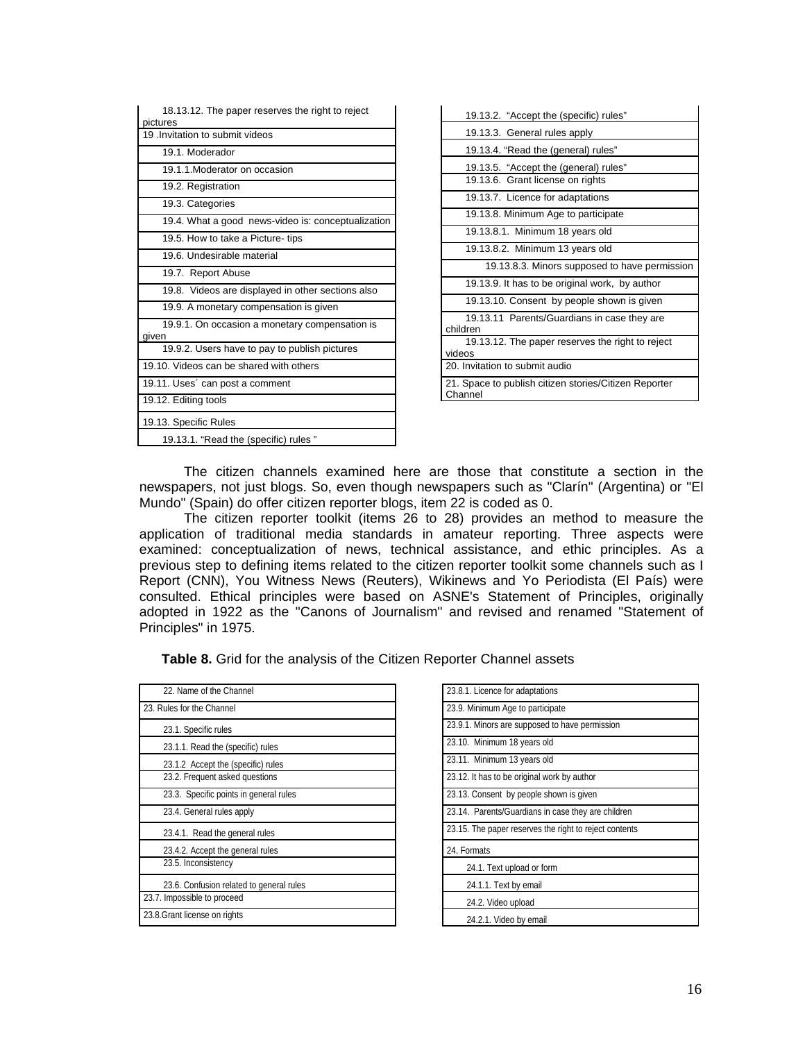| 18.13.12. The paper reserves the right to reject pictures |
|---|
| 19 .Invitation to submit videos |
| 19.1. Moderador |
| 19.1.1.Moderator on occasion |
| 19.2. Registration |
| 19.3. Categories |
| 19.4. What a good news-video is: conceptualization |
| 19.5. How to take a Picture- tips |
| 19.6. Undesirable material |
| 19.7. Report Abuse |
| 19.8. Videos are displayed in other sections also |
| 19.9. A monetary compensation is given |
| 19.9.1. On occasion a monetary compensation is given |
| 19.9.2. Users have to pay to publish pictures |
| 19.10. Videos can be shared with others |
| 19.11. Uses´ can post a comment |
| 19.12. Editing tools |
| 19.13. Specific Rules |
| 19.13.1. "Read the (specific) rules " |
| 19.13.2. "Accept the (specific) rules" |
| 19.13.3. General rules apply |
| 19.13.4. "Read the (general) rules" |
| 19.13.5. "Accept the (general) rules" |
| 19.13.6. Grant license on rights |
| 19.13.7. Licence for adaptations |
| 19.13.8. Minimum Age to participate |
| 19.13.8.1. Minimum 18 years old |
| 19.13.8.2. Minimum 13 years old |
| 19.13.8.3. Minors supposed to have permission |
| 19.13.9. It has to be original work, by author |
| 19.13.10. Consent by people shown is given |
| 19.13.11 Parents/Guardians in case they are children |
| 19.13.12. The paper reserves the right to reject videos |
| 20. Invitation to submit audio |
| 21. Space to publish citizen stories/Citizen Reporter Channel |

The citizen channels examined here are those that constitute a section in the newspapers, not just blogs. So, even though newspapers such as "Clarín" (Argentina) or "El Mundo" (Spain) do offer citizen reporter blogs, item 22 is coded as 0.

The citizen reporter toolkit (items 26 to 28) provides an method to measure the application of traditional media standards in amateur reporting. Three aspects were examined: conceptualization of news, technical assistance, and ethic principles. As a previous step to defining items related to the citizen reporter toolkit some channels such as I Report (CNN), You Witness News (Reuters), Wikinews and Yo Periodista (El País) were consulted. Ethical principles were based on ASNE's Statement of Principles, originally adopted in 1922 as the "Canons of Journalism" and revised and renamed "Statement of Principles" in 1975.

**Table 8.** Grid for the analysis of the Citizen Reporter Channel assets

| 22. Name of the Channel |
|---|
| 23. Rules for the Channel |
| 23.1. Specific rules |
| 23.1.1. Read the (specific) rules |
| 23.1.2 Accept the (specific) rules |
| 23.2. Frequent asked questions |
| 23.3. Specific points in general rules |
| 23.4. General rules apply |
| 23.4.1. Read the general rules |
| 23.4.2. Accept the general rules |
| 23.5. Inconsistency |
| 23.6. Confusion related to general rules |
| 23.7. Impossible to proceed |
| 23.8.Grant license on rights |
| 23.8.1. Licence for adaptations |
| 23.9. Minimum Age to participate |
| 23.9.1. Minors are supposed to have permission |
| 23.10. Minimum 18 years old |
| 23.11. Minimum 13 years old |
| 23.12. It has to be original work by author |
| 23.13. Consent by people shown is given |
| 23.14. Parents/Guardians in case they are children |
| 23.15. The paper reserves the right to reject contents |
| 24. Formats |
| 24.1. Text upload or form |
| 24.1.1. Text by email |
| 24.2. Video upload |
| 24.2.1. Video by email |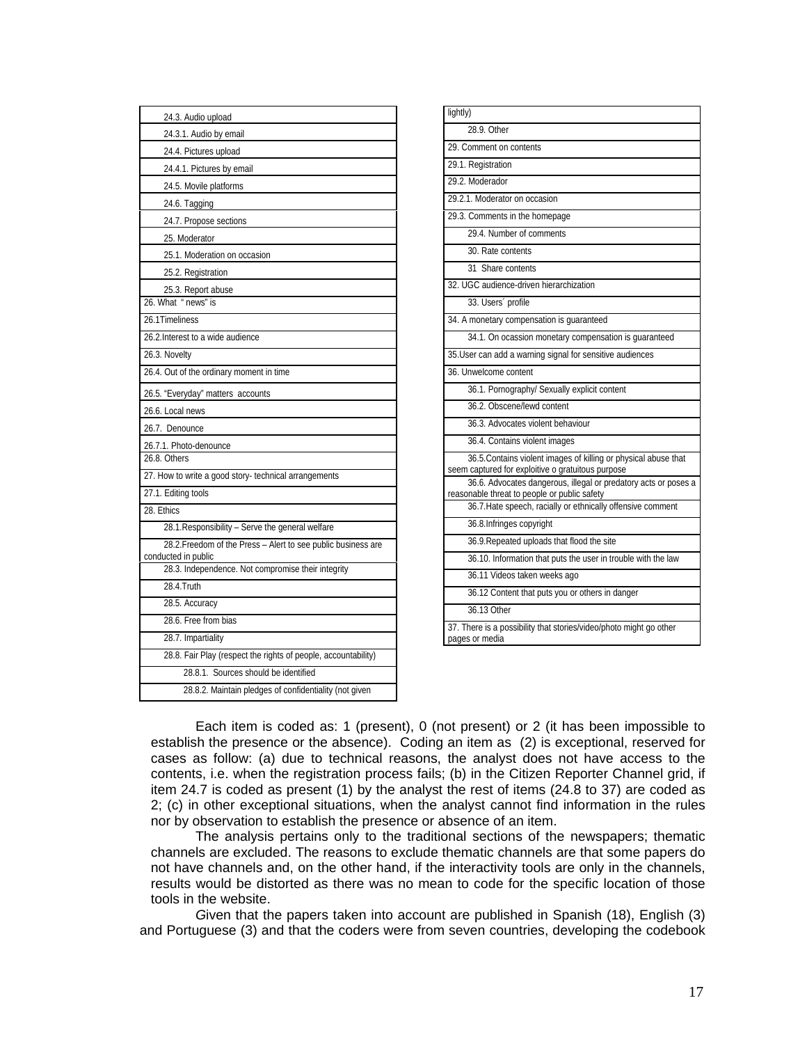| |
|---|
| 24.3. Audio upload |
| 24.3.1. Audio by email |
| 24.4. Pictures upload |
| 24.4.1. Pictures by email |
| 24.5. Movile platforms |
| 24.6. Tagging |
| 24.7. Propose sections |
| 25. Moderator |
| 25.1. Moderation on occasion |
| 25.2. Registration |
| 25.3. Report abuse |
| 26. What " news" is |
| 26.1Timeliness |
| 26.2.Interest to a wide audience |
| 26.3. Novelty |
| 26.4. Out of the ordinary moment in time |
| 26.5. "Everyday" matters accounts |
| 26.6. Local news |
| 26.7. Denounce |
| 26.7.1. Photo-denounce |
| 26.8. Others |
| 27. How to write a good story- technical arrangements |
| 27.1. Editing tools |
| 28. Ethics |
| 28.1.Responsibility – Serve the general welfare |
| 28.2.Freedom of the Press – Alert to see public business are conducted in public |
| 28.3. Independence. Not compromise their integrity |
| 28.4.Truth |
| 28.5. Accuracy |
| 28.6. Free from bias |
| 28.7. Impartiality |
| 28.8. Fair Play (respect the rights of people, accountability) |
| 28.8.1. Sources should be identified |
| 28.8.2. Maintain pledges of confidentiality (not given lightly) |
| 28.9. Other |
| 29. Comment on contents |
| 29.1. Registration |
| 29.2. Moderador |
| 29.2.1. Moderator on occasion |
| 29.3. Comments in the homepage |
| 29.4. Number of comments |
| 30. Rate contents |
| 31 Share contents |
| 32. UGC audience-driven hierarchization |
| 33. Users´ profile |
| 34. A monetary compensation is guaranteed |
| 34.1. On ocassion monetary compensation is guaranteed |
| 35.User can add a warning signal for sensitive audiences |
| 36. Unwelcome content |
| 36.1. Pornography/ Sexually explicit content |
| 36.2. Obscene/lewd content |
| 36.3. Advocates violent behaviour |
| 36.4. Contains violent images |
| 36.5.Contains violent images of killing or physical abuse that seem captured for exploitive o gratuitous purpose |
| 36.6. Advocates dangerous, illegal or predatory acts or poses a reasonable threat to people or public safety |
| 36.7.Hate speech, racially or ethnically offensive comment |
| 36.8.Infringes copyright |
| 36.9.Repeated uploads that flood the site |
| 36.10. Information that puts the user in trouble with the law |
| 36.11 Videos taken weeks ago |
| 36.12 Content that puts you or others in danger |
| 36.13 Other |
| 37. There is a possibility that stories/video/photo might go other pages or media |

Each item is coded as: 1 (present), 0 (not present) or 2 (it has been impossible to establish the presence or the absence). Coding an item as (2) is exceptional, reserved for cases as follow: (a) due to technical reasons, the analyst does not have access to the contents, i.e. when the registration process fails; (b) in the Citizen Reporter Channel grid, if item 24.7 is coded as present (1) by the analyst the rest of items (24.8 to 37) are coded as 2; (c) in other exceptional situations, when the analyst cannot find information in the rules nor by observation to establish the presence or absence of an item.

The analysis pertains only to the traditional sections of the newspapers; thematic channels are excluded. The reasons to exclude thematic channels are that some papers do not have channels and, on the other hand, if the interactivity tools are only in the channels, results would be distorted as there was no mean to code for the specific location of those tools in the website.

Given that the papers taken into account are published in Spanish (18), English (3) and Portuguese (3) and that the coders were from seven countries, developing the codebook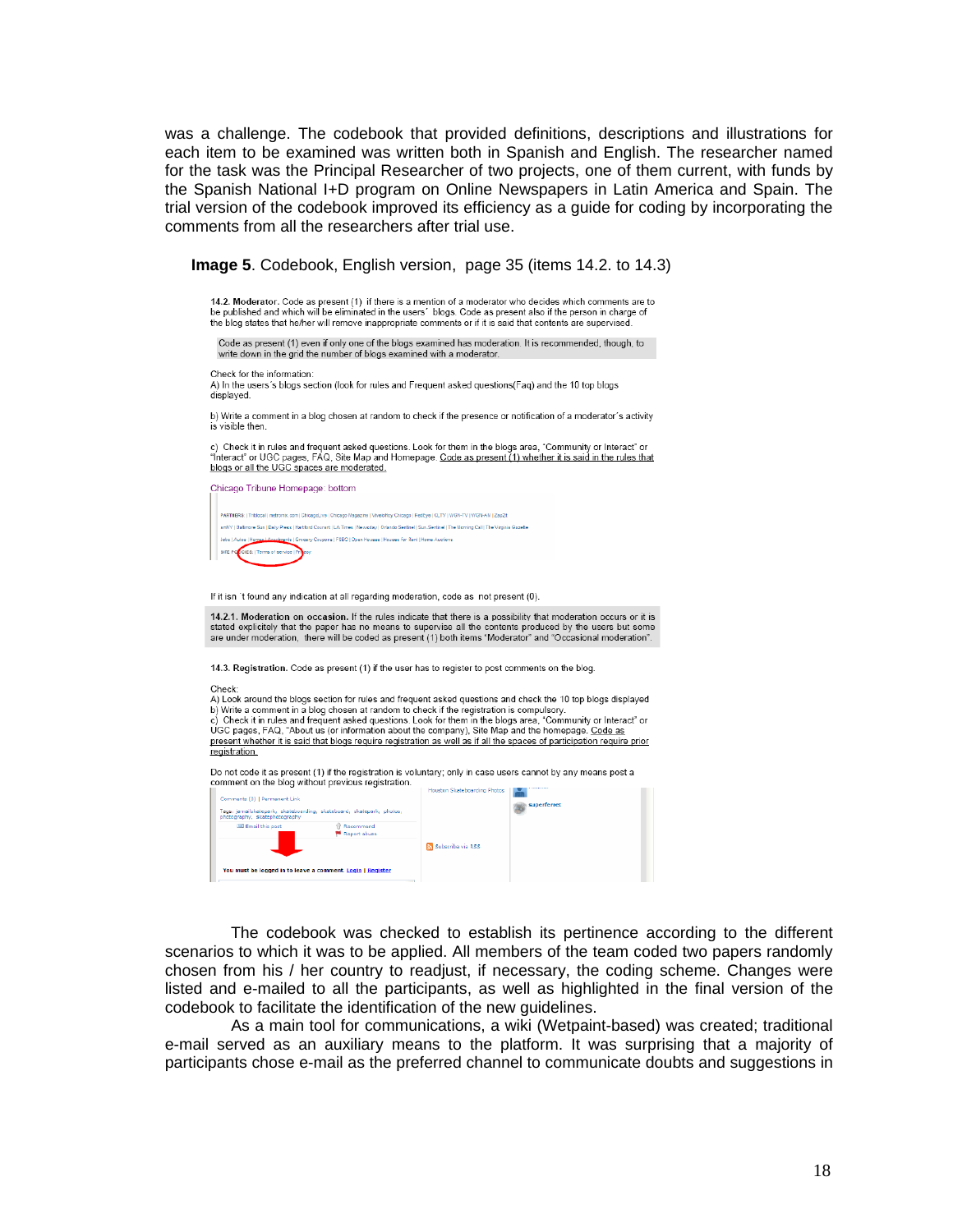was a challenge. The codebook that provided definitions, descriptions and illustrations for each item to be examined was written both in Spanish and English. The researcher named for the task was the Principal Researcher of two projects, one of them current, with funds by the Spanish National I+D program on Online Newspapers in Latin America and Spain. The trial version of the codebook improved its efficiency as a guide for coding by incorporating the comments from all the researchers after trial use.

**Image 5**. Codebook, English version, page 35 (items 14.2. to 14.3)

**14.2. Moderator.** Code as present (1) if there is a mention of a moderator who decides which comments are to be published and which will be eliminated in the users´ blogs. Code as present also if the person in charge of the blog states that he/her will remove inappropriate comments or if it is said that contents are supervised.

Code as present (1) even if only one of the blogs examined has moderation. It is recommended, though, to write down in the grid the number of blogs examined with a moderator.

Check for the information:
A) In the users´s blogs section (look for rules and Frequent asked questions(Faq) and the 10 top blogs displayed.

b) Write a comment in a blog chosen at random to check if the presence or notification of a moderator´s activity is visible then.

c) Check it in rules and frequent asked questions. Look for them in the blogs area, "Community or Interact" or "Interact" or UGC pages, FAQ, Site Map and Homepage. Code as present (1) whether it is said in the rules that blogs or all the UGC spaces are moderated.

Chicago Tribune Homepage: bottom

If it isn´t found any indication at all regarding moderation, code as not present (0).

**14.2.1. Moderation on occasion.** If the rules indicate that there is a possibility that moderation occurs or it is stated explicitely that the paper has no means to supervise all the contents produced by the users but some are under moderation, there will be coded as present (1) both items "Moderator" and "Occasional moderation".

**14.3. Registration.** Code as present (1) if the user has to register to post comments on the blog.

Check:
A) Look around the blogs section for rules and frequent asked questions and check the 10 top blogs displayed
b) Write a comment in a blog chosen at random to check if the registration is compulsory.
c) Check it in rules and frequent asked questions. Look for them in the blogs area, "Community or Interact" or UGC pages, FAQ, "About us (or information about the company), Site Map and the homepage. Code as present whether it is said that blogs require registration as well as if all the spaces of participation require prior registration.

Do not code it as present (1) if the registration is voluntary; only in case users cannot by any means post a comment on the blog without previous registration.

The codebook was checked to establish its pertinence according to the different scenarios to which it was to be applied. All members of the team coded two papers randomly chosen from his / her country to readjust, if necessary, the coding scheme. Changes were listed and e-mailed to all the participants, as well as highlighted in the final version of the codebook to facilitate the identification of the new guidelines.

As a main tool for communications, a wiki (Wetpaint-based) was created; traditional e-mail served as an auxiliary means to the platform. It was surprising that a majority of participants chose e-mail as the preferred channel to communicate doubts and suggestions in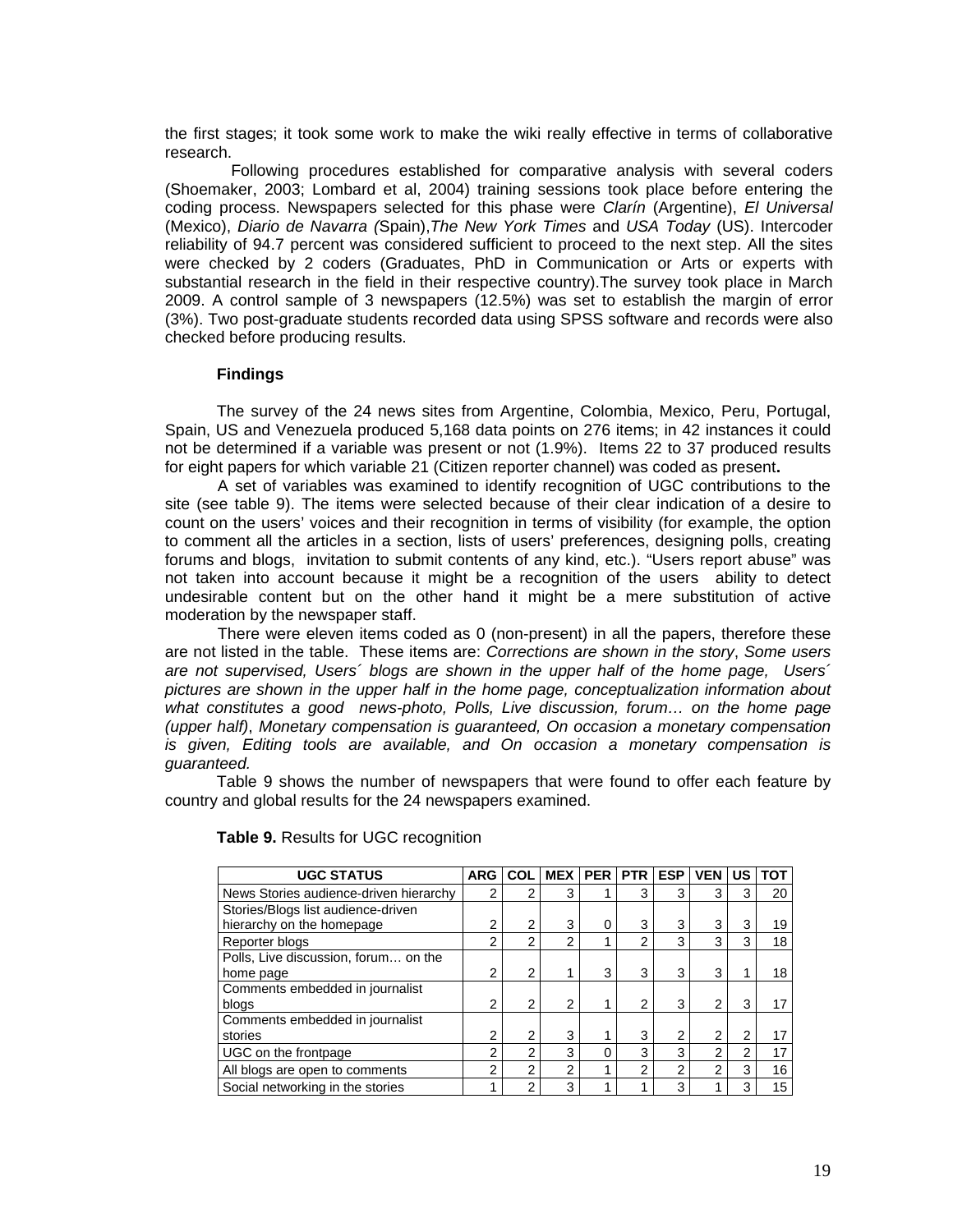the first stages; it took some work to make the wiki really effective in terms of collaborative research.

Following procedures established for comparative analysis with several coders (Shoemaker, 2003; Lombard et al, 2004) training sessions took place before entering the coding process. Newspapers selected for this phase were *Clarín* (Argentine), *El Universal* (Mexico), *Diario de Navarra (*Spain),*The New York Times* and *USA Today* (US). Intercoder reliability of 94.7 percent was considered sufficient to proceed to the next step. All the sites were checked by 2 coders (Graduates, PhD in Communication or Arts or experts with substantial research in the field in their respective country).The survey took place in March 2009. A control sample of 3 newspapers (12.5%) was set to establish the margin of error (3%). Two post-graduate students recorded data using SPSS software and records were also checked before producing results.

## Findings

The survey of the 24 news sites from Argentine, Colombia, Mexico, Peru, Portugal, Spain, US and Venezuela produced 5,168 data points on 276 items; in 42 instances it could not be determined if a variable was present or not (1.9%). Items 22 to 37 produced results for eight papers for which variable 21 (Citizen reporter channel) was coded as present**.**

A set of variables was examined to identify recognition of UGC contributions to the site (see table 9). The items were selected because of their clear indication of a desire to count on the users' voices and their recognition in terms of visibility (for example, the option to comment all the articles in a section, lists of users' preferences, designing polls, creating forums and blogs, invitation to submit contents of any kind, etc.). "Users report abuse" was not taken into account because it might be a recognition of the users ability to detect undesirable content but on the other hand it might be a mere substitution of active moderation by the newspaper staff.

There were eleven items coded as 0 (non-present) in all the papers, therefore these are not listed in the table. These items are: *Corrections are shown in the story*, *Some users are not supervised, Users´ blogs are shown in the upper half of the home page, Users´ pictures are shown in the upper half in the home page, conceptualization information about what constitutes a good news-photo, Polls, Live discussion, forum… on the home page (upper half)*, *Monetary compensation is guaranteed, On occasion a monetary compensation is given, Editing tools are available, and On occasion a monetary compensation is guaranteed.*

Table 9 shows the number of newspapers that were found to offer each feature by country and global results for the 24 newspapers examined.

**Table 9.** Results for UGC recognition

| UGC STATUS | ARG | COL | MEX | PER | PTR | ESP | VEN | US | TOT |
|---|---|---|---|---|---|---|---|---|---|
| News Stories audience-driven hierarchy | 2 | 2 | 3 | 1 | 3 | 3 | 3 | 3 | 20 |
| Stories/Blogs list audience-driven hierarchy on the homepage | 2 | 2 | 3 | 0 | 3 | 3 | 3 | 3 | 19 |
| Reporter blogs | 2 | 2 | 2 | 1 | 2 | 3 | 3 | 3 | 18 |
| Polls, Live discussion, forum… on the home page | 2 | 2 | 1 | 3 | 3 | 3 | 3 | 1 | 18 |
| Comments embedded in journalist blogs | 2 | 2 | 2 | 1 | 2 | 3 | 2 | 3 | 17 |
| Comments embedded in journalist stories | 2 | 2 | 3 | 1 | 3 | 2 | 2 | 2 | 17 |
| UGC on the frontpage | 2 | 2 | 3 | 0 | 3 | 3 | 2 | 2 | 17 |
| All blogs are open to comments | 2 | 2 | 2 | 1 | 2 | 2 | 2 | 3 | 16 |
| Social networking in the stories | 1 | 2 | 3 | 1 | 1 | 3 | 1 | 3 | 15 |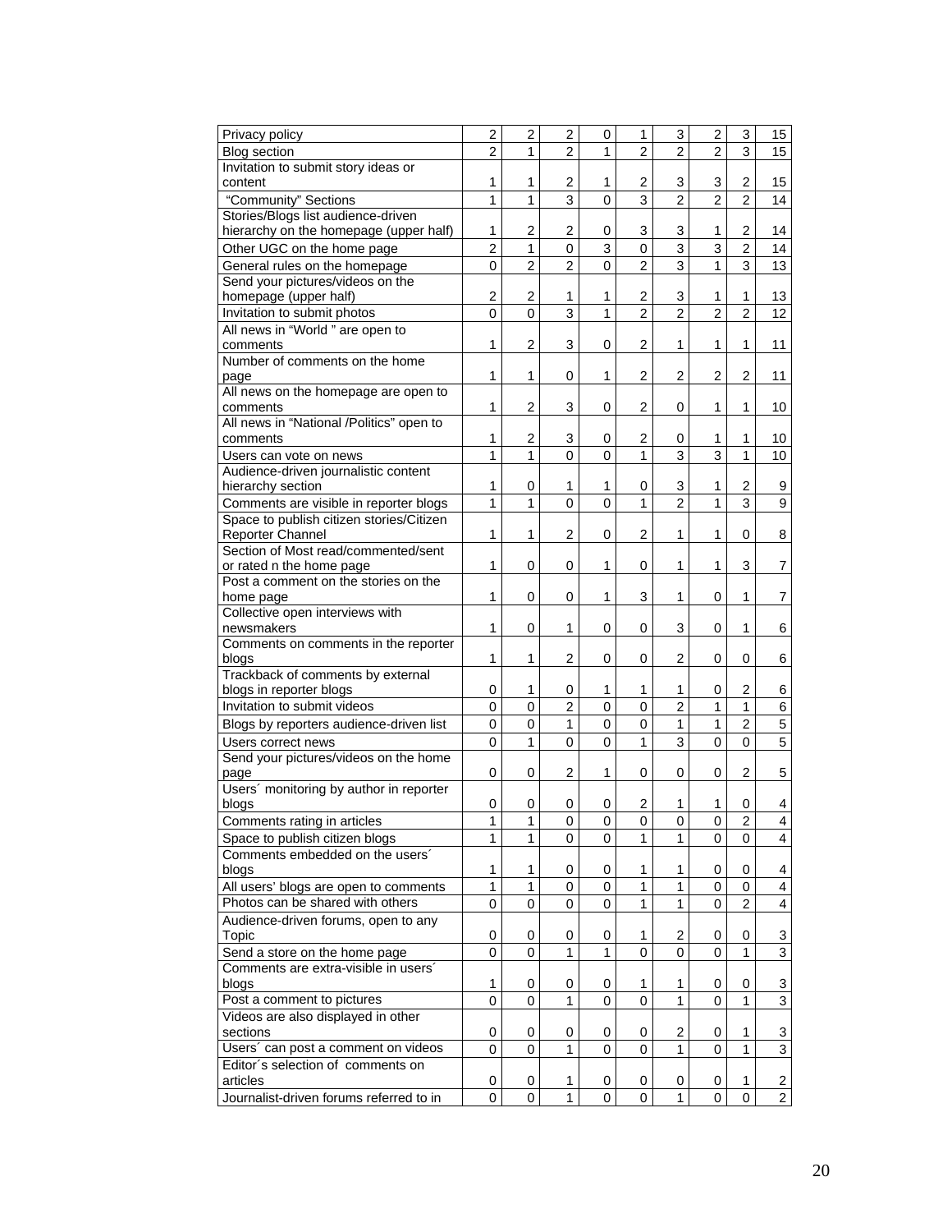| | | | | | | | | | |
|---|---|---|---|---|---|---|---|---|---|
| Privacy policy | 2 | 2 | 2 | 0 | 1 | 3 | 2 | 3 | 15 |
| Blog section | 2 | 1 | 2 | 1 | 2 | 2 | 2 | 3 | 15 |
| Invitation to submit story ideas or content | 1 | 1 | 2 | 1 | 2 | 3 | 3 | 2 | 15 |
| "Community" Sections | 1 | 1 | 3 | 0 | 3 | 2 | 2 | 2 | 14 |
| Stories/Blogs list audience-driven hierarchy on the homepage (upper half) | 1 | 2 | 2 | 0 | 3 | 3 | 1 | 2 | 14 |
| Other UGC on the home page | 2 | 1 | 0 | 3 | 0 | 3 | 3 | 2 | 14 |
| General rules on the homepage | 0 | 2 | 2 | 0 | 2 | 3 | 1 | 3 | 13 |
| Send your pictures/videos on the homepage (upper half) | 2 | 2 | 1 | 1 | 2 | 3 | 1 | 1 | 13 |
| Invitation to submit photos | 0 | 0 | 3 | 1 | 2 | 2 | 2 | 2 | 12 |
| All news in "World " are open to comments | 1 | 2 | 3 | 0 | 2 | 1 | 1 | 1 | 11 |
| Number of comments on the home page | 1 | 1 | 0 | 1 | 2 | 2 | 2 | 2 | 11 |
| All news on the homepage are open to comments | 1 | 2 | 3 | 0 | 2 | 0 | 1 | 1 | 10 |
| All news in "National /Politics" open to comments | 1 | 2 | 3 | 0 | 2 | 0 | 1 | 1 | 10 |
| Users can vote on news | 1 | 1 | 0 | 0 | 1 | 3 | 3 | 1 | 10 |
| Audience-driven journalistic content hierarchy section | 1 | 0 | 1 | 1 | 0 | 3 | 1 | 2 | 9 |
| Comments are visible in reporter blogs | 1 | 1 | 0 | 0 | 1 | 2 | 1 | 3 | 9 |
| Space to publish citizen stories/Citizen Reporter Channel | 1 | 1 | 2 | 0 | 2 | 1 | 1 | 0 | 8 |
| Section of Most read/commented/sent or rated n the home page | 1 | 0 | 0 | 1 | 0 | 1 | 1 | 3 | 7 |
| Post a comment on the stories on the home page | 1 | 0 | 0 | 1 | 3 | 1 | 0 | 1 | 7 |
| Collective open interviews with newsmakers | 1 | 0 | 1 | 0 | 0 | 3 | 0 | 1 | 6 |
| Comments on comments in the reporter blogs | 1 | 1 | 2 | 0 | 0 | 2 | 0 | 0 | 6 |
| Trackback of comments by external blogs in reporter blogs | 0 | 1 | 0 | 1 | 1 | 1 | 0 | 2 | 6 |
| Invitation to submit videos | 0 | 0 | 2 | 0 | 0 | 2 | 1 | 1 | 6 |
| Blogs by reporters audience-driven list | 0 | 0 | 1 | 0 | 0 | 1 | 1 | 2 | 5 |
| Users correct news | 0 | 1 | 0 | 0 | 1 | 3 | 0 | 0 | 5 |
| Send your pictures/videos on the home page | 0 | 0 | 2 | 1 | 0 | 0 | 0 | 2 | 5 |
| Users´ monitoring by author in reporter blogs | 0 | 0 | 0 | 0 | 2 | 1 | 1 | 0 | 4 |
| Comments rating in articles | 1 | 1 | 0 | 0 | 0 | 0 | 0 | 2 | 4 |
| Space to publish citizen blogs | 1 | 1 | 0 | 0 | 1 | 1 | 0 | 0 | 4 |
| Comments embedded on the users´ blogs | 1 | 1 | 0 | 0 | 1 | 1 | 0 | 0 | 4 |
| All users' blogs are open to comments | 1 | 1 | 0 | 0 | 1 | 1 | 0 | 0 | 4 |
| Photos can be shared with others | 0 | 0 | 0 | 0 | 1 | 1 | 0 | 2 | 4 |
| Audience-driven forums, open to any Topic | 0 | 0 | 0 | 0 | 1 | 2 | 0 | 0 | 3 |
| Send a store on the home page | 0 | 0 | 1 | 1 | 0 | 0 | 0 | 1 | 3 |
| Comments are extra-visible in users´ blogs | 1 | 0 | 0 | 0 | 1 | 1 | 0 | 0 | 3 |
| Post a comment to pictures | 0 | 0 | 1 | 0 | 0 | 1 | 0 | 1 | 3 |
| Videos are also displayed in other sections | 0 | 0 | 0 | 0 | 0 | 2 | 0 | 1 | 3 |
| Users´ can post a comment on videos | 0 | 0 | 1 | 0 | 0 | 1 | 0 | 1 | 3 |
| Editor´s selection of comments on articles | 0 | 0 | 1 | 0 | 0 | 0 | 0 | 1 | 2 |
| Journalist-driven forums referred to in | 0 | 0 | 1 | 0 | 0 | 1 | 0 | 0 | 2 |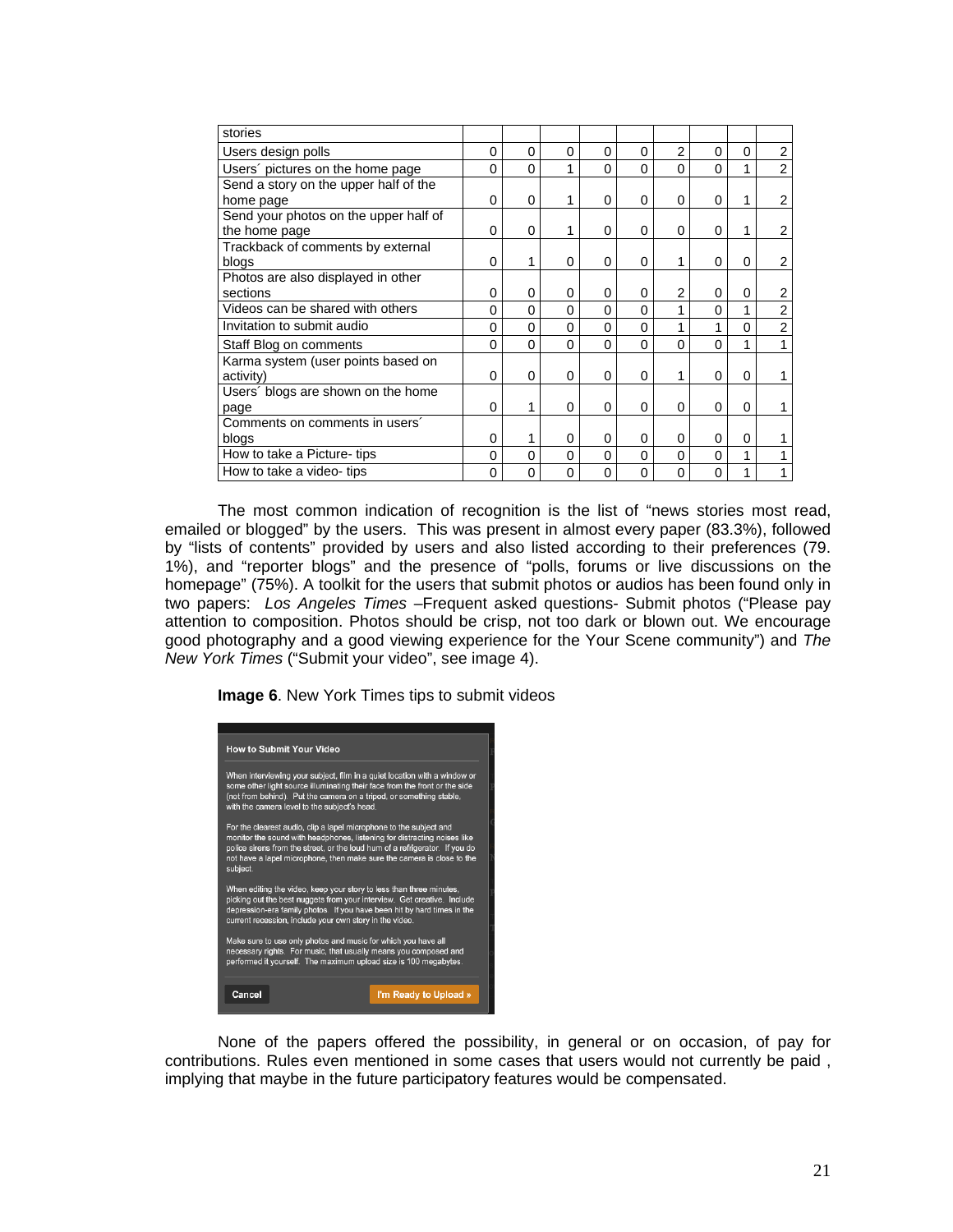| | | | | | | | | | |
|---|---|---|---|---|---|---|---|---|---|
| stories | | | | | | | | | |
| Users design polls | 0 | 0 | 0 | 0 | 0 | 2 | 0 | 0 | 2 |
| Users´ pictures on the home page | 0 | 0 | 1 | 0 | 0 | 0 | 0 | 1 | 2 |
| Send a story on the upper half of the home page | 0 | 0 | 1 | 0 | 0 | 0 | 0 | 1 | 2 |
| Send your photos on the upper half of the home page | 0 | 0 | 1 | 0 | 0 | 0 | 0 | 1 | 2 |
| Trackback of comments by external blogs | 0 | 1 | 0 | 0 | 0 | 1 | 0 | 0 | 2 |
| Photos are also displayed in other sections | 0 | 0 | 0 | 0 | 0 | 2 | 0 | 0 | 2 |
| Videos can be shared with others | 0 | 0 | 0 | 0 | 0 | 1 | 0 | 1 | 2 |
| Invitation to submit audio | 0 | 0 | 0 | 0 | 0 | 1 | 1 | 0 | 2 |
| Staff Blog on comments | 0 | 0 | 0 | 0 | 0 | 0 | 0 | 1 | 1 |
| Karma system (user points based on activity) | 0 | 0 | 0 | 0 | 0 | 1 | 0 | 0 | 1 |
| Users´ blogs are shown on the home page | 0 | 1 | 0 | 0 | 0 | 0 | 0 | 0 | 1 |
| Comments on comments in users´ blogs | 0 | 1 | 0 | 0 | 0 | 0 | 0 | 0 | 1 |
| How to take a Picture- tips | 0 | 0 | 0 | 0 | 0 | 0 | 0 | 1 | 1 |
| How to take a video- tips | 0 | 0 | 0 | 0 | 0 | 0 | 0 | 1 | 1 |

The most common indication of recognition is the list of "news stories most read, emailed or blogged" by the users. This was present in almost every paper (83.3%), followed by "lists of contents" provided by users and also listed according to their preferences (79. 1%), and "reporter blogs" and the presence of "polls, forums or live discussions on the homepage" (75%). A toolkit for the users that submit photos or audios has been found only in two papers: *Los Angeles Times* –Frequent asked questions- Submit photos ("Please pay attention to composition. Photos should be crisp, not too dark or blown out. We encourage good photography and a good viewing experience for the Your Scene community") and *The New York Times* ("Submit your video", see image 4).

**Image 6**. New York Times tips to submit videos

None of the papers offered the possibility, in general or on occasion, of pay for contributions. Rules even mentioned in some cases that users would not currently be paid , implying that maybe in the future participatory features would be compensated.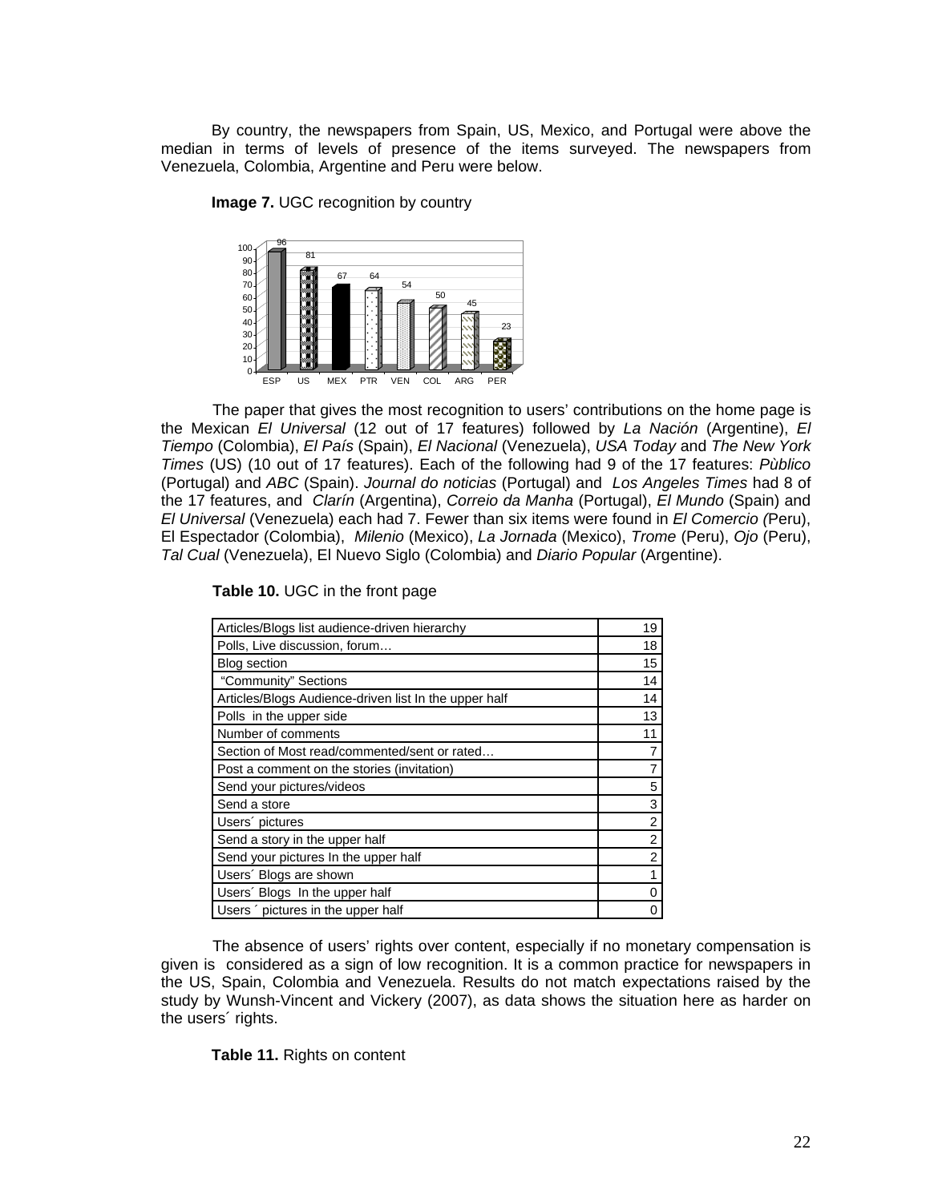By country, the newspapers from Spain, US, Mexico, and Portugal were above the median in terms of levels of presence of the items surveyed. The newspapers from Venezuela, Colombia, Argentine and Peru were below.

**Image 7.** UGC recognition by country

| ESP | US | MEX | PTR | VEN | COL | ARG | PER |
|---|---|---|---|---|---|---|---|
| 96 | 81 | 67 | 64 | 54 | 50 | 45 | 23 |

The paper that gives the most recognition to users' contributions on the home page is the Mexican *El Universal* (12 out of 17 features) followed by *La Nación* (Argentine), *El Tiempo* (Colombia), *El País* (Spain), *El Nacional* (Venezuela), *USA Today* and *The New York Times* (US) (10 out of 17 features). Each of the following had 9 of the 17 features: *Pùblico* (Portugal) and *ABC* (Spain). *Journal do noticias* (Portugal) and *Los Angeles Times* had 8 of the 17 features, and *Clarín* (Argentina), *Correio da Manha* (Portugal), *El Mundo* (Spain) and *El Universal* (Venezuela) each had 7. Fewer than six items were found in *El Comercio (*Peru), El Espectador (Colombia), *Milenio* (Mexico), *La Jornada* (Mexico), *Trome* (Peru), *Ojo* (Peru), *Tal Cual* (Venezuela), El Nuevo Siglo (Colombia) and *Diario Popular* (Argentine).

**Table 10.** UGC in the front page

| | |
|---|---|
| Articles/Blogs list audience-driven hierarchy | 19 |
| Polls, Live discussion, forum… | 18 |
| Blog section | 15 |
| "Community" Sections | 14 |
| Articles/Blogs Audience-driven list In the upper half | 14 |
| Polls in the upper side | 13 |
| Number of comments | 11 |
| Section of Most read/commented/sent or rated… | 7 |
| Post a comment on the stories (invitation) | 7 |
| Send your pictures/videos | 5 |
| Send a store | 3 |
| Users´ pictures | 2 |
| Send a story in the upper half | 2 |
| Send your pictures In the upper half | 2 |
| Users´ Blogs are shown | 1 |
| Users´ Blogs In the upper half | 0 |
| Users ´ pictures in the upper half | 0 |

The absence of users' rights over content, especially if no monetary compensation is given is considered as a sign of low recognition. It is a common practice for newspapers in the US, Spain, Colombia and Venezuela. Results do not match expectations raised by the study by Wunsh-Vincent and Vickery (2007), as data shows the situation here as harder on the users´ rights.

**Table 11.** Rights on content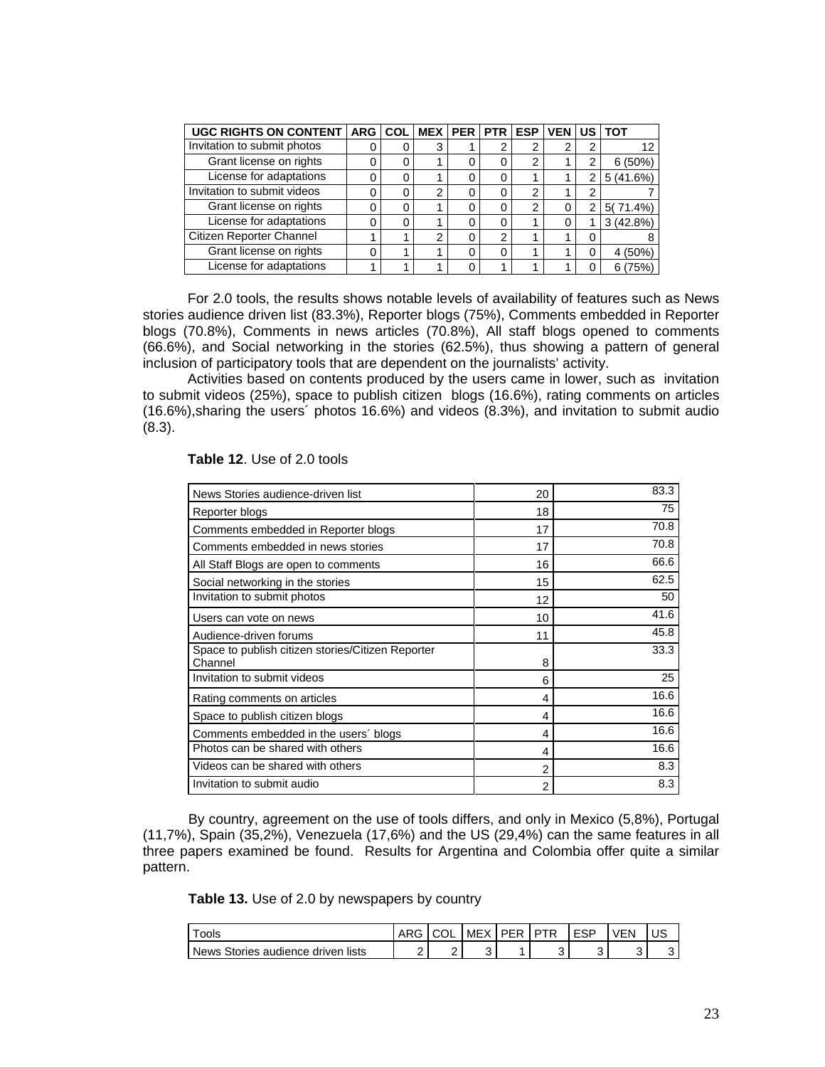| UGC RIGHTS ON CONTENT | ARG | COL | MEX | PER | PTR | ESP | VEN | US | TOT |
|---|---|---|---|---|---|---|---|---|---|
| Invitation to submit photos | 0 | 0 | 3 | 1 | 2 | 2 | 2 | 2 | 12 |
| Grant license on rights | 0 | 0 | 1 | 0 | 0 | 2 | 1 | 2 | 6 (50%) |
| License for adaptations | 0 | 0 | 1 | 0 | 0 | 1 | 1 | 2 | 5 (41.6%) |
| Invitation to submit videos | 0 | 0 | 2 | 0 | 0 | 2 | 1 | 2 | 7 |
| Grant license on rights | 0 | 0 | 1 | 0 | 0 | 2 | 0 | 2 | 5( 71.4%) |
| License for adaptations | 0 | 0 | 1 | 0 | 0 | 1 | 0 | 1 | 3 (42.8%) |
| Citizen Reporter Channel | 1 | 1 | 2 | 0 | 2 | 1 | 1 | 0 | 8 |
| Grant license on rights | 0 | 1 | 1 | 0 | 0 | 1 | 1 | 0 | 4 (50%) |
| License for adaptations | 1 | 1 | 1 | 0 | 1 | 1 | 1 | 0 | 6 (75%) |

For 2.0 tools, the results shows notable levels of availability of features such as News stories audience driven list (83.3%), Reporter blogs (75%), Comments embedded in Reporter blogs (70.8%), Comments in news articles (70.8%), All staff blogs opened to comments (66.6%), and Social networking in the stories (62.5%), thus showing a pattern of general inclusion of participatory tools that are dependent on the journalists' activity.

Activities based on contents produced by the users came in lower, such as invitation to submit videos (25%), space to publish citizen blogs (16.6%), rating comments on articles (16.6%),sharing the users´ photos 16.6%) and videos (8.3%), and invitation to submit audio (8.3).

**Table 12**. Use of 2.0 tools

| | | |
|---|---|---|
| News Stories audience-driven list | 20 | 83.3 |
| Reporter blogs | 18 | 75 |
| Comments embedded in Reporter blogs | 17 | 70.8 |
| Comments embedded in news stories | 17 | 70.8 |
| All Staff Blogs are open to comments | 16 | 66.6 |
| Social networking in the stories | 15 | 62.5 |
| Invitation to submit photos | 12 | 50 |
| Users can vote on news | 10 | 41.6 |
| Audience-driven forums | 11 | 45.8 |
| Space to publish citizen stories/Citizen Reporter Channel | 8 | 33.3 |
| Invitation to submit videos | 6 | 25 |
| Rating comments on articles | 4 | 16.6 |
| Space to publish citizen blogs | 4 | 16.6 |
| Comments embedded in the users´ blogs | 4 | 16.6 |
| Photos can be shared with others | 4 | 16.6 |
| Videos can be shared with others | 2 | 8.3 |
| Invitation to submit audio | 2 | 8.3 |

By country, agreement on the use of tools differs, and only in Mexico (5,8%), Portugal (11,7%), Spain (35,2%), Venezuela (17,6%) and the US (29,4%) can the same features in all three papers examined be found. Results for Argentina and Colombia offer quite a similar pattern.

**Table 13.** Use of 2.0 by newspapers by country

| Tools | ARG | COL | MEX | PER | PTR | ESP | VEN | US |
|---|---|---|---|---|---|---|---|---|
| News Stories audience driven lists | 2 | 2 | 3 | 1 | 3 | 3 | 3 | 3 |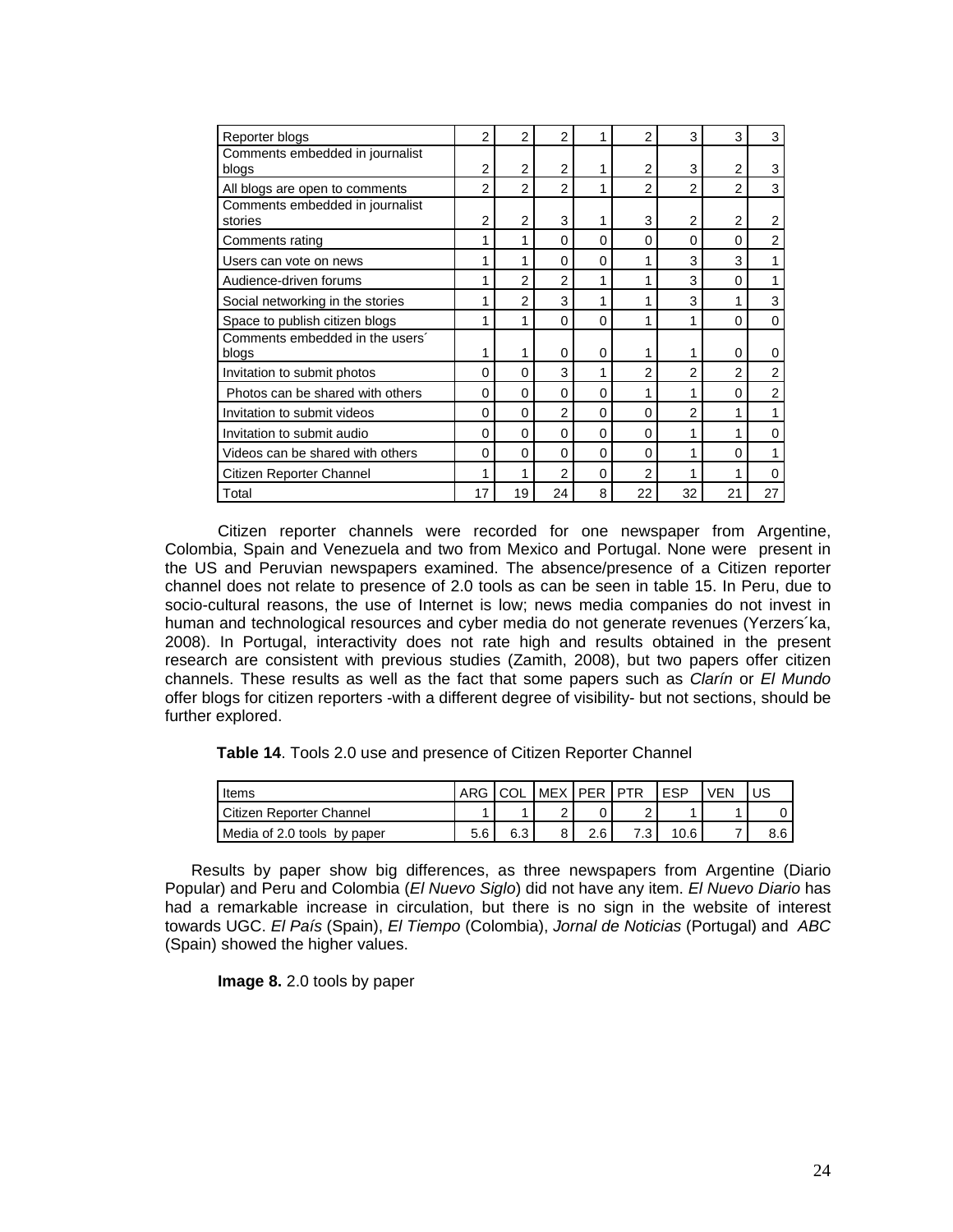| | | | | | | | | |
|---|---|---|---|---|---|---|---|---|
| Reporter blogs | 2 | 2 | 2 | 1 | 2 | 3 | 3 | 3 |
| Comments embedded in journalist blogs | 2 | 2 | 2 | 1 | 2 | 3 | 2 | 3 |
| All blogs are open to comments | 2 | 2 | 2 | 1 | 2 | 2 | 2 | 3 |
| Comments embedded in journalist stories | 2 | 2 | 3 | 1 | 3 | 2 | 2 | 2 |
| Comments rating | 1 | 1 | 0 | 0 | 0 | 0 | 0 | 2 |
| Users can vote on news | 1 | 1 | 0 | 0 | 1 | 3 | 3 | 1 |
| Audience-driven forums | 1 | 2 | 2 | 1 | 1 | 3 | 0 | 1 |
| Social networking in the stories | 1 | 2 | 3 | 1 | 1 | 3 | 1 | 3 |
| Space to publish citizen blogs | 1 | 1 | 0 | 0 | 1 | 1 | 0 | 0 |
| Comments embedded in the users´ blogs | 1 | 1 | 0 | 0 | 1 | 1 | 0 | 0 |
| Invitation to submit photos | 0 | 0 | 3 | 1 | 2 | 2 | 2 | 2 |
| Photos can be shared with others | 0 | 0 | 0 | 0 | 1 | 1 | 0 | 2 |
| Invitation to submit videos | 0 | 0 | 2 | 0 | 0 | 2 | 1 | 1 |
| Invitation to submit audio | 0 | 0 | 0 | 0 | 0 | 1 | 1 | 0 |
| Videos can be shared with others | 0 | 0 | 0 | 0 | 0 | 1 | 0 | 1 |
| Citizen Reporter Channel | 1 | 1 | 2 | 0 | 2 | 1 | 1 | 0 |
| Total | 17 | 19 | 24 | 8 | 22 | 32 | 21 | 27 |

Citizen reporter channels were recorded for one newspaper from Argentine, Colombia, Spain and Venezuela and two from Mexico and Portugal. None were present in the US and Peruvian newspapers examined. The absence/presence of a Citizen reporter channel does not relate to presence of 2.0 tools as can be seen in table 15. In Peru, due to socio-cultural reasons, the use of Internet is low; news media companies do not invest in human and technological resources and cyber media do not generate revenues (Yerzers´ka, 2008). In Portugal, interactivity does not rate high and results obtained in the present research are consistent with previous studies (Zamith, 2008), but two papers offer citizen channels. These results as well as the fact that some papers such as *Clarín* or *El Mundo* offer blogs for citizen reporters -with a different degree of visibility- but not sections, should be further explored.

**Table 14**. Tools 2.0 use and presence of Citizen Reporter Channel

| Items | ARG | COL | MEX | PER | PTR | ESP | VEN | US |
|---|---|---|---|---|---|---|---|---|
| Citizen Reporter Channel | 1 | 1 | 2 | 0 | 2 | 1 | 1 | 0 |
| Media of 2.0 tools by paper | 5.6 | 6.3 | 8 | 2.6 | 7.3 | 10.6 | 7 | 8.6 |

Results by paper show big differences, as three newspapers from Argentine (Diario Popular) and Peru and Colombia (*El Nuevo Siglo*) did not have any item. *El Nuevo Diario* has had a remarkable increase in circulation, but there is no sign in the website of interest towards UGC. *El País* (Spain), *El Tiempo* (Colombia), *Jornal de Noticias* (Portugal) and *ABC* (Spain) showed the higher values.

**Image 8.** 2.0 tools by paper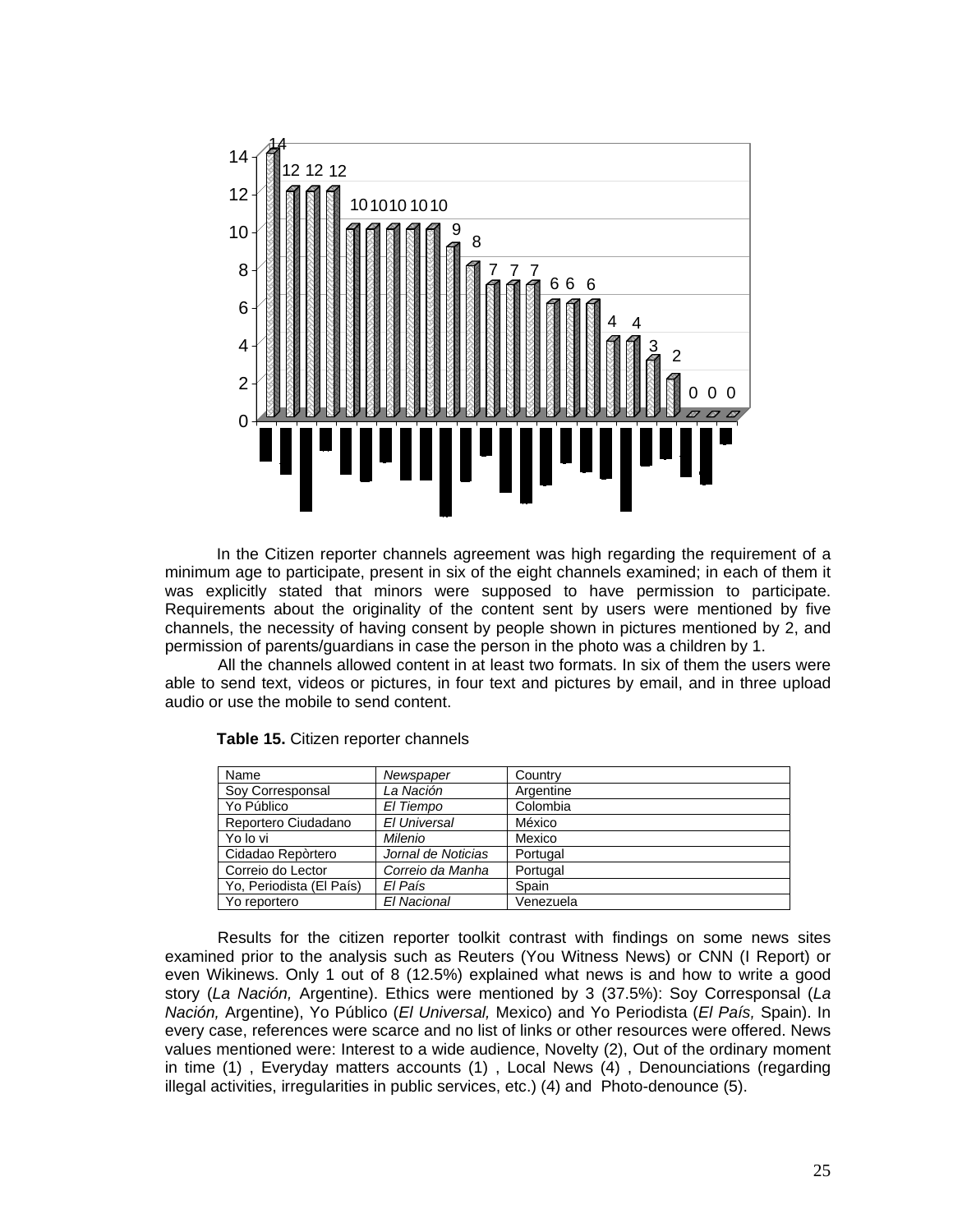In the Citizen reporter channels agreement was high regarding the requirement of a minimum age to participate, present in six of the eight channels examined; in each of them it was explicitly stated that minors were supposed to have permission to participate. Requirements about the originality of the content sent by users were mentioned by five channels, the necessity of having consent by people shown in pictures mentioned by 2, and permission of parents/guardians in case the person in the photo was a children by 1.

All the channels allowed content in at least two formats. In six of them the users were able to send text, videos or pictures, in four text and pictures by email, and in three upload audio or use the mobile to send content.

**Table 15.** Citizen reporter channels

| Name | *Newspaper* | Country |
|---|---|---|
| Soy Corresponsal | *La Nación* | Argentine |
| Yo Público | *El Tiempo* | Colombia |
| Reportero Ciudadano | *El Universal* | México |
| Yo lo vi | *Milenio* | Mexico |
| Cidadao Repòrtero | *Jornal de Noticias* | Portugal |
| Correio do Lector | *Correio da Manha* | Portugal |
| Yo, Periodista (El País) | *El País* | Spain |
| Yo reportero | *El Nacional* | Venezuela |

Results for the citizen reporter toolkit contrast with findings on some news sites examined prior to the analysis such as Reuters (You Witness News) or CNN (I Report) or even Wikinews. Only 1 out of 8 (12.5%) explained what news is and how to write a good story (*La Nación,* Argentine). Ethics were mentioned by 3 (37.5%): Soy Corresponsal (*La Nación,* Argentine), Yo Público (*El Universal,* Mexico) and Yo Periodista (*El País,* Spain). In every case, references were scarce and no list of links or other resources were offered. News values mentioned were: Interest to a wide audience, Novelty (2), Out of the ordinary moment in time (1) , Everyday matters accounts (1) , Local News (4) , Denounciations (regarding illegal activities, irregularities in public services, etc.) (4) and Photo-denounce (5).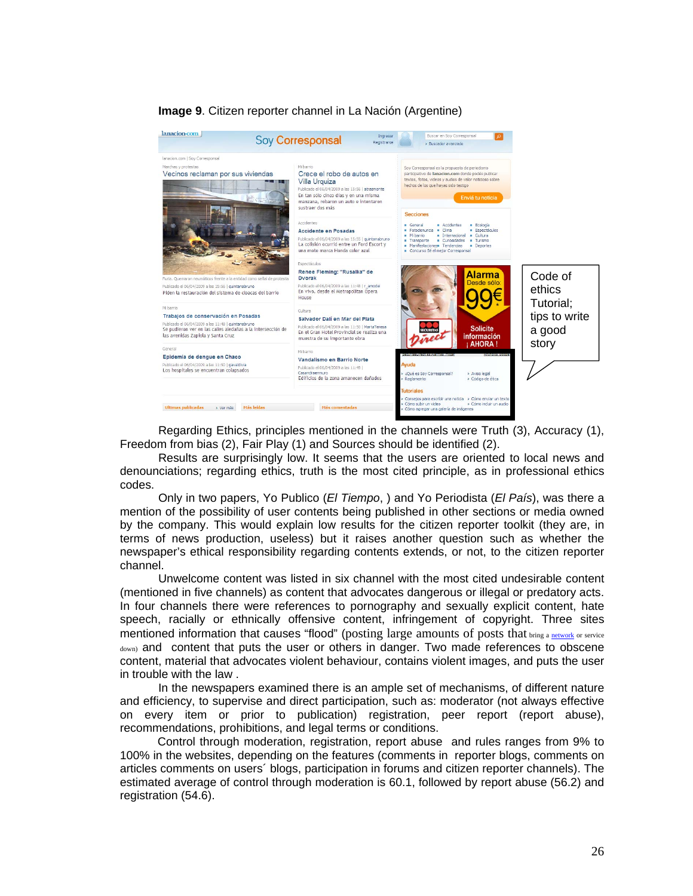**Image 9**. Citizen reporter channel in La Nación (Argentine)

Code of ethics Tutorial; tips to write a good story

Regarding Ethics, principles mentioned in the channels were Truth (3), Accuracy (1), Freedom from bias (2), Fair Play (1) and Sources should be identified (2).

Results are surprisingly low. It seems that the users are oriented to local news and denounciations; regarding ethics, truth is the most cited principle, as in professional ethics codes.

Only in two papers, Yo Publico (*El Tiempo*, ) and Yo Periodista (*El País*), was there a mention of the possibility of user contents being published in other sections or media owned by the company. This would explain low results for the citizen reporter toolkit (they are, in terms of news production, useless) but it raises another question such as whether the newspaper's ethical responsibility regarding contents extends, or not, to the citizen reporter channel.

Unwelcome content was listed in six channel with the most cited undesirable content (mentioned in five channels) as content that advocates dangerous or illegal or predatory acts. In four channels there were references to pornography and sexually explicit content, hate speech, racially or ethnically offensive content, infringement of copyright. Three sites mentioned information that causes "flood" (posting large amounts of posts that bring a network or service down) and content that puts the user or others in danger. Two made references to obscene content, material that advocates violent behaviour, contains violent images, and puts the user in trouble with the law .

In the newspapers examined there is an ample set of mechanisms, of different nature and efficiency, to supervise and direct participation, such as: moderator (not always effective on every item or prior to publication) registration, peer report (report abuse), recommendations, prohibitions, and legal terms or conditions.

Control through moderation, registration, report abuse and rules ranges from 9% to 100% in the websites, depending on the features (comments in reporter blogs, comments on articles comments on users´ blogs, participation in forums and citizen reporter channels). The estimated average of control through moderation is 60.1, followed by report abuse (56.2) and registration (54.6).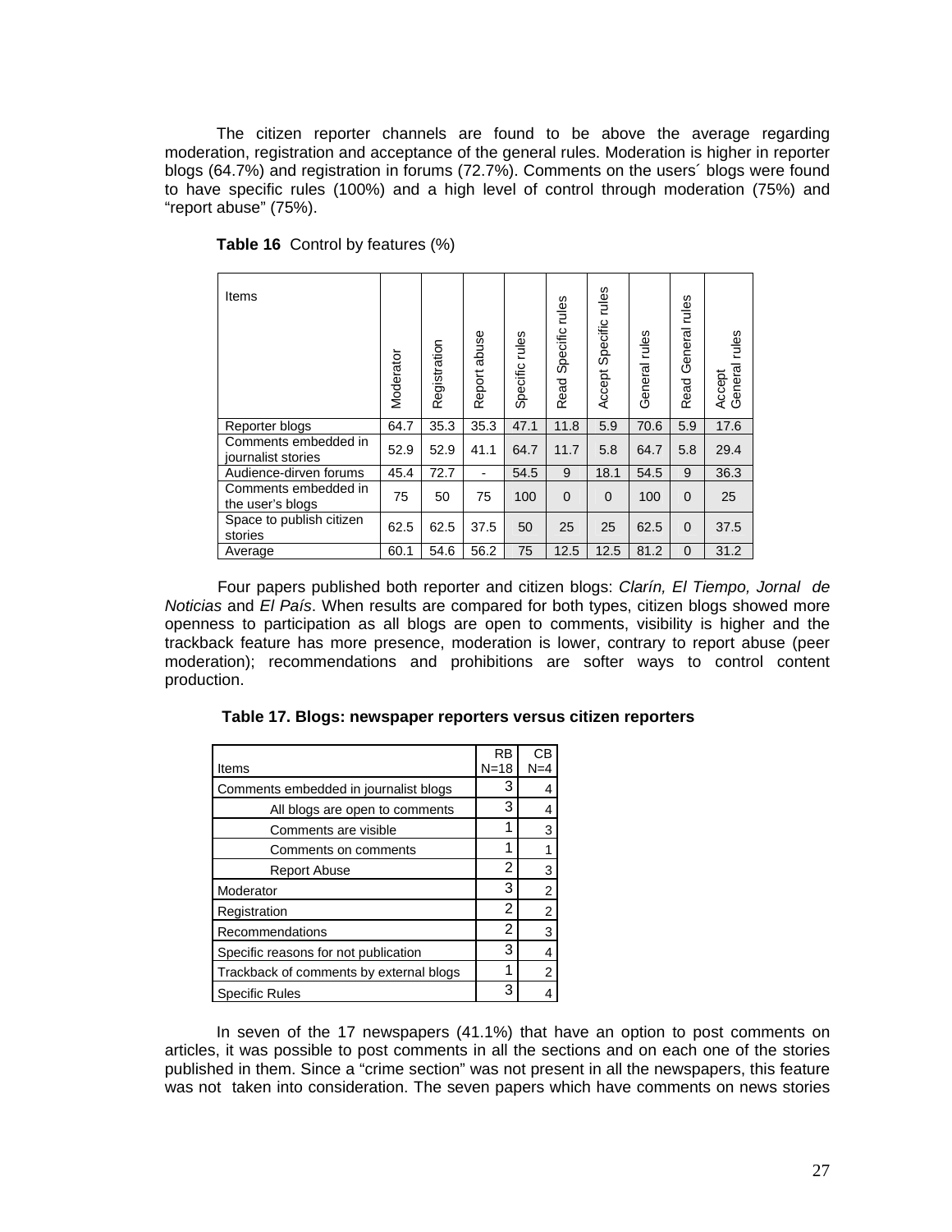The citizen reporter channels are found to be above the average regarding moderation, registration and acceptance of the general rules. Moderation is higher in reporter blogs (64.7%) and registration in forums (72.7%). Comments on the users´ blogs were found to have specific rules (100%) and a high level of control through moderation (75%) and "report abuse" (75%).

**Table 16** Control by features (%)

| Items | Moderator | Registration | Report abuse | Specific rules | Read Specific rules | Accept Specific rules | General rules | Read General rules | Accept General rules |
|---|---|---|---|---|---|---|---|---|---|
| Reporter blogs | 64.7 | 35.3 | 35.3 | 47.1 | 11.8 | 5.9 | 70.6 | 5.9 | 17.6 |
| Comments embedded in journalist stories | 52.9 | 52.9 | 41.1 | 64.7 | 11.7 | 5.8 | 64.7 | 5.8 | 29.4 |
| Audience-dirven forums | 45.4 | 72.7 | - | 54.5 | 9 | 18.1 | 54.5 | 9 | 36.3 |
| Comments embedded in the user's blogs | 75 | 50 | 75 | 100 | 0 | 0 | 100 | 0 | 25 |
| Space to publish citizen stories | 62.5 | 62.5 | 37.5 | 50 | 25 | 25 | 62.5 | 0 | 37.5 |
| Average | 60.1 | 54.6 | 56.2 | 75 | 12.5 | 12.5 | 81.2 | 0 | 31.2 |

Four papers published both reporter and citizen blogs: *Clarín, El Tiempo, Jornal de Noticias* and *El País*. When results are compared for both types, citizen blogs showed more openness to participation as all blogs are open to comments, visibility is higher and the trackback feature has more presence, moderation is lower, contrary to report abuse (peer moderation); recommendations and prohibitions are softer ways to control content production.

**Table 17. Blogs: newspaper reporters versus citizen reporters**

| Items | RB N=18 | CB N=4 |
|---|---|---|
| Comments embedded in journalist blogs | 3 | 4 |
| All blogs are open to comments | 3 | 4 |
| Comments are visible | 1 | 3 |
| Comments on comments | 1 | 1 |
| Report Abuse | 2 | 3 |
| Moderator | 3 | 2 |
| Registration | 2 | 2 |
| Recommendations | 2 | 3 |
| Specific reasons for not publication | 3 | 4 |
| Trackback of comments by external blogs | 1 | 2 |
| Specific Rules | 3 | 4 |

In seven of the 17 newspapers (41.1%) that have an option to post comments on articles, it was possible to post comments in all the sections and on each one of the stories published in them. Since a "crime section" was not present in all the newspapers, this feature was not taken into consideration. The seven papers which have comments on news stories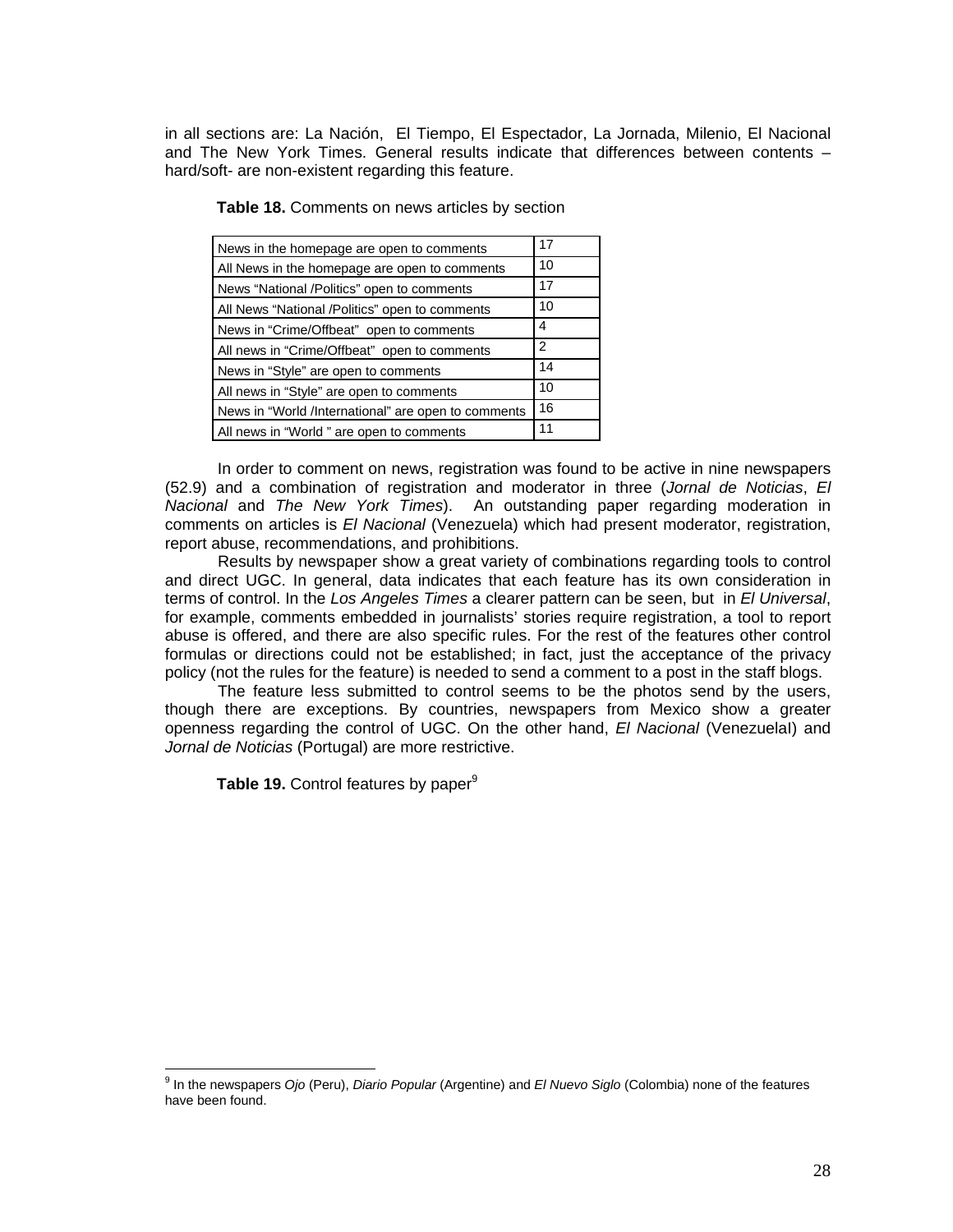in all sections are: La Nación, El Tiempo, El Espectador, La Jornada, Milenio, El Nacional and The New York Times. General results indicate that differences between contents –hard/soft- are non-existent regarding this feature.

**Table 18.** Comments on news articles by section

| | |
|---|---|
| News in the homepage are open to comments | 17 |
| All News in the homepage are open to comments | 10 |
| News "National /Politics" open to comments | 17 |
| All News "National /Politics" open to comments | 10 |
| News in "Crime/Offbeat" open to comments | 4 |
| All news in "Crime/Offbeat" open to comments | 2 |
| News in "Style" are open to comments | 14 |
| All news in "Style" are open to comments | 10 |
| News in "World /International" are open to comments | 16 |
| All news in "World " are open to comments | 11 |

In order to comment on news, registration was found to be active in nine newspapers (52.9) and a combination of registration and moderator in three (*Jornal de Noticias*, *El Nacional* and *The New York Times*). An outstanding paper regarding moderation in comments on articles is *El Nacional* (Venezuela) which had present moderator, registration, report abuse, recommendations, and prohibitions.

Results by newspaper show a great variety of combinations regarding tools to control and direct UGC. In general, data indicates that each feature has its own consideration in terms of control. In the *Los Angeles Times* a clearer pattern can be seen, but in *El Universal*, for example, comments embedded in journalists' stories require registration, a tool to report abuse is offered, and there are also specific rules. For the rest of the features other control formulas or directions could not be established; in fact, just the acceptance of the privacy policy (not the rules for the feature) is needed to send a comment to a post in the staff blogs.

The feature less submitted to control seems to be the photos send by the users, though there are exceptions. By countries, newspapers from Mexico show a greater openness regarding the control of UGC. On the other hand, *El Nacional* (Venezuelal) and *Jornal de Noticias* (Portugal) are more restrictive.

**Table 19.** Control features by paper[9]

[9] In the newspapers *Ojo* (Peru), *Diario Popular* (Argentine) and *El Nuevo Siglo* (Colombia) none of the features have been found.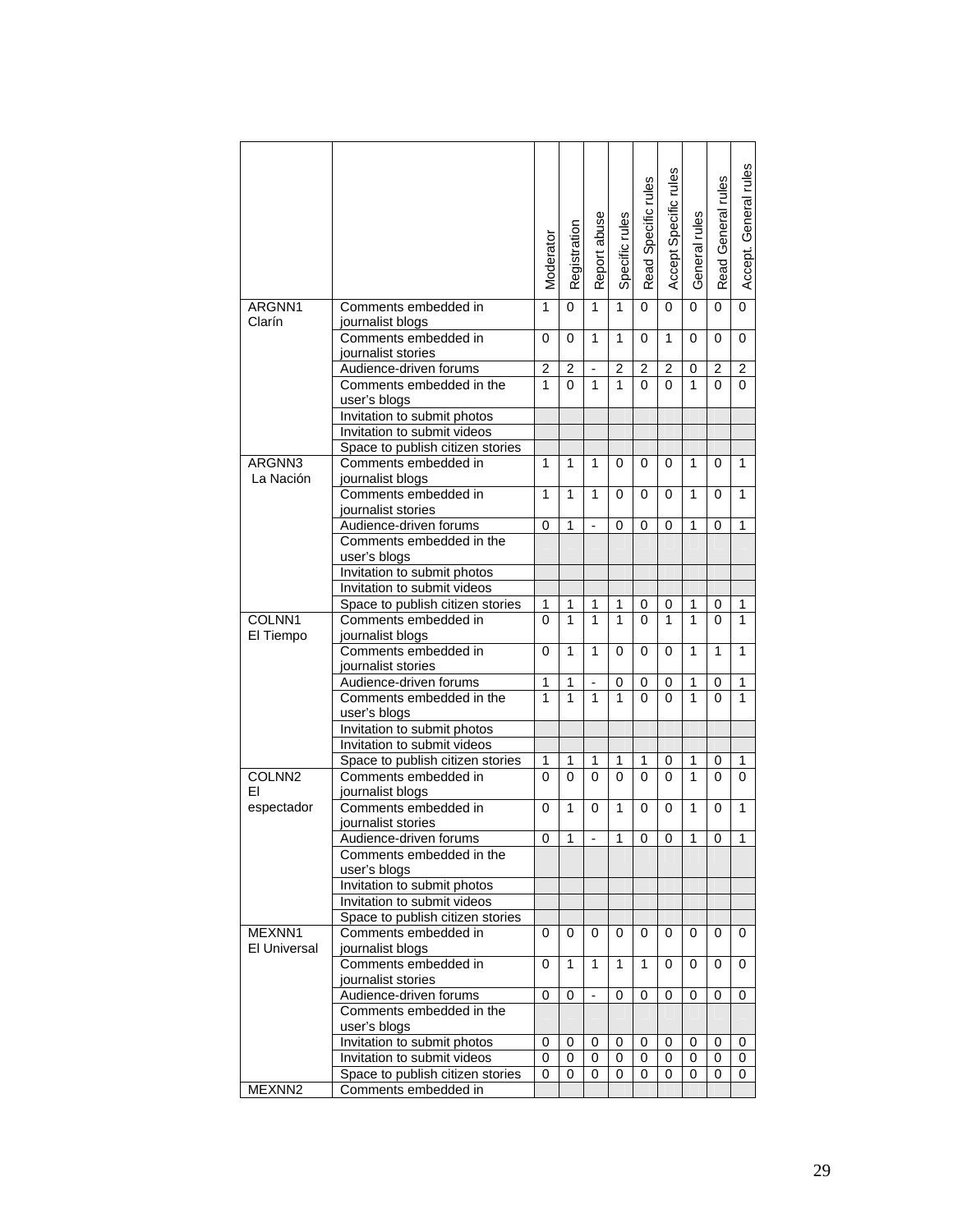| | | Moderator | Registration | Report abuse | Specific rules | Read Specific rules | Accept Specific rules | General rules | Read General rules | Accept. General rules |
|---|---|---|---|---|---|---|---|---|---|---|
| ARGNN1 Clarín | Comments embedded in journalist blogs | 1 | 0 | 1 | 1 | 0 | 0 | 0 | 0 | 0 |
| | Comments embedded in journalist stories | 0 | 0 | 1 | 1 | 0 | 1 | 0 | 0 | 0 |
| | Audience-driven forums | 2 | 2 | - | 2 | 2 | 2 | 0 | 2 | 2 |
| | Comments embedded in the user's blogs | 1 | 0 | 1 | 1 | 0 | 0 | 1 | 0 | 0 |
| | Invitation to submit photos | | | | | | | | | |
| | Invitation to submit videos | | | | | | | | | |
| | Space to publish citizen stories | | | | | | | | | |
| ARGNN3 La Nación | Comments embedded in journalist blogs | 1 | 1 | 1 | 0 | 0 | 0 | 1 | 0 | 1 |
| | Comments embedded in journalist stories | 1 | 1 | 1 | 0 | 0 | 0 | 1 | 0 | 1 |
| | Audience-driven forums | 0 | 1 | - | 0 | 0 | 0 | 1 | 0 | 1 |
| | Comments embedded in the user's blogs | | | | | | | | | |
| | Invitation to submit photos | | | | | | | | | |
| | Invitation to submit videos | | | | | | | | | |
| | Space to publish citizen stories | 1 | 1 | 1 | 1 | 0 | 0 | 1 | 0 | 1 |
| COLNN1 El Tiempo | Comments embedded in journalist blogs | 0 | 1 | 1 | 1 | 0 | 1 | 1 | 0 | 1 |
| | Comments embedded in journalist stories | 0 | 1 | 1 | 0 | 0 | 0 | 1 | 1 | 1 |
| | Audience-driven forums | 1 | 1 | - | 0 | 0 | 0 | 1 | 0 | 1 |
| | Comments embedded in the user's blogs | 1 | 1 | 1 | 1 | 0 | 0 | 1 | 0 | 1 |
| | Invitation to submit photos | | | | | | | | | |
| | Invitation to submit videos | | | | | | | | | |
| | Space to publish citizen stories | 1 | 1 | 1 | 1 | 1 | 0 | 1 | 0 | 1 |
| COLNN2 El espectador | Comments embedded in journalist blogs | 0 | 0 | 0 | 0 | 0 | 0 | 1 | 0 | 0 |
| | Comments embedded in journalist stories | 0 | 1 | 0 | 1 | 0 | 0 | 1 | 0 | 1 |
| | Audience-driven forums | 0 | 1 | - | 1 | 0 | 0 | 1 | 0 | 1 |
| | Comments embedded in the user's blogs | | | | | | | | | |
| | Invitation to submit photos | | | | | | | | | |
| | Invitation to submit videos | | | | | | | | | |
| | Space to publish citizen stories | | | | | | | | | |
| MEXNN1 El Universal | Comments embedded in journalist blogs | 0 | 0 | 0 | 0 | 0 | 0 | 0 | 0 | 0 |
| | Comments embedded in journalist stories | 0 | 1 | 1 | 1 | 1 | 0 | 0 | 0 | 0 |
| | Audience-driven forums | 0 | 0 | - | 0 | 0 | 0 | 0 | 0 | 0 |
| | Comments embedded in the user's blogs | | | | | | | | | |
| | Invitation to submit photos | 0 | 0 | 0 | 0 | 0 | 0 | 0 | 0 | 0 |
| | Invitation to submit videos | 0 | 0 | 0 | 0 | 0 | 0 | 0 | 0 | 0 |
| | Space to publish citizen stories | 0 | 0 | 0 | 0 | 0 | 0 | 0 | 0 | 0 |
| MEXNN2 | Comments embedded in | | | | | | | | | |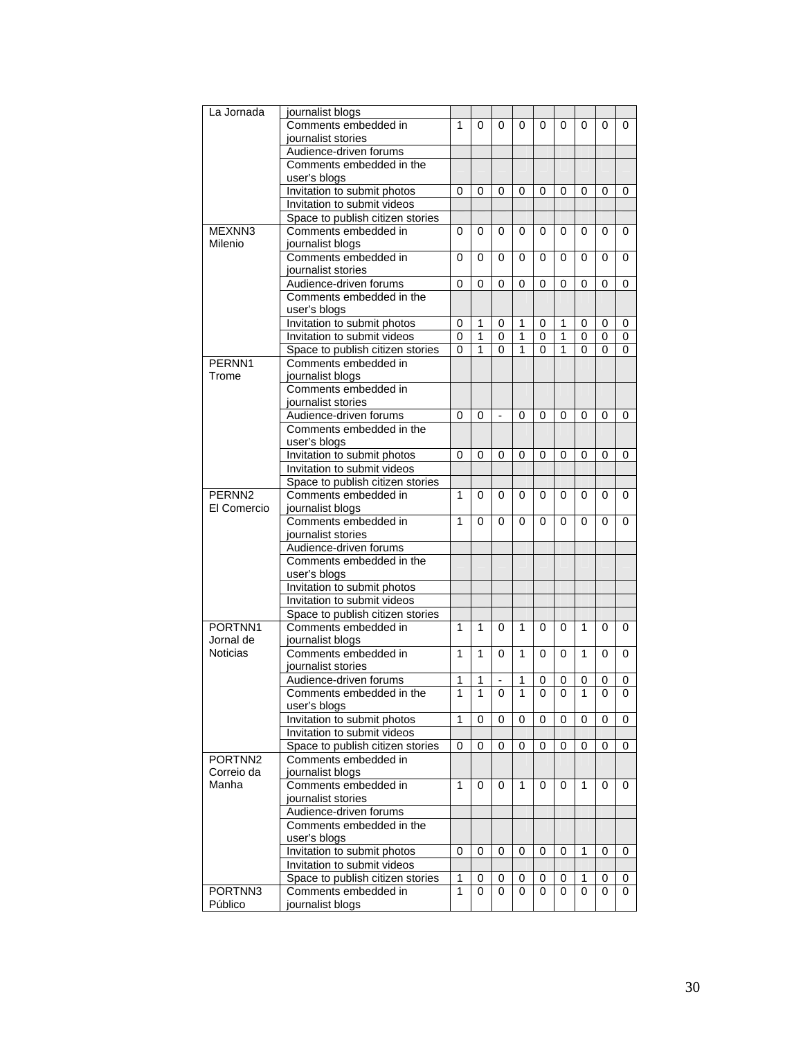| | | | | | | | | | | |
|---|---|---|---|---|---|---|---|---|---|---|
| La Jornada | journalist blogs | | | | | | | | | |
| | Comments embedded in journalist stories | 1 | 0 | 0 | 0 | 0 | 0 | 0 | 0 | 0 |
| | Audience-driven forums | | | | | | | | | |
| | Comments embedded in the user's blogs | | | | | | | | | |
| | Invitation to submit photos | 0 | 0 | 0 | 0 | 0 | 0 | 0 | 0 | 0 |
| | Invitation to submit videos | | | | | | | | | |
| | Space to publish citizen stories | | | | | | | | | |
| MEXNN3 Milenio | Comments embedded in journalist blogs | 0 | 0 | 0 | 0 | 0 | 0 | 0 | 0 | 0 |
| | Comments embedded in journalist stories | 0 | 0 | 0 | 0 | 0 | 0 | 0 | 0 | 0 |
| | Audience-driven forums | 0 | 0 | 0 | 0 | 0 | 0 | 0 | 0 | 0 |
| | Comments embedded in the user's blogs | | | | | | | | | |
| | Invitation to submit photos | 0 | 1 | 0 | 1 | 0 | 1 | 0 | 0 | 0 |
| | Invitation to submit videos | 0 | 1 | 0 | 1 | 0 | 1 | 0 | 0 | 0 |
| | Space to publish citizen stories | 0 | 1 | 0 | 1 | 0 | 1 | 0 | 0 | 0 |
| PERNN1 Trome | Comments embedded in journalist blogs | | | | | | | | | |
| | Comments embedded in journalist stories | | | | | | | | | |
| | Audience-driven forums | 0 | 0 | - | 0 | 0 | 0 | 0 | 0 | 0 |
| | Comments embedded in the user's blogs | | | | | | | | | |
| | Invitation to submit photos | 0 | 0 | 0 | 0 | 0 | 0 | 0 | 0 | 0 |
| | Invitation to submit videos | | | | | | | | | |
| | Space to publish citizen stories | | | | | | | | | |
| PERNN2 El Comercio | Comments embedded in journalist blogs | 1 | 0 | 0 | 0 | 0 | 0 | 0 | 0 | 0 |
| | Comments embedded in journalist stories | 1 | 0 | 0 | 0 | 0 | 0 | 0 | 0 | 0 |
| | Audience-driven forums | | | | | | | | | |
| | Comments embedded in the user's blogs | | | | | | | | | |
| | Invitation to submit photos | | | | | | | | | |
| | Invitation to submit videos | | | | | | | | | |
| | Space to publish citizen stories | | | | | | | | | |
| PORTNN1 Jornal de Noticias | Comments embedded in journalist blogs | 1 | 1 | 0 | 1 | 0 | 0 | 1 | 0 | 0 |
| | Comments embedded in journalist stories | 1 | 1 | 0 | 1 | 0 | 0 | 1 | 0 | 0 |
| | Audience-driven forums | 1 | 1 | - | 1 | 0 | 0 | 0 | 0 | 0 |
| | Comments embedded in the user's blogs | 1 | 1 | 0 | 1 | 0 | 0 | 1 | 0 | 0 |
| | Invitation to submit photos | 1 | 0 | 0 | 0 | 0 | 0 | 0 | 0 | 0 |
| | Invitation to submit videos | | | | | | | | | |
| | Space to publish citizen stories | 0 | 0 | 0 | 0 | 0 | 0 | 0 | 0 | 0 |
| PORTNN2 Correio da Manha | Comments embedded in journalist blogs | | | | | | | | | |
| | Comments embedded in journalist stories | 1 | 0 | 0 | 1 | 0 | 0 | 1 | 0 | 0 |
| | Audience-driven forums | | | | | | | | | |
| | Comments embedded in the user's blogs | | | | | | | | | |
| | Invitation to submit photos | 0 | 0 | 0 | 0 | 0 | 0 | 1 | 0 | 0 |
| | Invitation to submit videos | | | | | | | | | |
| | Space to publish citizen stories | 1 | 0 | 0 | 0 | 0 | 0 | 1 | 0 | 0 |
| PORTNN3 Público | Comments embedded in journalist blogs | 1 | 0 | 0 | 0 | 0 | 0 | 0 | 0 | 0 |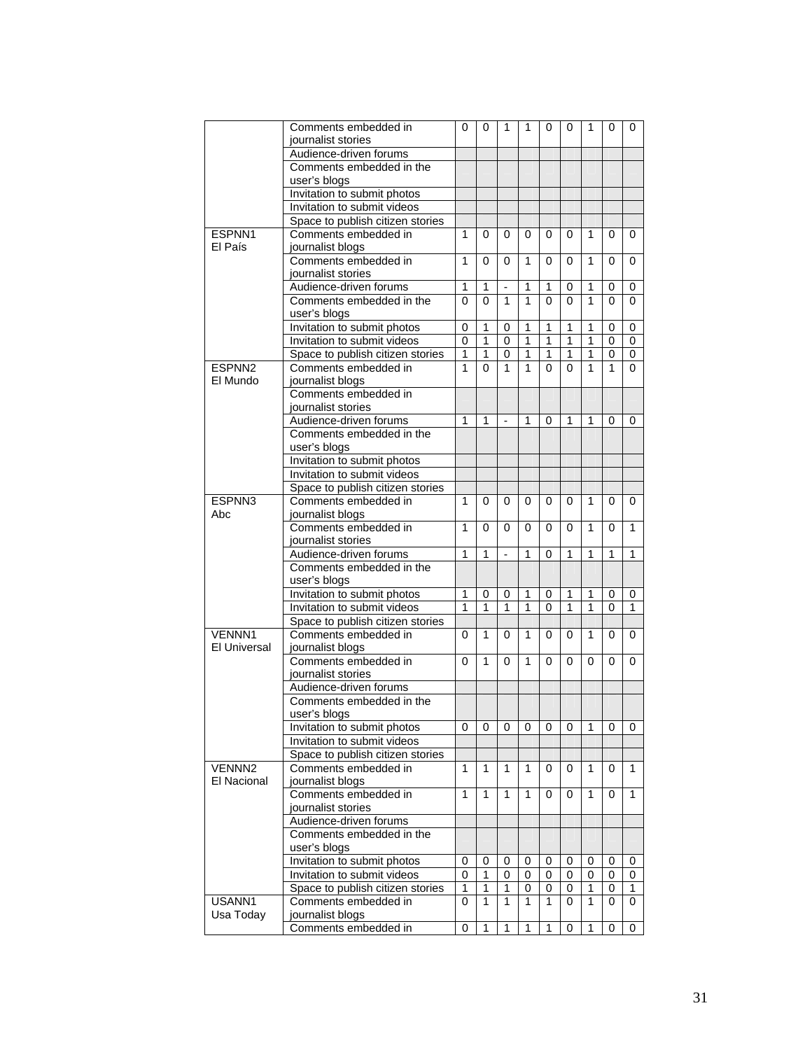| | | | | | | | | | | |
|---|---|---|---|---|---|---|---|---|---|---|
| | Comments embedded in journalist stories | 0 | 0 | 1 | 1 | 0 | 0 | 1 | 0 | 0 |
| | Audience-driven forums | | | | | | | | | |
| | Comments embedded in the user's blogs | | | | | | | | | |
| | Invitation to submit photos | | | | | | | | | |
| | Invitation to submit videos | | | | | | | | | |
| | Space to publish citizen stories | | | | | | | | | |
| ESPNN1 El País | Comments embedded in journalist blogs | 1 | 0 | 0 | 0 | 0 | 0 | 1 | 0 | 0 |
| | Comments embedded in journalist stories | 1 | 0 | 0 | 1 | 0 | 0 | 1 | 0 | 0 |
| | Audience-driven forums | 1 | 1 | - | 1 | 1 | 0 | 1 | 0 | 0 |
| | Comments embedded in the user's blogs | 0 | 0 | 1 | 1 | 0 | 0 | 1 | 0 | 0 |
| | Invitation to submit photos | 0 | 1 | 0 | 1 | 1 | 1 | 1 | 0 | 0 |
| | Invitation to submit videos | 0 | 1 | 0 | 1 | 1 | 1 | 1 | 0 | 0 |
| | Space to publish citizen stories | 1 | 1 | 0 | 1 | 1 | 1 | 1 | 0 | 0 |
| ESPNN2 El Mundo | Comments embedded in journalist blogs | 1 | 0 | 1 | 1 | 0 | 0 | 1 | 1 | 0 |
| | Comments embedded in journalist stories | | | | | | | | | |
| | Audience-driven forums | 1 | 1 | - | 1 | 0 | 1 | 1 | 0 | 0 |
| | Comments embedded in the user's blogs | | | | | | | | | |
| | Invitation to submit photos | | | | | | | | | |
| | Invitation to submit videos | | | | | | | | | |
| | Space to publish citizen stories | | | | | | | | | |
| ESPNN3 Abc | Comments embedded in journalist blogs | 1 | 0 | 0 | 0 | 0 | 0 | 1 | 0 | 0 |
| | Comments embedded in journalist stories | 1 | 0 | 0 | 0 | 0 | 0 | 1 | 0 | 1 |
| | Audience-driven forums | 1 | 1 | - | 1 | 0 | 1 | 1 | 1 | 1 |
| | Comments embedded in the user's blogs | | | | | | | | | |
| | Invitation to submit photos | 1 | 0 | 0 | 1 | 0 | 1 | 1 | 0 | 0 |
| | Invitation to submit videos | 1 | 1 | 1 | 1 | 0 | 1 | 1 | 0 | 1 |
| | Space to publish citizen stories | | | | | | | | | |
| VENNN1 El Universal | Comments embedded in journalist blogs | 0 | 1 | 0 | 1 | 0 | 0 | 1 | 0 | 0 |
| | Comments embedded in journalist stories | 0 | 1 | 0 | 1 | 0 | 0 | 0 | 0 | 0 |
| | Audience-driven forums | | | | | | | | | |
| | Comments embedded in the user's blogs | | | | | | | | | |
| | Invitation to submit photos | 0 | 0 | 0 | 0 | 0 | 0 | 1 | 0 | 0 |
| | Invitation to submit videos | | | | | | | | | |
| | Space to publish citizen stories | | | | | | | | | |
| VENNN2 El Nacional | Comments embedded in journalist blogs | 1 | 1 | 1 | 1 | 0 | 0 | 1 | 0 | 1 |
| | Comments embedded in journalist stories | 1 | 1 | 1 | 1 | 0 | 0 | 1 | 0 | 1 |
| | Audience-driven forums | | | | | | | | | |
| | Comments embedded in the user's blogs | | | | | | | | | |
| | Invitation to submit photos | 0 | 0 | 0 | 0 | 0 | 0 | 0 | 0 | 0 |
| | Invitation to submit videos | 0 | 1 | 0 | 0 | 0 | 0 | 0 | 0 | 0 |
| | Space to publish citizen stories | 1 | 1 | 1 | 0 | 0 | 0 | 1 | 0 | 1 |
| USANN1 Usa Today | Comments embedded in journalist blogs | 0 | 1 | 1 | 1 | 1 | 0 | 1 | 0 | 0 |
| | Comments embedded in | 0 | 1 | 1 | 1 | 1 | 0 | 1 | 0 | 0 |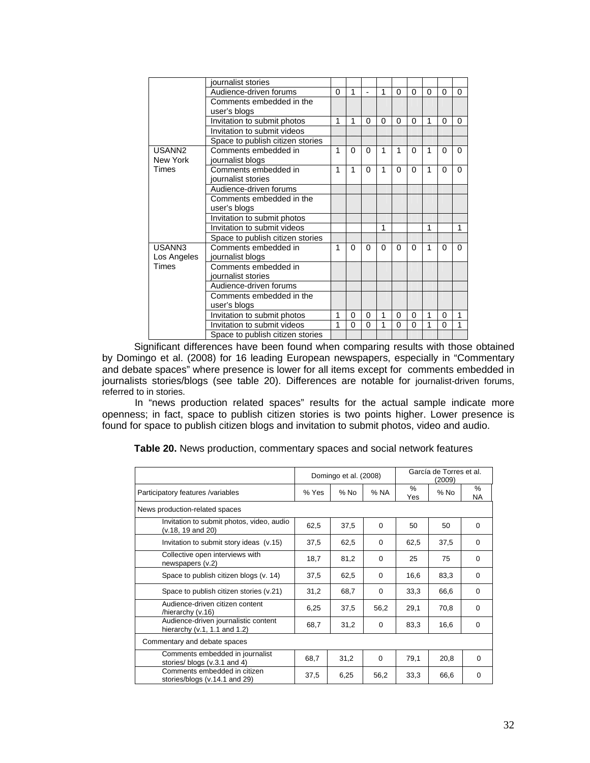| | | | | | | | | | | |
|---|---|---|---|---|---|---|---|---|---|---|
| | journalist stories | | | | | | | | | |
| | Audience-driven forums | 0 | 1 | - | 1 | 0 | 0 | 0 | 0 | 0 |
| | Comments embedded in the user's blogs | | | | | | | | | |
| | Invitation to submit photos | 1 | 1 | 0 | 0 | 0 | 0 | 1 | 0 | 0 |
| | Invitation to submit videos | | | | | | | | | |
| | Space to publish citizen stories | | | | | | | | | |
| USANN2 New York Times | Comments embedded in journalist blogs | 1 | 0 | 0 | 1 | 1 | 0 | 1 | 0 | 0 |
| | Comments embedded in journalist stories | 1 | 1 | 0 | 1 | 0 | 0 | 1 | 0 | 0 |
| | Audience-driven forums | | | | | | | | | |
| | Comments embedded in the user's blogs | | | | | | | | | |
| | Invitation to submit photos | | | | | | | | | |
| | Invitation to submit videos | | | | 1 | | | 1 | | 1 |
| | Space to publish citizen stories | | | | | | | | | |
| USANN3 Los Angeles Times | Comments embedded in journalist blogs | 1 | 0 | 0 | 0 | 0 | 0 | 1 | 0 | 0 |
| | Comments embedded in journalist stories | | | | | | | | | |
| | Audience-driven forums | | | | | | | | | |
| | Comments embedded in the user's blogs | | | | | | | | | |
| | Invitation to submit photos | 1 | 0 | 0 | 1 | 0 | 0 | 1 | 0 | 1 |
| | Invitation to submit videos | 1 | 0 | 0 | 1 | 0 | 0 | 1 | 0 | 1 |
| | Space to publish citizen stories | | | | | | | | | |

Significant differences have been found when comparing results with those obtained by Domingo et al. (2008) for 16 leading European newspapers, especially in "Commentary and debate spaces" where presence is lower for all items except for comments embedded in journalists stories/blogs (see table 20). Differences are notable for journalist-driven forums, referred to in stories.

In "news production related spaces" results for the actual sample indicate more openness; in fact, space to publish citizen stories is two points higher. Lower presence is found for space to publish citizen blogs and invitation to submit photos, video and audio.

**Table 20.** News production, commentary spaces and social network features

| | Domingo et al. (2008) | | | García de Torres et al. (2009) | | |
|---|---|---|---|---|---|---|
| Participatory features /variables | % Yes | % No | % NA | % Yes | % No | % NA |
| News production-related spaces | | | | | | |
| Invitation to submit photos, video, audio (v.18, 19 and 20) | 62,5 | 37,5 | 0 | 50 | 50 | 0 |
| Invitation to submit story ideas (v.15) | 37,5 | 62,5 | 0 | 62,5 | 37,5 | 0 |
| Collective open interviews with newspapers (v.2) | 18,7 | 81,2 | 0 | 25 | 75 | 0 |
| Space to publish citizen blogs (v. 14) | 37,5 | 62,5 | 0 | 16,6 | 83,3 | 0 |
| Space to publish citizen stories (v.21) | 31,2 | 68,7 | 0 | 33,3 | 66,6 | 0 |
| Audience-driven citizen content /hierarchy (v.16) | 6,25 | 37,5 | 56,2 | 29,1 | 70,8 | 0 |
| Audience-driven journalistic content hierarchy (v.1, 1.1 and 1.2) | 68,7 | 31,2 | 0 | 83,3 | 16,6 | 0 |
| Commentary and debate spaces | | | | | | |
| Comments embedded in journalist stories/ blogs (v.3.1 and 4) | 68,7 | 31,2 | 0 | 79,1 | 20,8 | 0 |
| Comments embedded in citizen stories/blogs (v.14.1 and 29) | 37,5 | 6,25 | 56,2 | 33,3 | 66,6 | 0 |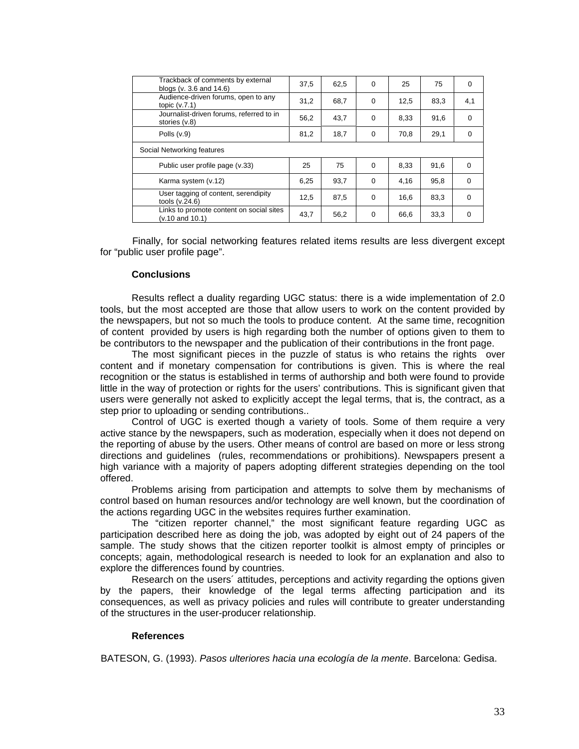| | | | | | | |
|---|---|---|---|---|---|---|
| Trackback of comments by external blogs (v. 3.6 and 14.6) | 37,5 | 62,5 | 0 | 25 | 75 | 0 |
| Audience-driven forums, open to any topic (v.7.1) | 31,2 | 68,7 | 0 | 12,5 | 83,3 | 4,1 |
| Journalist-driven forums, referred to in stories (v.8) | 56,2 | 43,7 | 0 | 8,33 | 91,6 | 0 |
| Polls (v.9) | 81,2 | 18,7 | 0 | 70,8 | 29,1 | 0 |
| Social Networking features | | | | | | |
| Public user profile page (v.33) | 25 | 75 | 0 | 8,33 | 91,6 | 0 |
| Karma system (v.12) | 6,25 | 93,7 | 0 | 4,16 | 95,8 | 0 |
| User tagging of content, serendipity tools (v.24.6) | 12,5 | 87,5 | 0 | 16,6 | 83,3 | 0 |
| Links to promote content on social sites (v.10 and 10.1) | 43,7 | 56,2 | 0 | 66,6 | 33,3 | 0 |

Finally, for social networking features related items results are less divergent except for "public user profile page".

**Conclusions**

Results reflect a duality regarding UGC status: there is a wide implementation of 2.0 tools, but the most accepted are those that allow users to work on the content provided by the newspapers, but not so much the tools to produce content. At the same time, recognition of content provided by users is high regarding both the number of options given to them to be contributors to the newspaper and the publication of their contributions in the front page.

The most significant pieces in the puzzle of status is who retains the rights over content and if monetary compensation for contributions is given. This is where the real recognition or the status is established in terms of authorship and both were found to provide little in the way of protection or rights for the users' contributions. This is significant given that users were generally not asked to explicitly accept the legal terms, that is, the contract, as a step prior to uploading or sending contributions..

Control of UGC is exerted though a variety of tools. Some of them require a very active stance by the newspapers, such as moderation, especially when it does not depend on the reporting of abuse by the users. Other means of control are based on more or less strong directions and guidelines (rules, recommendations or prohibitions). Newspapers present a high variance with a majority of papers adopting different strategies depending on the tool offered.

Problems arising from participation and attempts to solve them by mechanisms of control based on human resources and/or technology are well known, but the coordination of the actions regarding UGC in the websites requires further examination.

The "citizen reporter channel," the most significant feature regarding UGC as participation described here as doing the job, was adopted by eight out of 24 papers of the sample. The study shows that the citizen reporter toolkit is almost empty of principles or concepts; again, methodological research is needed to look for an explanation and also to explore the differences found by countries.

Research on the users´ attitudes, perceptions and activity regarding the options given by the papers, their knowledge of the legal terms affecting participation and its consequences, as well as privacy policies and rules will contribute to greater understanding of the structures in the user-producer relationship.

**References**

BATESON, G. (1993). *Pasos ulteriores hacia una ecología de la mente*. Barcelona: Gedisa.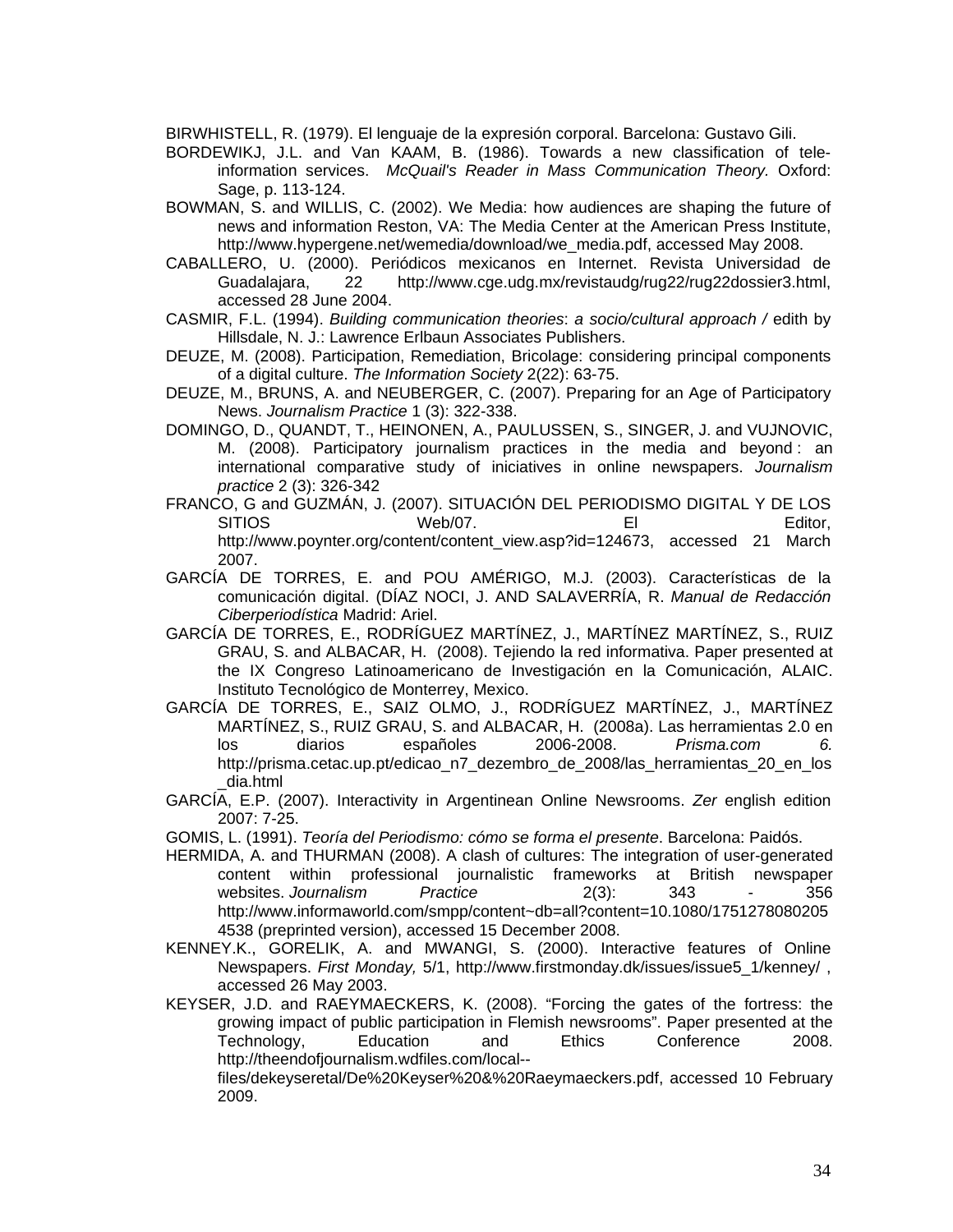BIRWHISTELL, R. (1979). El lenguaje de la expresión corporal. Barcelona: Gustavo Gili.

BORDEWIKJ, J.L. and Van KAAM, B. (1986). Towards a new classification of tele-information services. *McQuail's Reader in Mass Communication Theory*. Oxford: Sage, p. 113-124.

BOWMAN, S. and WILLIS, C. (2002). We Media: how audiences are shaping the future of news and information Reston, VA: The Media Center at the American Press Institute, http://www.hypergene.net/wemedia/download/we_media.pdf, accessed May 2008.

CABALLERO, U. (2000). Periódicos mexicanos en Internet. Revista Universidad de Guadalajara, 22 http://www.cge.udg.mx/revistaudg/rug22/rug22dossier3.html, accessed 28 June 2004.

CASMIR, F.L. (1994). *Building communication theories*: *a socio/cultural approach /* edith by Hillsdale, N. J.: Lawrence Erlbaun Associates Publishers.

DEUZE, M. (2008). Participation, Remediation, Bricolage: considering principal components of a digital culture. *The Information Society* 2(22): 63-75.

DEUZE, M., BRUNS, A. and NEUBERGER, C. (2007). Preparing for an Age of Participatory News. *Journalism Practice* 1 (3): 322-338.

DOMINGO, D., QUANDT, T., HEINONEN, A., PAULUSSEN, S., SINGER, J. and VUJNOVIC, M. (2008). Participatory journalism practices in the media and beyond : an international comparative study of iniciatives in online newspapers. *Journalism practice* 2 (3): 326-342

FRANCO, G and GUZMÁN, J. (2007). SITUACIÓN DEL PERIODISMO DIGITAL Y DE LOS SITIOS Web/07. El Editor, http://www.poynter.org/content/content_view.asp?id=124673, accessed 21 March 2007.

GARCÍA DE TORRES, E. and POU AMÉRIGO, M.J. (2003). Características de la comunicación digital. (DÍAZ NOCI, J. AND SALAVERRÍA, R. *Manual de Redacción Ciberperiodística* Madrid: Ariel.

GARCÍA DE TORRES, E., RODRÍGUEZ MARTÍNEZ, J., MARTÍNEZ MARTÍNEZ, S., RUIZ GRAU, S. and ALBACAR, H. (2008). Tejiendo la red informativa. Paper presented at the IX Congreso Latinoamericano de Investigación en la Comunicación, ALAIC. Instituto Tecnológico de Monterrey, Mexico.

GARCÍA DE TORRES, E., SAIZ OLMO, J., RODRÍGUEZ MARTÍNEZ, J., MARTÍNEZ MARTÍNEZ, S., RUIZ GRAU, S. and ALBACAR, H. (2008a). Las herramientas 2.0 en los diarios españoles 2006-2008. *Prisma.com 6.* http://prisma.cetac.up.pt/edicao_n7_dezembro_de_2008/las_herramientas_20_en_los_dia.html

GARCÍA, E.P. (2007). Interactivity in Argentinean Online Newsrooms. *Zer* english edition 2007: 7-25.

GOMIS, L. (1991). *Teoría del Periodismo: cómo se forma el presente*. Barcelona: Paidós.

HERMIDA, A. and THURMAN (2008). A clash of cultures: The integration of user-generated content within professional journalistic frameworks at British newspaper websites. *Journalism Practice* 2(3): 343 - 356 http://www.informaworld.com/smpp/content~db=all?content=10.1080/17512780802054538 (preprinted version), accessed 15 December 2008.

KENNEY.K., GORELIK, A. and MWANGI, S. (2000). Interactive features of Online Newspapers. *First Monday,* 5/1, http://www.firstmonday.dk/issues/issue5_1/kenney/ , accessed 26 May 2003.

KEYSER, J.D. and RAEYMAECKERS, K. (2008). “Forcing the gates of the fortress: the growing impact of public participation in Flemish newsrooms”. Paper presented at the Technology, Education and Ethics Conference 2008. http://theendofjournalism.wdfiles.com/local--files/dekeyseretal/De%20Keyser%20&%20Raeymaeckers.pdf, accessed 10 February 2009.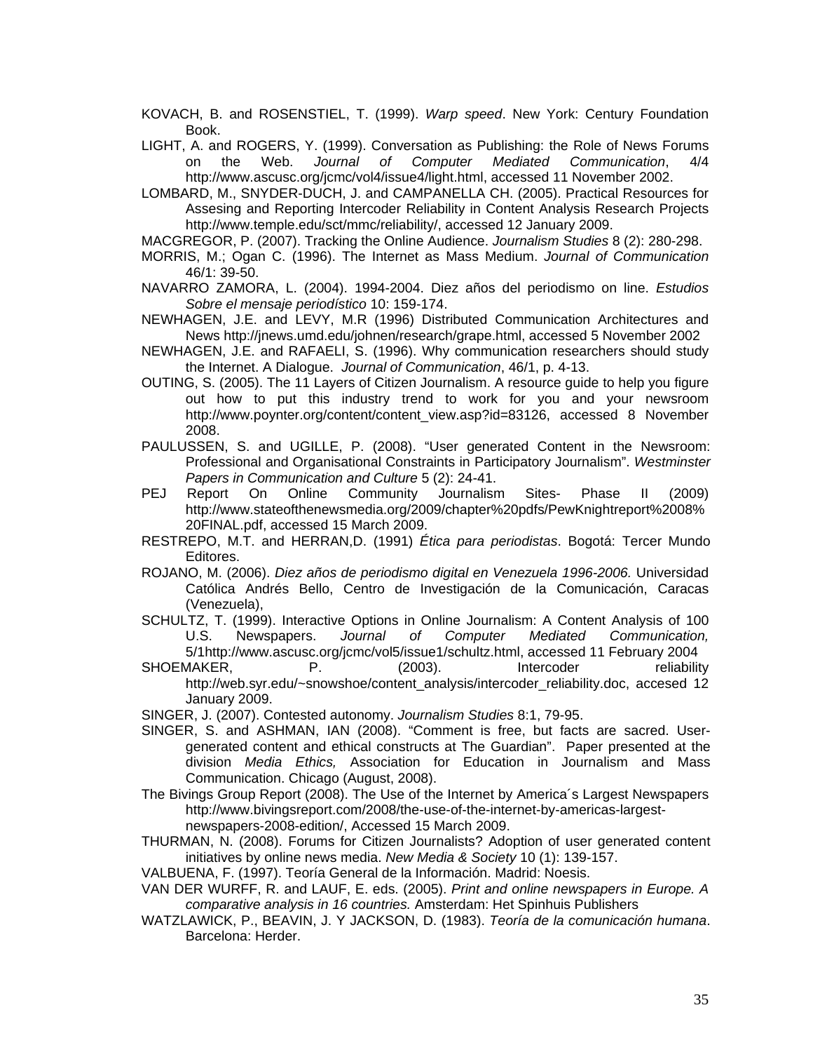KOVACH, B. and ROSENSTIEL, T. (1999). *Warp speed*. New York: Century Foundation Book.

LIGHT, A. and ROGERS, Y. (1999). Conversation as Publishing: the Role of News Forums on the Web. *Journal of Computer Mediated Communication*, 4/4 http://www.ascusc.org/jcmc/vol4/issue4/light.html, accessed 11 November 2002.

LOMBARD, M., SNYDER-DUCH, J. and CAMPANELLA CH. (2005). Practical Resources for Assesing and Reporting Intercoder Reliability in Content Analysis Research Projects http://www.temple.edu/sct/mmc/reliability/, accessed 12 January 2009.

MACGREGOR, P. (2007). Tracking the Online Audience. *Journalism Studies* 8 (2): 280-298.

MORRIS, M.; Ogan C. (1996). The Internet as Mass Medium. *Journal of Communication* 46/1: 39-50.

NAVARRO ZAMORA, L. (2004). 1994-2004. Diez años del periodismo on line. *Estudios Sobre el mensaje periodístico* 10: 159-174.

NEWHAGEN, J.E. and LEVY, M.R (1996) Distributed Communication Architectures and News http://jnews.umd.edu/johnen/research/grape.html, accessed 5 November 2002

NEWHAGEN, J.E. and RAFAELI, S. (1996). Why communication researchers should study the Internet. A Dialogue. *Journal of Communication*, 46/1, p. 4-13.

OUTING, S. (2005). The 11 Layers of Citizen Journalism. A resource guide to help you figure out how to put this industry trend to work for you and your newsroom http://www.poynter.org/content/content_view.asp?id=83126, accessed 8 November 2008.

PAULUSSEN, S. and UGILLE, P. (2008). "User generated Content in the Newsroom: Professional and Organisational Constraints in Participatory Journalism". *Westminster Papers in Communication and Culture* 5 (2): 24-41.

PEJ Report On Online Community Journalism Sites- Phase II (2009) http://www.stateofthenewsmedia.org/2009/chapter%20pdfs/PewKnightreport%2008%20FINAL.pdf, accessed 15 March 2009.

RESTREPO, M.T. and HERRAN,D. (1991) *Ética para periodistas*. Bogotá: Tercer Mundo Editores.

ROJANO, M. (2006). *Diez años de periodismo digital en Venezuela 1996-2006.* Universidad Católica Andrés Bello, Centro de Investigación de la Comunicación, Caracas (Venezuela),

SCHULTZ, T. (1999). Interactive Options in Online Journalism: A Content Analysis of 100 U.S. Newspapers. *Journal of Computer Mediated Communication,* 5/1http://www.ascusc.org/jcmc/vol5/issue1/schultz.html, accessed 11 February 2004

SHOEMAKER, P. (2003). Intercoder reliability http://web.syr.edu/~snowshoe/content_analysis/intercoder_reliability.doc, accesed 12 January 2009.

SINGER, J. (2007). Contested autonomy. *Journalism Studies* 8:1, 79-95.

SINGER, S. and ASHMAN, IAN (2008). "Comment is free, but facts are sacred. User-generated content and ethical constructs at The Guardian". Paper presented at the division *Media Ethics,* Association for Education in Journalism and Mass Communication. Chicago (August, 2008).

The Bivings Group Report (2008). The Use of the Internet by America´s Largest Newspapers http://www.bivingsreport.com/2008/the-use-of-the-internet-by-americas-largest-newspapers-2008-edition/, Accessed 15 March 2009.

THURMAN, N. (2008). Forums for Citizen Journalists? Adoption of user generated content initiatives by online news media. *New Media & Society* 10 (1): 139-157.

VALBUENA, F. (1997). Teoría General de la Información. Madrid: Noesis.

VAN DER WURFF, R. and LAUF, E. eds. (2005). *Print and online newspapers in Europe. A comparative analysis in 16 countries.* Amsterdam: Het Spinhuis Publishers

WATZLAWICK, P., BEAVIN, J. Y JACKSON, D. (1983). *Teoría de la comunicación humana*. Barcelona: Herder.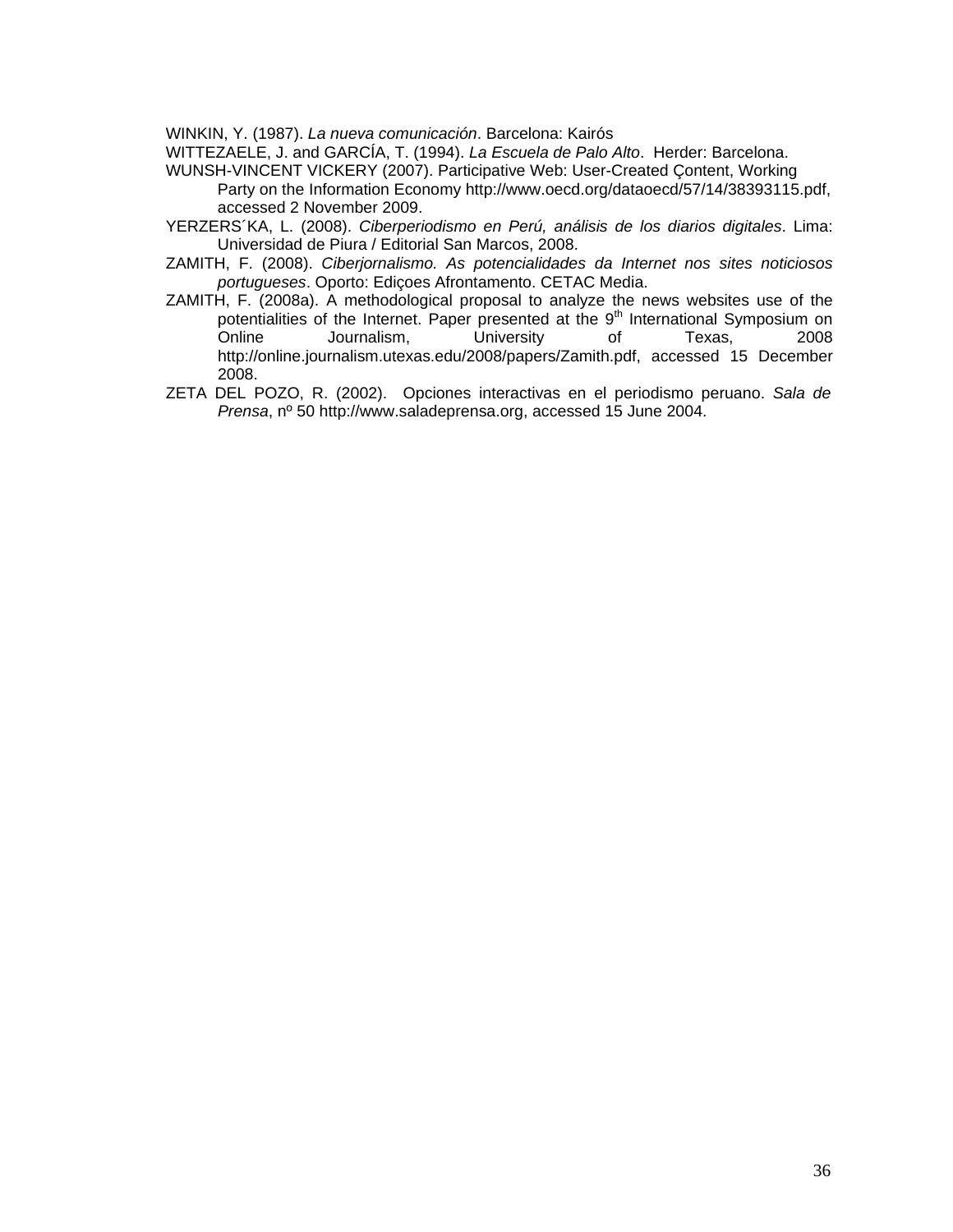WINKIN, Y. (1987). *La nueva comunicación*. Barcelona: Kairós

WITTEZAELE, J. and GARCÍA, T. (1994). *La Escuela de Palo Alto*. Herder: Barcelona.

WUNSH-VINCENT VICKERY (2007). Participative Web: User-Created Çontent, Working Party on the Information Economy http://www.oecd.org/dataoecd/57/14/38393115.pdf, accessed 2 November 2009.

YERZERS´KA, L. (2008). *Ciberperiodismo en Perú, análisis de los diarios digitales*. Lima: Universidad de Piura / Editorial San Marcos, 2008.

ZAMITH, F. (2008). *Ciberjornalismo. As potencialidades da Internet nos sites noticiosos portugueses*. Oporto: Ediçoes Afrontamento. CETAC Media.

ZAMITH, F. (2008a). A methodological proposal to analyze the news websites use of the potentialities of the Internet. Paper presented at the 9th International Symposium on Online Journalism, University of Texas, 2008 http://online.journalism.utexas.edu/2008/papers/Zamith.pdf, accessed 15 December 2008.

ZETA DEL POZO, R. (2002). Opciones interactivas en el periodismo peruano. *Sala de Prensa*, nº 50 http://www.saladeprensa.org, accessed 15 June 2004.